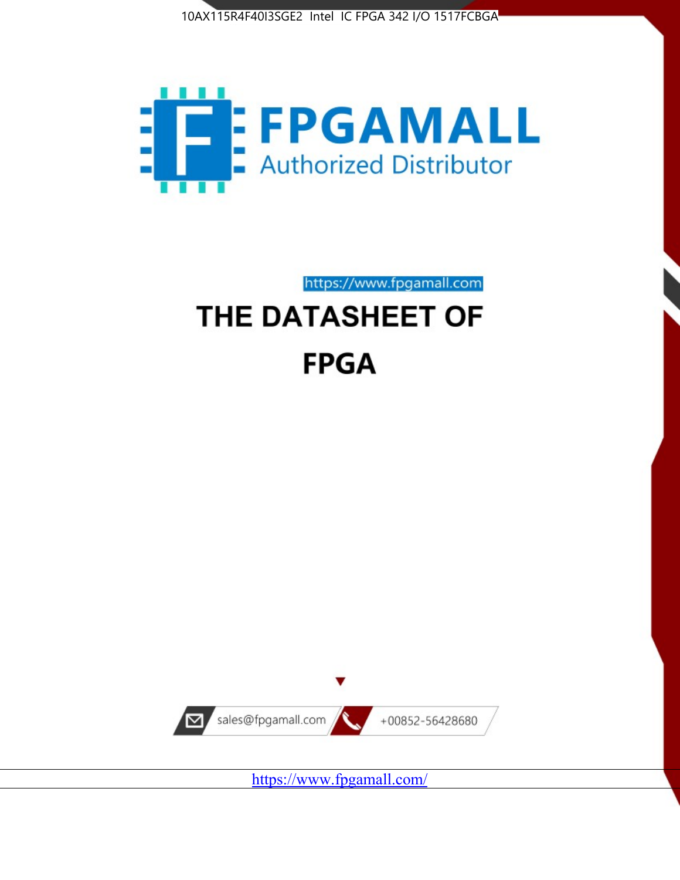10AX115R4F40I3SGE2 Intel IC FPGA 342 I/O 1517FCBGA

FPGAMALL

Authorized Distributor

https://www.fpgamall.com

# THE DATASHEET OF

# FPGA

sales@fpgamall.com

+00852-56428680

https://www.fpgamall.com/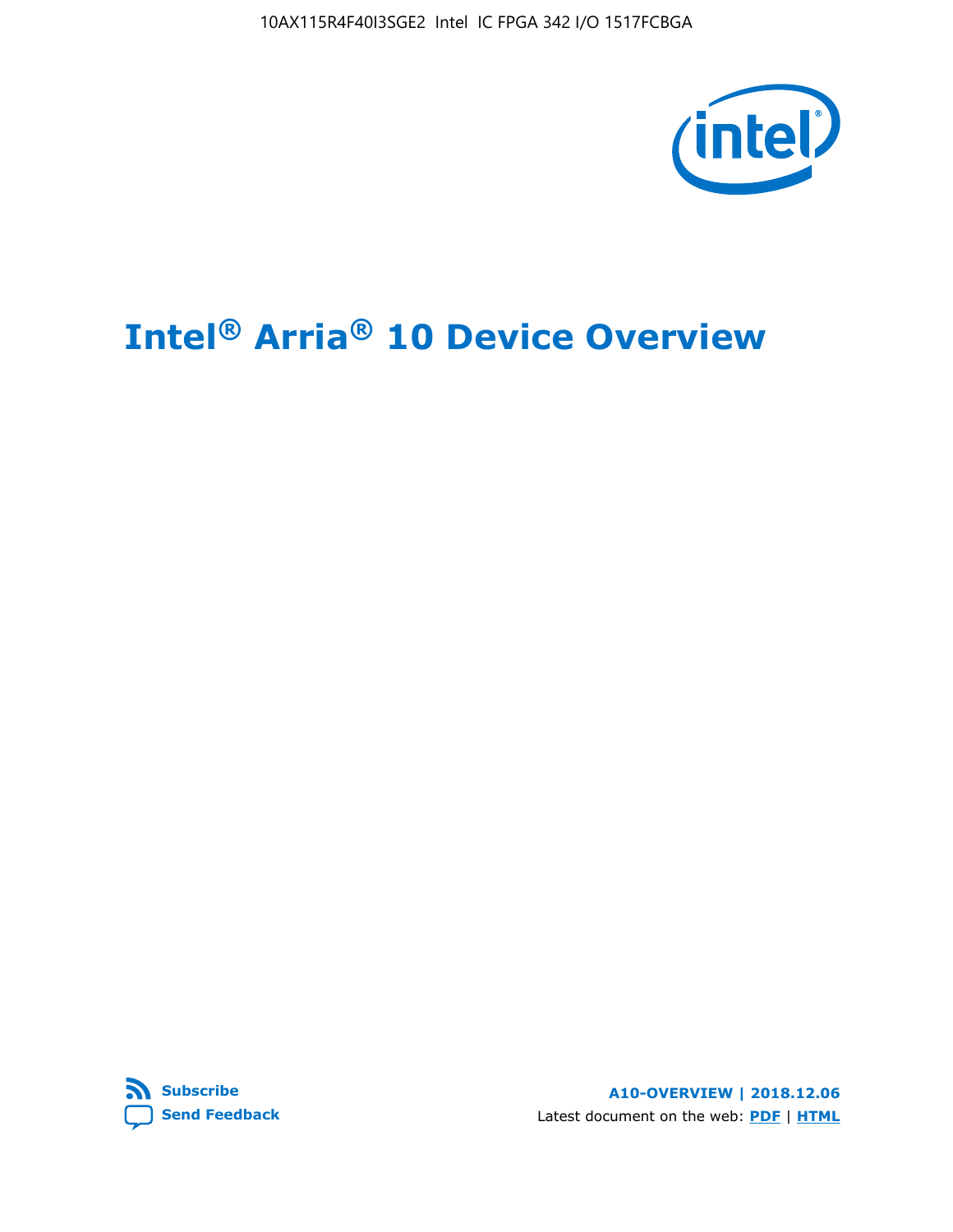# Intel® Arria® 10 Device Overview

**Subscribe**

**Send Feedback**

**A10-OVERVIEW | 2018.12.06**

Latest document on the web: **PDF** | **HTML**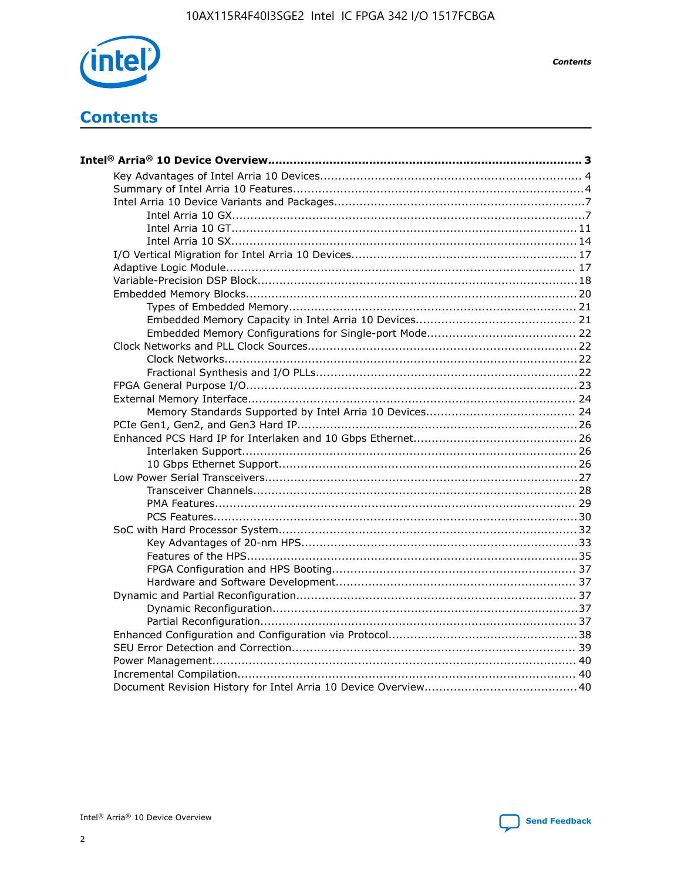# Contents

**Intel® Arria® 10 Device Overview...................................................................................... 3**

- Key Advantages of Intel Arria 10 Devices....................................................................... 4
- Summary of Intel Arria 10 Features................................................................................4
- Intel Arria 10 Device Variants and Packages....................................................................7
  - Intel Arria 10 GX.................................................................................................7
  - Intel Arria 10 GT............................................................................................... 11
  - Intel Arria 10 SX............................................................................................... 14
- I/O Vertical Migration for Intel Arria 10 Devices............................................................. 17
- Adaptive Logic Module................................................................................................ 17
- Variable-Precision DSP Block.......................................................................................18
- Embedded Memory Blocks..........................................................................................20
  - Types of Embedded Memory............................................................................... 21
  - Embedded Memory Capacity in Intel Arria 10 Devices............................................ 21
  - Embedded Memory Configurations for Single-port Mode......................................... 22
- Clock Networks and PLL Clock Sources.........................................................................22
  - Clock Networks.................................................................................................22
  - Fractional Synthesis and I/O PLLs........................................................................22
- FPGA General Purpose I/O..........................................................................................23
- External Memory Interface.......................................................................................... 24
  - Memory Standards Supported by Intel Arria 10 Devices......................................... 24
- PCIe Gen1, Gen2, and Gen3 Hard IP............................................................................26
- Enhanced PCS Hard IP for Interlaken and 10 Gbps Ethernet.............................................26
  - Interlaken Support............................................................................................ 26
  - 10 Gbps Ethernet Support.................................................................................. 26
- Low Power Serial Transceivers.....................................................................................27
  - Transceiver Channels.........................................................................................28
  - PMA Features................................................................................................... 29
  - PCS Features....................................................................................................30
- SoC with Hard Processor System..................................................................................32
  - Key Advantages of 20-nm HPS............................................................................33
  - Features of the HPS...........................................................................................35
  - FPGA Configuration and HPS Booting................................................................... 37
  - Hardware and Software Development.................................................................. 37
- Dynamic and Partial Reconfiguration............................................................................37
  - Dynamic Reconfiguration....................................................................................37
  - Partial Reconfiguration.......................................................................................37
- Enhanced Configuration and Configuration via Protocol....................................................38
- SEU Error Detection and Correction............................................................................. 39
- Power Management.................................................................................................... 40
- Incremental Compilation............................................................................................. 40
- Document Revision History for Intel Arria 10 Device Overview.......................................... 40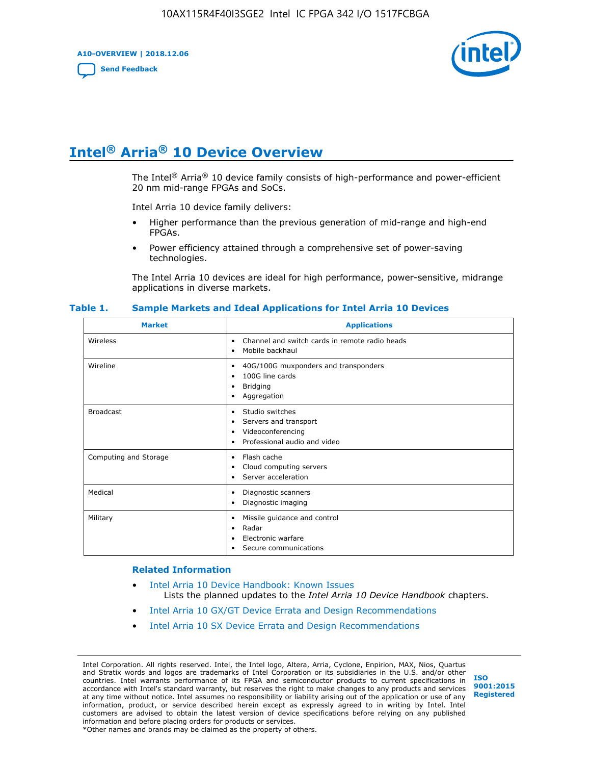# Intel® Arria® 10 Device Overview

The Intel® Arria® 10 device family consists of high-performance and power-efficient 20 nm mid-range FPGAs and SoCs.

Intel Arria 10 device family delivers:

- Higher performance than the previous generation of mid-range and high-end FPGAs.
- Power efficiency attained through a comprehensive set of power-saving technologies.

The Intel Arria 10 devices are ideal for high performance, power-sensitive, midrange applications in diverse markets.

**Table 1. Sample Markets and Ideal Applications for Intel Arria 10 Devices**

| Market | Applications |
| --- | --- |
| Wireless | • Channel and switch cards in remote radio heads<br>• Mobile backhaul |
| Wireline | • 40G/100G muxponders and transponders<br>• 100G line cards<br>• Bridging<br>• Aggregation |
| Broadcast | • Studio switches<br>• Servers and transport<br>• Videoconferencing<br>• Professional audio and video |
| Computing and Storage | • Flash cache<br>• Cloud computing servers<br>• Server acceleration |
| Medical | • Diagnostic scanners<br>• Diagnostic imaging |
| Military | • Missile guidance and control<br>• Radar<br>• Electronic warfare<br>• Secure communications |

### Related Information

- Intel Arria 10 Device Handbook: Known Issues
  Lists the planned updates to the *Intel Arria 10 Device Handbook* chapters.
- Intel Arria 10 GX/GT Device Errata and Design Recommendations
- Intel Arria 10 SX Device Errata and Design Recommendations

Intel Corporation. All rights reserved. Intel, the Intel logo, Altera, Arria, Cyclone, Enpirion, MAX, Nios, Quartus and Stratix words and logos are trademarks of Intel Corporation or its subsidiaries in the U.S. and/or other countries. Intel warrants performance of its FPGA and semiconductor products to current specifications in accordance with Intel's standard warranty, but reserves the right to make changes to any products and services at any time without notice. Intel assumes no responsibility or liability arising out of the application or use of any information, product, or service described herein except as expressly agreed to in writing by Intel. Intel customers are advised to obtain the latest version of device specifications before relying on any published information and before placing orders for products or services.
*Other names and brands may be claimed as the property of others.

ISO 9001:2015 Registered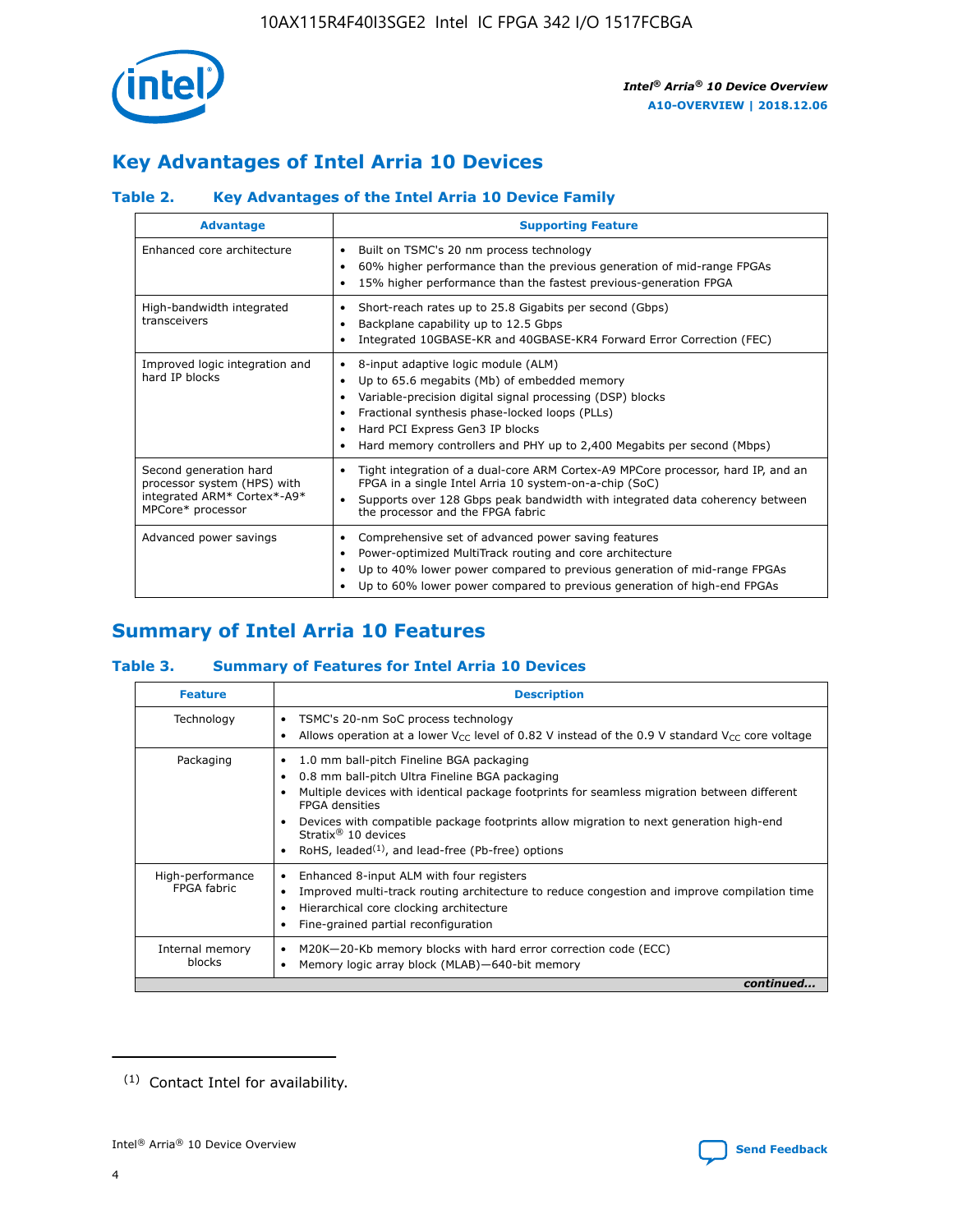## Key Advantages of Intel Arria 10 Devices

### Table 2. Key Advantages of the Intel Arria 10 Device Family

| Advantage | Supporting Feature |
|---|---|
| Enhanced core architecture | • Built on TSMC's 20 nm process technology<br>• 60% higher performance than the previous generation of mid-range FPGAs<br>• 15% higher performance than the fastest previous-generation FPGA |
| High-bandwidth integrated transceivers | • Short-reach rates up to 25.8 Gigabits per second (Gbps)<br>• Backplane capability up to 12.5 Gbps<br>• Integrated 10GBASE-KR and 40GBASE-KR4 Forward Error Correction (FEC) |
| Improved logic integration and hard IP blocks | • 8-input adaptive logic module (ALM)<br>• Up to 65.6 megabits (Mb) of embedded memory<br>• Variable-precision digital signal processing (DSP) blocks<br>• Fractional synthesis phase-locked loops (PLLs)<br>• Hard PCI Express Gen3 IP blocks<br>• Hard memory controllers and PHY up to 2,400 Megabits per second (Mbps) |
| Second generation hard processor system (HPS) with integrated ARM* Cortex*-A9* MPCore* processor | • Tight integration of a dual-core ARM Cortex-A9 MPCore processor, hard IP, and an FPGA in a single Intel Arria 10 system-on-a-chip (SoC)<br>• Supports over 128 Gbps peak bandwidth with integrated data coherency between the processor and the FPGA fabric |
| Advanced power savings | • Comprehensive set of advanced power saving features<br>• Power-optimized MultiTrack routing and core architecture<br>• Up to 40% lower power compared to previous generation of mid-range FPGAs<br>• Up to 60% lower power compared to previous generation of high-end FPGAs |

## Summary of Intel Arria 10 Features

### Table 3. Summary of Features for Intel Arria 10 Devices

| Feature | Description |
|---|---|
| Technology | • TSMC's 20-nm SoC process technology<br>• Allows operation at a lower $V_{CC}$ level of 0.82 V instead of the 0.9 V standard $V_{CC}$ core voltage |
| Packaging | • 1.0 mm ball-pitch Fineline BGA packaging<br>• 0.8 mm ball-pitch Ultra Fineline BGA packaging<br>• Multiple devices with identical package footprints for seamless migration between different FPGA densities<br>• Devices with compatible package footprints allow migration to next generation high-end Stratix® 10 devices<br>• RoHS, leaded[1], and lead-free (Pb-free) options |
| High-performance FPGA fabric | • Enhanced 8-input ALM with four registers<br>• Improved multi-track routing architecture to reduce congestion and improve compilation time<br>• Hierarchical core clocking architecture<br>• Fine-grained partial reconfiguration |
| Internal memory blocks | • M20K—20-Kb memory blocks with hard error correction code (ECC)<br>• Memory logic array block (MLAB)—640-bit memory |

*continued...*

(1) Contact Intel for availability.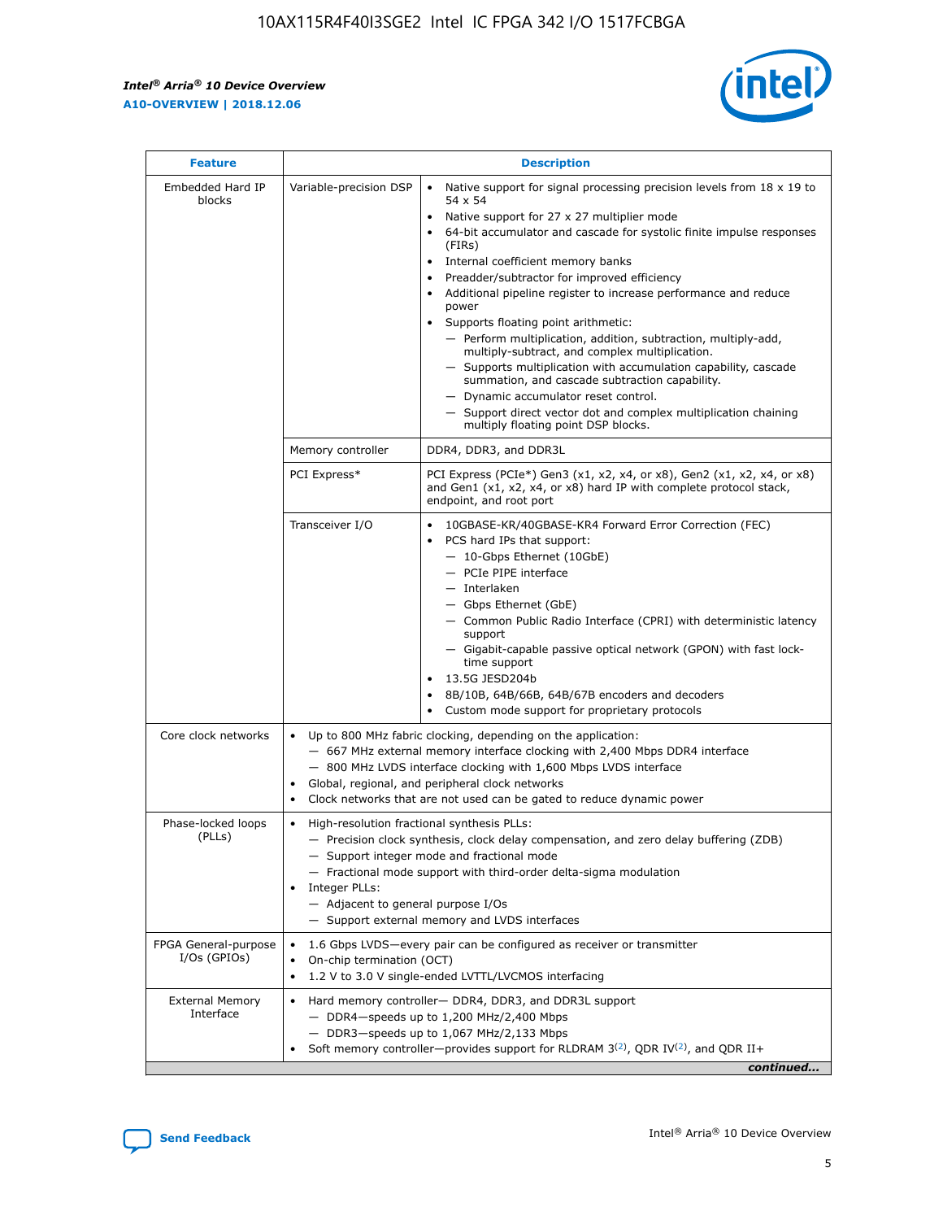| Feature | Description | |
|---|---|---|
| Embedded Hard IP blocks | Variable-precision DSP | • Native support for signal processing precision levels from 18 x 19 to 54 x 54<br>• Native support for 27 x 27 multiplier mode<br>• 64-bit accumulator and cascade for systolic finite impulse responses (FIRs)<br>• Internal coefficient memory banks<br>• Preadder/subtractor for improved efficiency<br>• Additional pipeline register to increase performance and reduce power<br>• Supports floating point arithmetic:<br>— Perform multiplication, addition, subtraction, multiply-add, multiply-subtract, and complex multiplication.<br>— Supports multiplication with accumulation capability, cascade summation, and cascade subtraction capability.<br>— Dynamic accumulator reset control.<br>— Support direct vector dot and complex multiplication chaining multiply floating point DSP blocks. |
| | Memory controller | DDR4, DDR3, and DDR3L |
| | PCI Express* | PCI Express (PCIe*) Gen3 (x1, x2, x4, or x8), Gen2 (x1, x2, x4, or x8) and Gen1 (x1, x2, x4, or x8) hard IP with complete protocol stack, endpoint, and root port |
| | Transceiver I/O | • 10GBASE-KR/40GBASE-KR4 Forward Error Correction (FEC)<br>• PCS hard IPs that support:<br>— 10-Gbps Ethernet (10GbE)<br>— PCIe PIPE interface<br>— Interlaken<br>— Gbps Ethernet (GbE)<br>— Common Public Radio Interface (CPRI) with deterministic latency support<br>— Gigabit-capable passive optical network (GPON) with fast lock-time support<br>• 13.5G JESD204b<br>• 8B/10B, 64B/66B, 64B/67B encoders and decoders<br>• Custom mode support for proprietary protocols |
| Core clock networks | • Up to 800 MHz fabric clocking, depending on the application:<br>— 667 MHz external memory interface clocking with 2,400 Mbps DDR4 interface<br>— 800 MHz LVDS interface clocking with 1,600 Mbps LVDS interface<br>• Global, regional, and peripheral clock networks<br>• Clock networks that are not used can be gated to reduce dynamic power | |
| Phase-locked loops (PLLs) | • High-resolution fractional synthesis PLLs:<br>— Precision clock synthesis, clock delay compensation, and zero delay buffering (ZDB)<br>— Support integer mode and fractional mode<br>— Fractional mode support with third-order delta-sigma modulation<br>• Integer PLLs:<br>— Adjacent to general purpose I/Os<br>— Support external memory and LVDS interfaces | |
| FPGA General-purpose I/Os (GPIOs) | • 1.6 Gbps LVDS—every pair can be configured as receiver or transmitter<br>• On-chip termination (OCT)<br>• 1.2 V to 3.0 V single-ended LVTTL/LVCMOS interfacing | |
| External Memory Interface | • Hard memory controller— DDR4, DDR3, and DDR3L support<br>— DDR4—speeds up to 1,200 MHz/2,400 Mbps<br>— DDR3—speeds up to 1,067 MHz/2,133 Mbps<br>• Soft memory controller—provides support for RLDRAM 3[(2)], QDR IV[(2)], and QDR II+ | |

*continued...*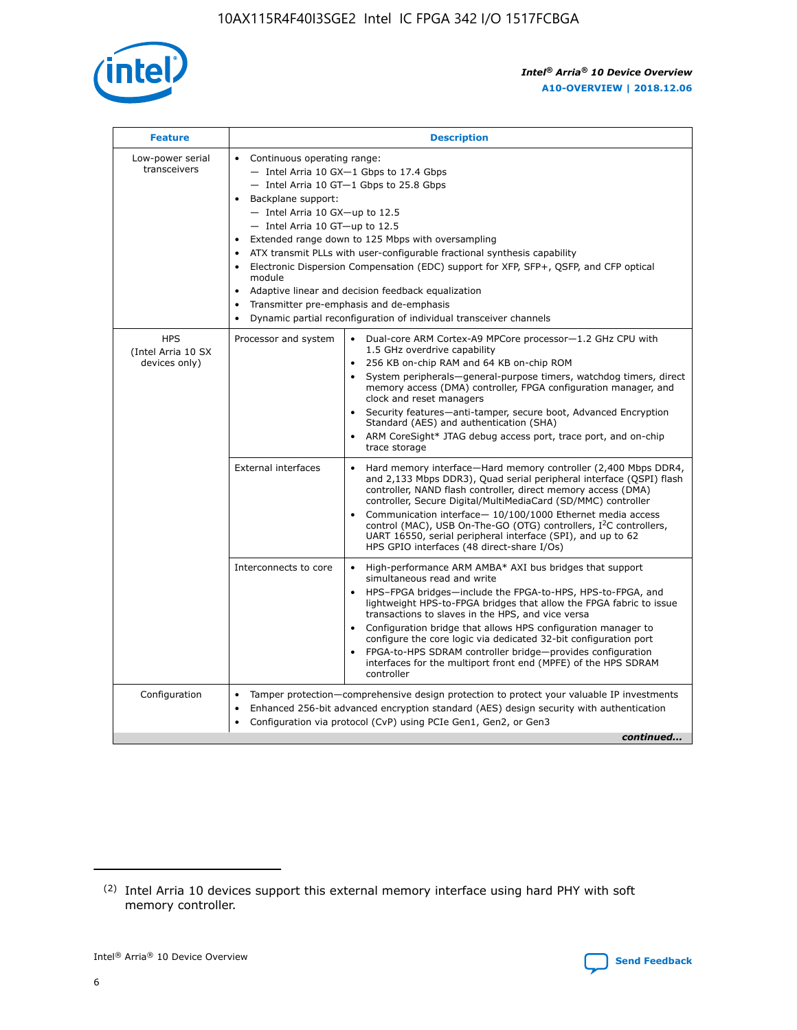| Feature | Description | |
|---|---|---|
| Low-power serial transceivers | • Continuous operating range:<br>— Intel Arria 10 GX—1 Gbps to 17.4 Gbps<br>— Intel Arria 10 GT—1 Gbps to 25.8 Gbps<br>• Backplane support:<br>— Intel Arria 10 GX—up to 12.5<br>— Intel Arria 10 GT—up to 12.5<br>• Extended range down to 125 Mbps with oversampling<br>• ATX transmit PLLs with user-configurable fractional synthesis capability<br>• Electronic Dispersion Compensation (EDC) support for XFP, SFP+, QSFP, and CFP optical module<br>• Adaptive linear and decision feedback equalization<br>• Transmitter pre-emphasis and de-emphasis<br>• Dynamic partial reconfiguration of individual transceiver channels | |
| HPS (Intel Arria 10 SX devices only) | Processor and system | • Dual-core ARM Cortex-A9 MPCore processor—1.2 GHz CPU with 1.5 GHz overdrive capability<br>• 256 KB on-chip RAM and 64 KB on-chip ROM<br>• System peripherals—general-purpose timers, watchdog timers, direct memory access (DMA) controller, FPGA configuration manager, and clock and reset managers<br>• Security features—anti-tamper, secure boot, Advanced Encryption Standard (AES) and authentication (SHA)<br>• ARM CoreSight* JTAG debug access port, trace port, and on-chip trace storage |
| | External interfaces | • Hard memory interface—Hard memory controller (2,400 Mbps DDR4, and 2,133 Mbps DDR3), Quad serial peripheral interface (QSPI) flash controller, NAND flash controller, direct memory access (DMA) controller, Secure Digital/MultiMediaCard (SD/MMC) controller<br>• Communication interface— 10/100/1000 Ethernet media access control (MAC), USB On-The-GO (OTG) controllers, I²C controllers, UART 16550, serial peripheral interface (SPI), and up to 62 HPS GPIO interfaces (48 direct-share I/Os) |
| | Interconnects to core | • High-performance ARM AMBA* AXI bus bridges that support simultaneous read and write<br>• HPS–FPGA bridges—include the FPGA-to-HPS, HPS-to-FPGA, and lightweight HPS-to-FPGA bridges that allow the FPGA fabric to issue transactions to slaves in the HPS, and vice versa<br>• Configuration bridge that allows HPS configuration manager to configure the core logic via dedicated 32-bit configuration port<br>• FPGA-to-HPS SDRAM controller bridge—provides configuration interfaces for the multiport front end (MPFE) of the HPS SDRAM controller |
| Configuration | • Tamper protection—comprehensive design protection to protect your valuable IP investments<br>• Enhanced 256-bit advanced encryption standard (AES) design security with authentication<br>• Configuration via protocol (CvP) using PCIe Gen1, Gen2, or Gen3 | |

*continued...*

(2) Intel Arria 10 devices support this external memory interface using hard PHY with soft memory controller.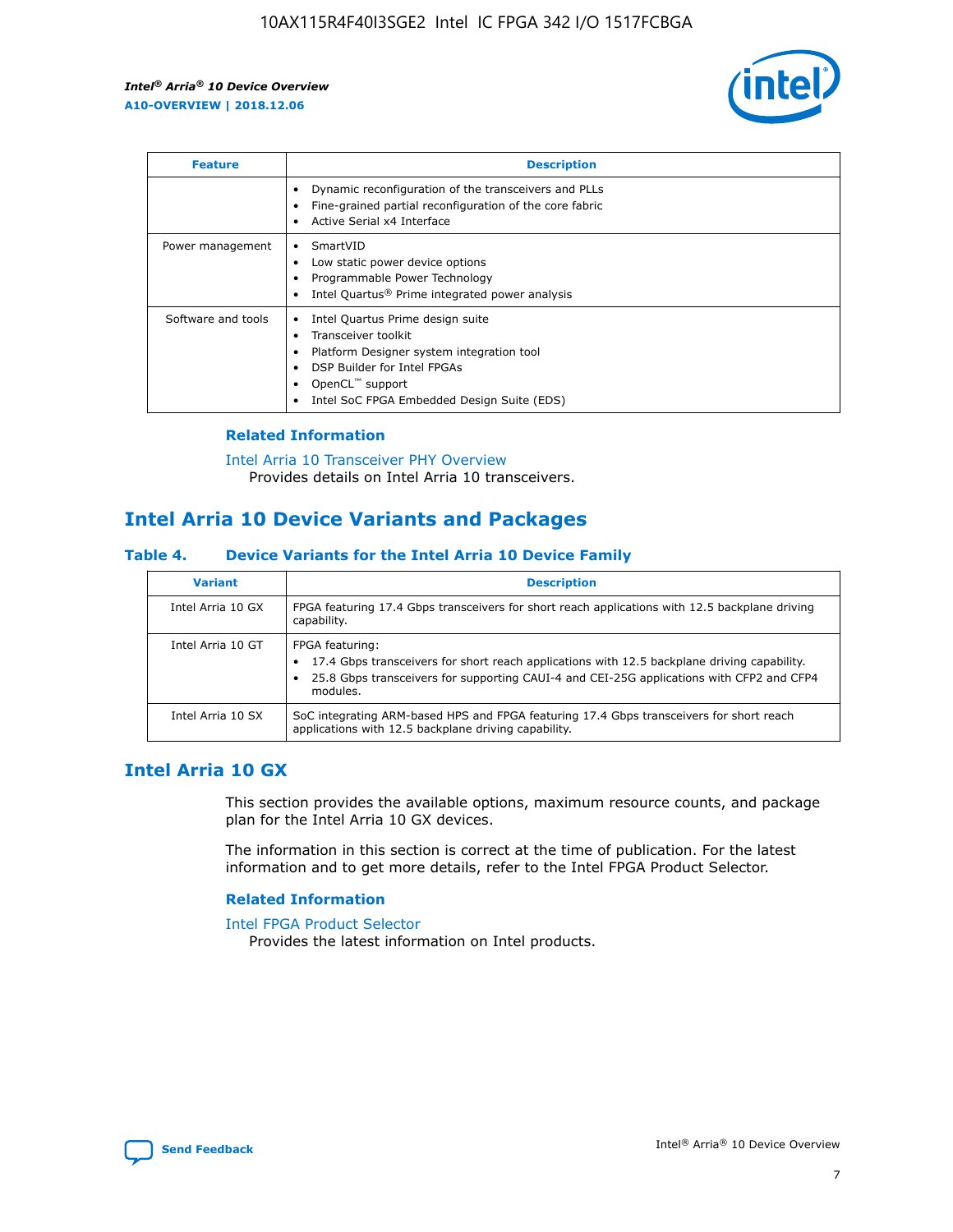| Feature | Description |
| --- | --- |
| | • Dynamic reconfiguration of the transceivers and PLLs<br>• Fine-grained partial reconfiguration of the core fabric<br>• Active Serial x4 Interface |
| Power management | • SmartVID<br>• Low static power device options<br>• Programmable Power Technology<br>• Intel Quartus® Prime integrated power analysis |
| Software and tools | • Intel Quartus Prime design suite<br>• Transceiver toolkit<br>• Platform Designer system integration tool<br>• DSP Builder for Intel FPGAs<br>• OpenCL™ support<br>• Intel SoC FPGA Embedded Design Suite (EDS) |

### Related Information

Intel Arria 10 Transceiver PHY Overview
Provides details on Intel Arria 10 transceivers.

## Intel Arria 10 Device Variants and Packages

#### Table 4. Device Variants for the Intel Arria 10 Device Family

| Variant | Description |
| --- | --- |
| Intel Arria 10 GX | FPGA featuring 17.4 Gbps transceivers for short reach applications with 12.5 backplane driving capability. |
| Intel Arria 10 GT | FPGA featuring:<br>• 17.4 Gbps transceivers for short reach applications with 12.5 backplane driving capability.<br>• 25.8 Gbps transceivers for supporting CAUI-4 and CEI-25G applications with CFP2 and CFP4 modules. |
| Intel Arria 10 SX | SoC integrating ARM-based HPS and FPGA featuring 17.4 Gbps transceivers for short reach applications with 12.5 backplane driving capability. |

## Intel Arria 10 GX

This section provides the available options, maximum resource counts, and package plan for the Intel Arria 10 GX devices.

The information in this section is correct at the time of publication. For the latest information and to get more details, refer to the Intel FPGA Product Selector.

### Related Information

Intel FPGA Product Selector
Provides the latest information on Intel products.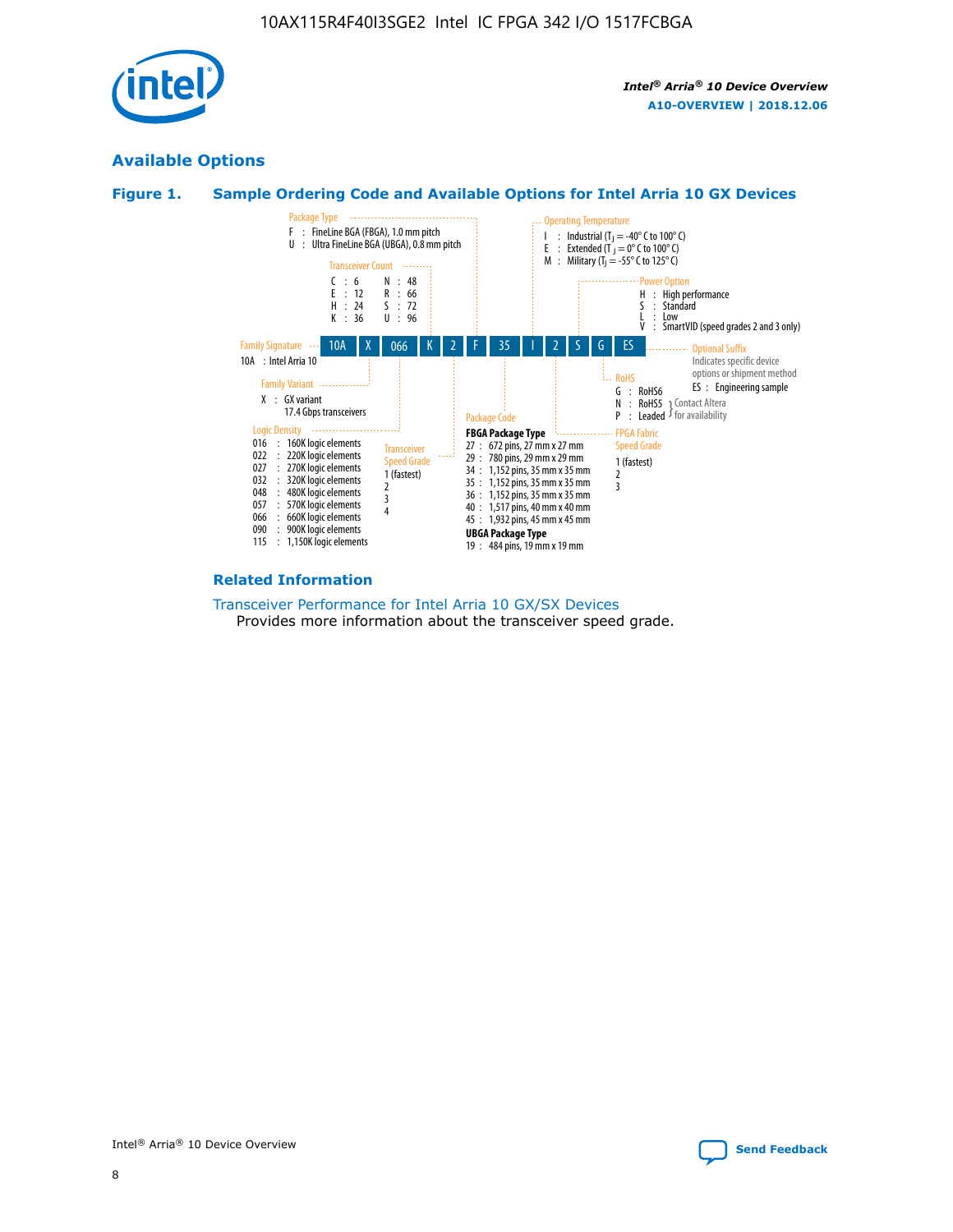## Available Options

### Figure 1. Sample Ordering Code and Available Options for Intel Arria 10 GX Devices

Sample ordering code: 10A X 066 K 2 F 35 I 2 S G ES

**Family Signature**
- 10A : Intel Arria 10

**Family Variant**
- X : GX variant 17.4 Gbps transceivers

**Logic Density**
- 016 : 160K logic elements
- 022 : 220K logic elements
- 027 : 270K logic elements
- 032 : 320K logic elements
- 048 : 480K logic elements
- 057 : 570K logic elements
- 066 : 660K logic elements
- 090 : 900K logic elements
- 115 : 1,150K logic elements

**Transceiver Count**
- C : 6
- E : 12
- H : 24
- K : 36
- N : 48
- R : 66
- S : 72
- U : 96

**Transceiver Speed Grade**
- 1 (fastest)
- 2
- 3
- 4

**Package Type**
- F : FineLine BGA (FBGA), 1.0 mm pitch
- U : Ultra FineLine BGA (UBGA), 0.8 mm pitch

**Package Code**

**FBGA Package Type**
- 27 : 672 pins, 27 mm x 27 mm
- 29 : 780 pins, 29 mm x 29 mm
- 34 : 1,152 pins, 35 mm x 35 mm
- 35 : 1,152 pins, 35 mm x 35 mm
- 36 : 1,152 pins, 35 mm x 35 mm
- 40 : 1,517 pins, 40 mm x 40 mm
- 45 : 1,932 pins, 45 mm x 45 mm

**UBGA Package Type**
- 19 : 484 pins, 19 mm x 19 mm

**Operating Temperature**
- I : Industrial ($T_J$ = -40° C to 100° C)
- E : Extended ($T_J$ = 0° C to 100° C)
- M : Military ($T_J$ = -55° C to 125° C)

**FPGA Fabric Speed Grade**
- 1 (fastest)
- 2
- 3

**Power Option**
- H : High performance
- S : Standard
- L : Low
- V : SmartVID (speed grades 2 and 3 only)

**RoHS**
- G : RoHS6
- N : RoHS5 (Contact Altera for availability)
- P : Leaded (Contact Altera for availability)

**Optional Suffix**

Indicates specific device options or shipment method
- ES : Engineering sample

### Related Information

Transceiver Performance for Intel Arria 10 GX/SX Devices

Provides more information about the transceiver speed grade.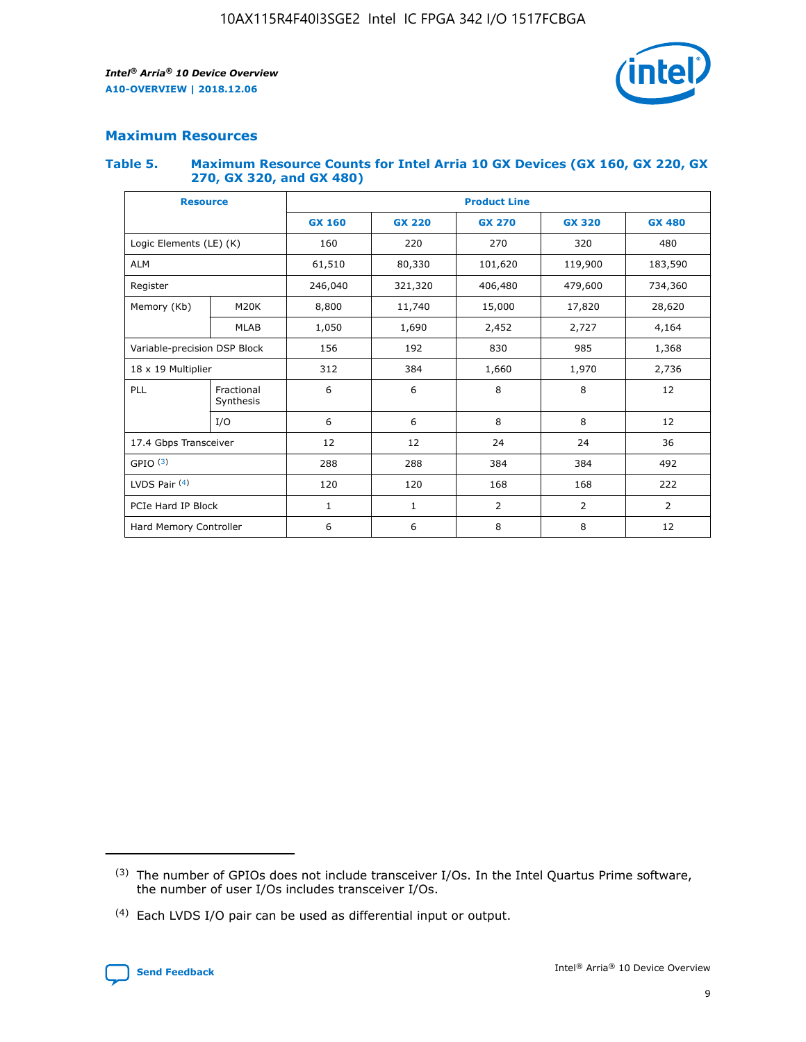## Maximum Resources

### Table 5. Maximum Resource Counts for Intel Arria 10 GX Devices (GX 160, GX 220, GX 270, GX 320, and GX 480)

| Resource | | Product Line | | | | |
|---|---|---|---|---|---|---|
| | | GX 160 | GX 220 | GX 270 | GX 320 | GX 480 |
| Logic Elements (LE) (K) | | 160 | 220 | 270 | 320 | 480 |
| ALM | | 61,510 | 80,330 | 101,620 | 119,900 | 183,590 |
| Register | | 246,040 | 321,320 | 406,480 | 479,600 | 734,360 |
| Memory (Kb) | M20K | 8,800 | 11,740 | 15,000 | 17,820 | 28,620 |
| | MLAB | 1,050 | 1,690 | 2,452 | 2,727 | 4,164 |
| Variable-precision DSP Block | | 156 | 192 | 830 | 985 | 1,368 |
| 18 x 19 Multiplier | | 312 | 384 | 1,660 | 1,970 | 2,736 |
| PLL | Fractional Synthesis | 6 | 6 | 8 | 8 | 12 |
| | I/O | 6 | 6 | 8 | 8 | 12 |
| 17.4 Gbps Transceiver | | 12 | 12 | 24 | 24 | 36 |
| GPIO [(3)] | | 288 | 288 | 384 | 384 | 492 |
| LVDS Pair [(4)] | | 120 | 120 | 168 | 168 | 222 |
| PCIe Hard IP Block | | 1 | 1 | 2 | 2 | 2 |
| Hard Memory Controller | | 6 | 6 | 8 | 8 | 12 |

(3) The number of GPIOs does not include transceiver I/Os. In the Intel Quartus Prime software, the number of user I/Os includes transceiver I/Os.

(4) Each LVDS I/O pair can be used as differential input or output.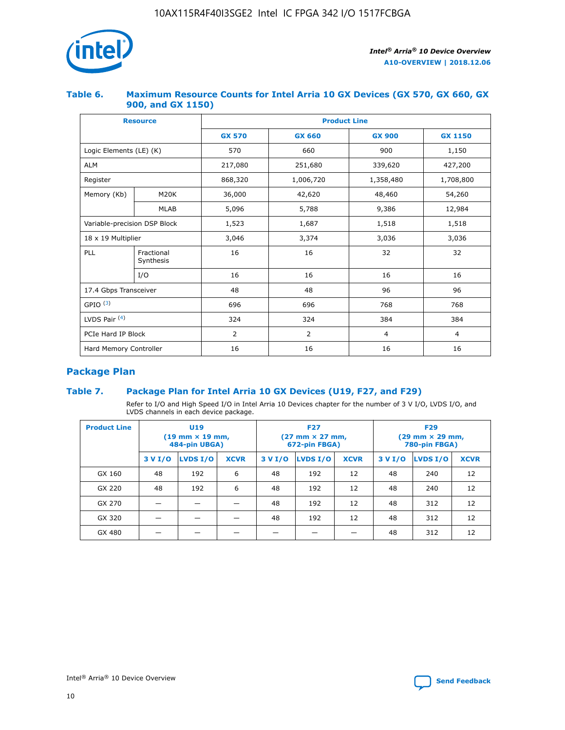### Table 6. Maximum Resource Counts for Intel Arria 10 GX Devices (GX 570, GX 660, GX 900, and GX 1150)

| Resource | | Product Line | | | |
|---|---|---|---|---|---|
| | | GX 570 | GX 660 | GX 900 | GX 1150 |
| Logic Elements (LE) (K) | | 570 | 660 | 900 | 1,150 |
| ALM | | 217,080 | 251,680 | 339,620 | 427,200 |
| Register | | 868,320 | 1,006,720 | 1,358,480 | 1,708,800 |
| Memory (Kb) | M20K | 36,000 | 42,620 | 48,460 | 54,260 |
| | MLAB | 5,096 | 5,788 | 9,386 | 12,984 |
| Variable-precision DSP Block | | 1,523 | 1,687 | 1,518 | 1,518 |
| 18 x 19 Multiplier | | 3,046 | 3,374 | 3,036 | 3,036 |
| PLL | Fractional Synthesis | 16 | 16 | 32 | 32 |
| | I/O | 16 | 16 | 16 | 16 |
| 17.4 Gbps Transceiver | | 48 | 48 | 96 | 96 |
| GPIO [(3)] | | 696 | 696 | 768 | 768 |
| LVDS Pair [(4)] | | 324 | 324 | 384 | 384 |
| PCIe Hard IP Block | | 2 | 2 | 4 | 4 |
| Hard Memory Controller | | 16 | 16 | 16 | 16 |

## Package Plan

### Table 7. Package Plan for Intel Arria 10 GX Devices (U19, F27, and F29)

Refer to I/O and High Speed I/O in Intel Arria 10 Devices chapter for the number of 3 V I/O, LVDS I/O, and LVDS channels in each device package.

| Product Line | U19 (19 mm × 19 mm, 484-pin UBGA) | | | F27 (27 mm × 27 mm, 672-pin FBGA) | | | F29 (29 mm × 29 mm, 780-pin FBGA) | | |
|---|---|---|---|---|---|---|---|---|---|
| | 3 V I/O | LVDS I/O | XCVR | 3 V I/O | LVDS I/O | XCVR | 3 V I/O | LVDS I/O | XCVR |
| GX 160 | 48 | 192 | 6 | 48 | 192 | 12 | 48 | 240 | 12 |
| GX 220 | 48 | 192 | 6 | 48 | 192 | 12 | 48 | 240 | 12 |
| GX 270 | — | — | — | 48 | 192 | 12 | 48 | 312 | 12 |
| GX 320 | — | — | — | 48 | 192 | 12 | 48 | 312 | 12 |
| GX 480 | — | — | — | — | — | — | 48 | 312 | 12 |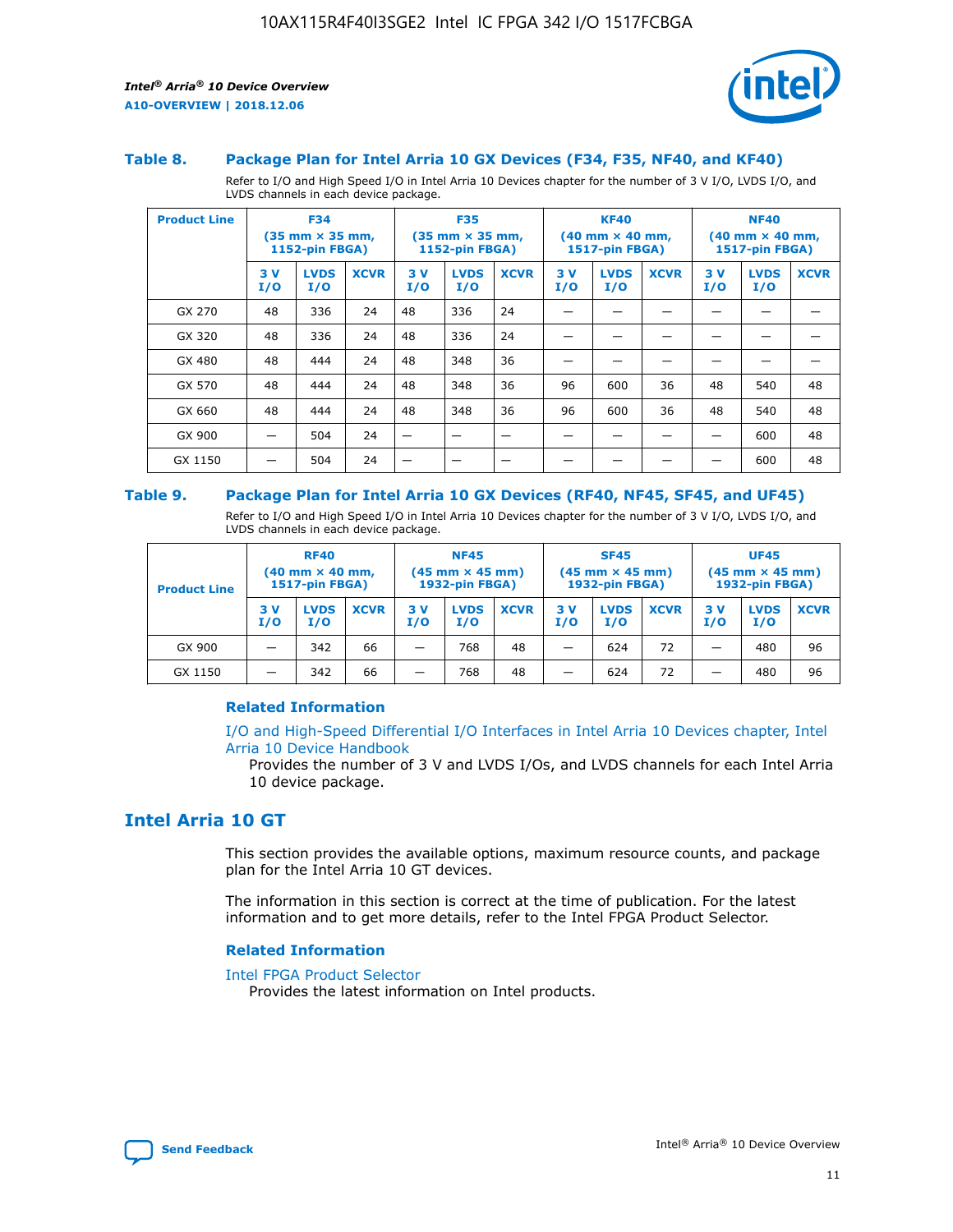### Table 8. Package Plan for Intel Arria 10 GX Devices (F34, F35, NF40, and KF40)

Refer to I/O and High Speed I/O in Intel Arria 10 Devices chapter for the number of 3 V I/O, LVDS I/O, and LVDS channels in each device package.

| Product Line | F34 (35 mm × 35 mm, 1152-pin FBGA) | | | F35 (35 mm × 35 mm, 1152-pin FBGA) | | | KF40 (40 mm × 40 mm, 1517-pin FBGA) | | | NF40 (40 mm × 40 mm, 1517-pin FBGA) | | |
|---|---|---|---|---|---|---|---|---|---|---|---|---|
| | 3 V I/O | LVDS I/O | XCVR | 3 V I/O | LVDS I/O | XCVR | 3 V I/O | LVDS I/O | XCVR | 3 V I/O | LVDS I/O | XCVR |
| GX 270 | 48 | 336 | 24 | 48 | 336 | 24 | — | — | — | — | — | — |
| GX 320 | 48 | 336 | 24 | 48 | 336 | 24 | — | — | — | — | — | — |
| GX 480 | 48 | 444 | 24 | 48 | 348 | 36 | — | — | — | — | — | — |
| GX 570 | 48 | 444 | 24 | 48 | 348 | 36 | 96 | 600 | 36 | 48 | 540 | 48 |
| GX 660 | 48 | 444 | 24 | 48 | 348 | 36 | 96 | 600 | 36 | 48 | 540 | 48 |
| GX 900 | — | 504 | 24 | — | — | — | — | — | — | — | 600 | 48 |
| GX 1150 | — | 504 | 24 | — | — | — | — | — | — | — | 600 | 48 |

### Table 9. Package Plan for Intel Arria 10 GX Devices (RF40, NF45, SF45, and UF45)

Refer to I/O and High Speed I/O in Intel Arria 10 Devices chapter for the number of 3 V I/O, LVDS I/O, and LVDS channels in each device package.

| Product Line | RF40 (40 mm × 40 mm, 1517-pin FBGA) | | | NF45 (45 mm × 45 mm) 1932-pin FBGA) | | | SF45 (45 mm × 45 mm) 1932-pin FBGA) | | | UF45 (45 mm × 45 mm) 1932-pin FBGA) | | |
|---|---|---|---|---|---|---|---|---|---|---|---|---|
| | 3 V I/O | LVDS I/O | XCVR | 3 V I/O | LVDS I/O | XCVR | 3 V I/O | LVDS I/O | XCVR | 3 V I/O | LVDS I/O | XCVR |
| GX 900 | — | 342 | 66 | — | 768 | 48 | — | 624 | 72 | — | 480 | 96 |
| GX 1150 | — | 342 | 66 | — | 768 | 48 | — | 624 | 72 | — | 480 | 96 |

#### Related Information

I/O and High-Speed Differential I/O Interfaces in Intel Arria 10 Devices chapter, Intel Arria 10 Device Handbook

Provides the number of 3 V and LVDS I/Os, and LVDS channels for each Intel Arria 10 device package.

## Intel Arria 10 GT

This section provides the available options, maximum resource counts, and package plan for the Intel Arria 10 GT devices.

The information in this section is correct at the time of publication. For the latest information and to get more details, refer to the Intel FPGA Product Selector.

#### Related Information

Intel FPGA Product Selector

Provides the latest information on Intel products.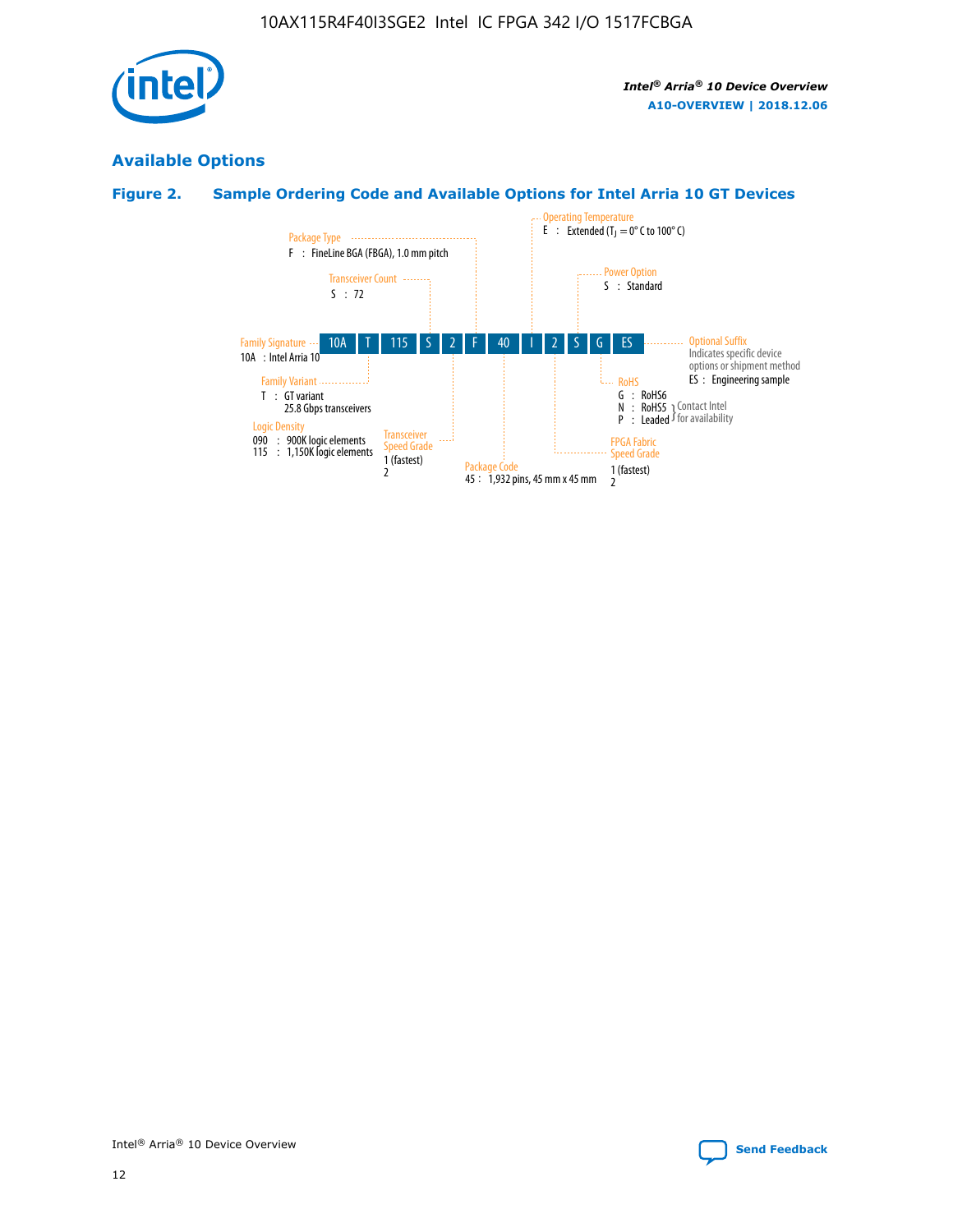## Available Options

### Figure 2. Sample Ordering Code and Available Options for Intel Arria 10 GT Devices

10A | T | 115 | S | 2 | F | 40 | I | 2 | S | G | ES

- **Family Signature**
  - 10A : Intel Arria 10
- **Family Variant**
  - T : GT variant 25.8 Gbps transceivers
- **Logic Density**
  - 090 : 900K logic elements
  - 115 : 1,150K logic elements
- **Transceiver Count**
  - S : 72
- **Transceiver Speed Grade**
  - 1 (fastest)
  - 2
- **Package Type**
  - F : FineLine BGA (FBGA), 1.0 mm pitch
- **Package Code**
  - 45 : 1,932 pins, 45 mm x 45 mm
- **Operating Temperature**
  - E : Extended ($T_J$ = 0° C to 100° C)
- **FPGA Fabric Speed Grade**
  - 1 (fastest)
  - 2
- **Power Option**
  - S : Standard
- **RoHS**
  - G : RoHS6
  - N : RoHS5 (Contact Intel for availability)
  - P : Leaded (Contact Intel for availability)
- **Optional Suffix**
  - Indicates specific device options or shipment method
  - ES : Engineering sample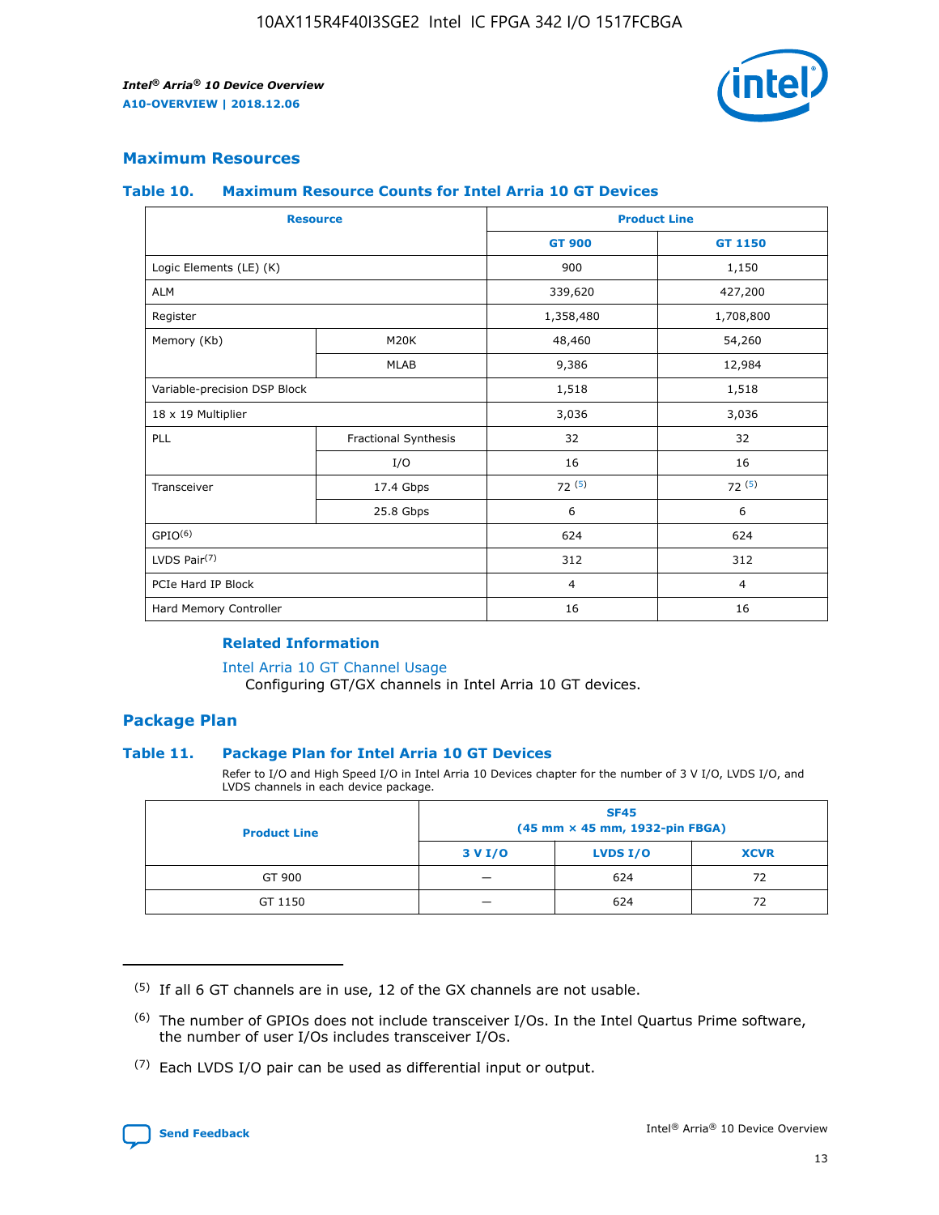## Maximum Resources

### Table 10. Maximum Resource Counts for Intel Arria 10 GT Devices

| Resource | | Product Line | |
|---|---|---|---|
| | | GT 900 | GT 1150 |
| Logic Elements (LE) (K) | | 900 | 1,150 |
| ALM | | 339,620 | 427,200 |
| Register | | 1,358,480 | 1,708,800 |
| Memory (Kb) | M20K | 48,460 | 54,260 |
| | MLAB | 9,386 | 12,984 |
| Variable-precision DSP Block | | 1,518 | 1,518 |
| 18 x 19 Multiplier | | 3,036 | 3,036 |
| PLL | Fractional Synthesis | 32 | 32 |
| | I/O | 16 | 16 |
| Transceiver | 17.4 Gbps | 72 (5) | 72 (5) |
| | 25.8 Gbps | 6 | 6 |
| GPIO(6) | | 624 | 624 |
| LVDS Pair(7) | | 312 | 312 |
| PCIe Hard IP Block | | 4 | 4 |
| Hard Memory Controller | | 16 | 16 |

### Related Information

Intel Arria 10 GT Channel Usage
Configuring GT/GX channels in Intel Arria 10 GT devices.

## Package Plan

### Table 11. Package Plan for Intel Arria 10 GT Devices

Refer to I/O and High Speed I/O in Intel Arria 10 Devices chapter for the number of 3 V I/O, LVDS I/O, and LVDS channels in each device package.

| Product Line | SF45 (45 mm × 45 mm, 1932-pin FBGA) | | |
|---|---|---|---|
| | 3 V I/O | LVDS I/O | XCVR |
| GT 900 | — | 624 | 72 |
| GT 1150 | — | 624 | 72 |

(5) If all 6 GT channels are in use, 12 of the GX channels are not usable.

(6) The number of GPIOs does not include transceiver I/Os. In the Intel Quartus Prime software, the number of user I/Os includes transceiver I/Os.

(7) Each LVDS I/O pair can be used as differential input or output.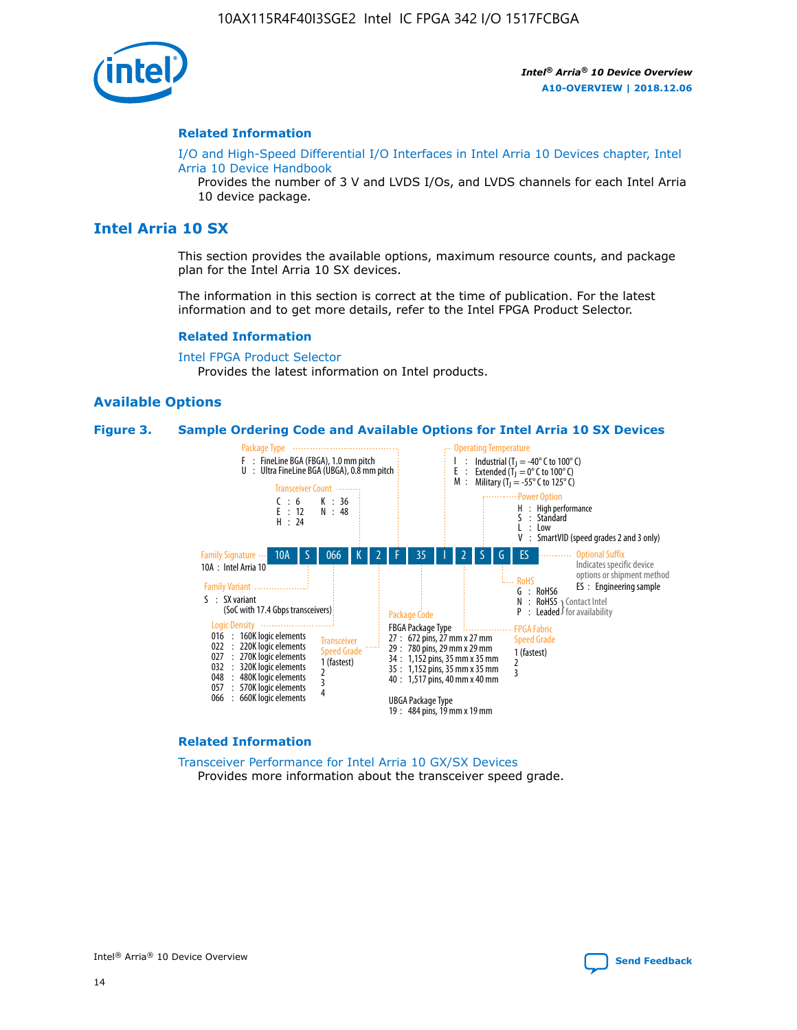### Related Information

I/O and High-Speed Differential I/O Interfaces in Intel Arria 10 Devices chapter, Intel Arria 10 Device Handbook

Provides the number of 3 V and LVDS I/Os, and LVDS channels for each Intel Arria 10 device package.

## Intel Arria 10 SX

This section provides the available options, maximum resource counts, and package plan for the Intel Arria 10 SX devices.

The information in this section is correct at the time of publication. For the latest information and to get more details, refer to the Intel FPGA Product Selector.

### Related Information

Intel FPGA Product Selector

Provides the latest information on Intel products.

### Available Options

**Figure 3. Sample Ordering Code and Available Options for Intel Arria 10 SX Devices**

Sample ordering code: 10A S 066 K 2 F 35 I 2 S G ES

- **Family Signature**
  - 10A : Intel Arria 10
- **Family Variant**
  - S : SX variant (SoC with 17.4 Gbps transceivers)
- **Logic Density**
  - 016 : 160K logic elements
  - 022 : 220K logic elements
  - 027 : 270K logic elements
  - 032 : 320K logic elements
  - 048 : 480K logic elements
  - 057 : 570K logic elements
  - 066 : 660K logic elements
- **Transceiver Count**
  - C : 6
  - E : 12
  - H : 24
  - K : 36
  - N : 48
- **Transceiver Speed Grade**
  - 1 (fastest)
  - 2
  - 3
  - 4
- **Package Type**
  - F : FineLine BGA (FBGA), 1.0 mm pitch
  - U : Ultra FineLine BGA (UBGA), 0.8 mm pitch
- **Package Code**
  - FBGA Package Type
    - 27 : 672 pins, 27 mm x 27 mm
    - 29 : 780 pins, 29 mm x 29 mm
    - 34 : 1,152 pins, 35 mm x 35 mm
    - 35 : 1,152 pins, 35 mm x 35 mm
    - 40 : 1,517 pins, 40 mm x 40 mm
  - UBGA Package Type
    - 19 : 484 pins, 19 mm x 19 mm
- **Operating Temperature**
  - I : Industrial ($T_J$ = -40° C to 100° C)
  - E : Extended ($T_J$ = 0° C to 100° C)
  - M : Military ($T_J$ = -55° C to 125° C)
- **FPGA Fabric Speed Grade**
  - 1 (fastest)
  - 2
  - 3
- **Power Option**
  - H : High performance
  - S : Standard
  - L : Low
  - V : SmartVID (speed grades 2 and 3 only)
- **RoHS**
  - G : RoHS6
  - N : RoHS5 (Contact Intel for availability)
  - P : Leaded (Contact Intel for availability)
- **Optional Suffix**
  - Indicates specific device options or shipment method
  - ES : Engineering sample

### Related Information

Transceiver Performance for Intel Arria 10 GX/SX Devices

Provides more information about the transceiver speed grade.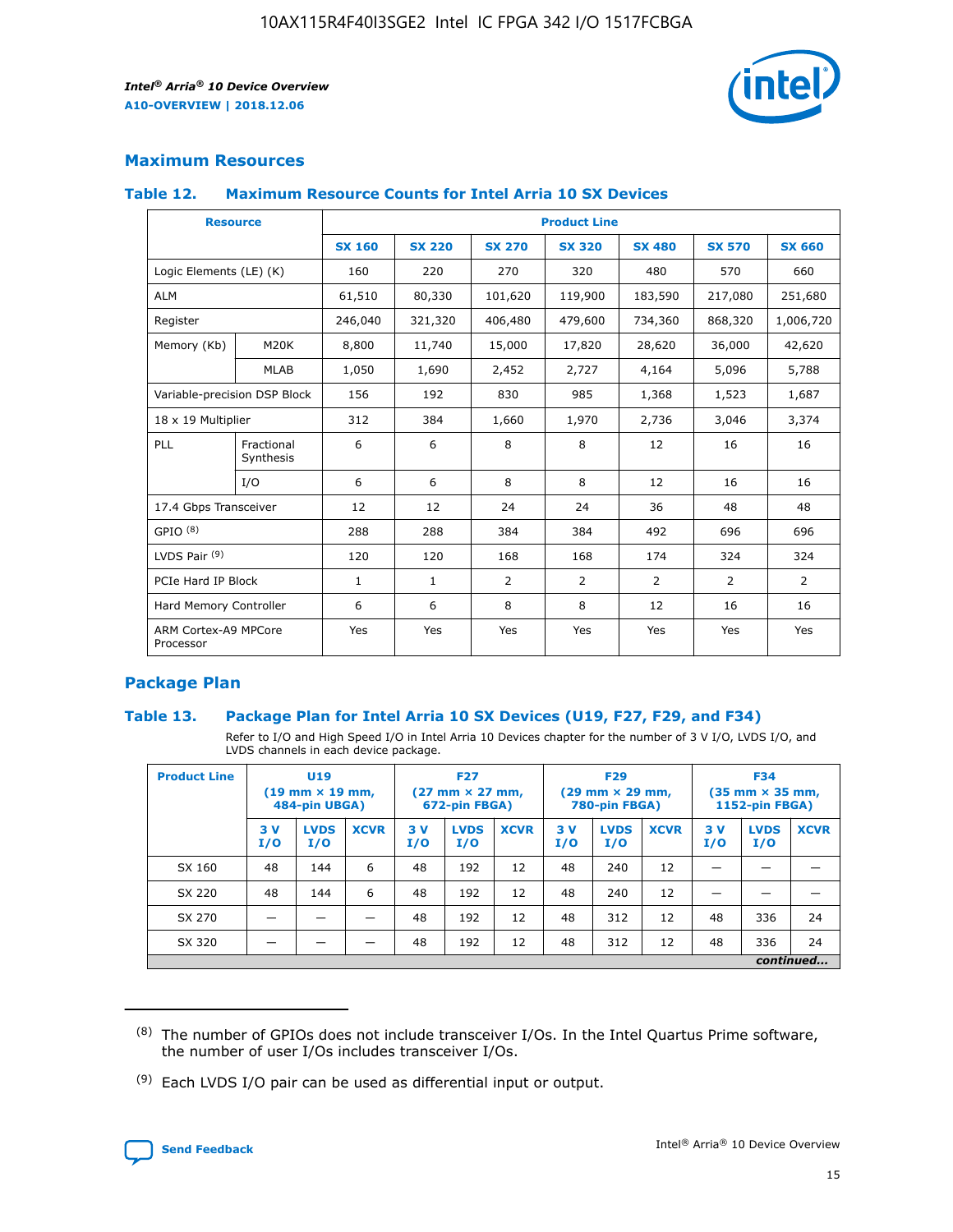## Maximum Resources

### Table 12. Maximum Resource Counts for Intel Arria 10 SX Devices

| Resource | | Product Line | | | | | | |
|---|---|---|---|---|---|---|---|---|
| | | SX 160 | SX 220 | SX 270 | SX 320 | SX 480 | SX 570 | SX 660 |
| Logic Elements (LE) (K) | | 160 | 220 | 270 | 320 | 480 | 570 | 660 |
| ALM | | 61,510 | 80,330 | 101,620 | 119,900 | 183,590 | 217,080 | 251,680 |
| Register | | 246,040 | 321,320 | 406,480 | 479,600 | 734,360 | 868,320 | 1,006,720 |
| Memory (Kb) | M20K | 8,800 | 11,740 | 15,000 | 17,820 | 28,620 | 36,000 | 42,620 |
| | MLAB | 1,050 | 1,690 | 2,452 | 2,727 | 4,164 | 5,096 | 5,788 |
| Variable-precision DSP Block | | 156 | 192 | 830 | 985 | 1,368 | 1,523 | 1,687 |
| 18 x 19 Multiplier | | 312 | 384 | 1,660 | 1,970 | 2,736 | 3,046 | 3,374 |
| PLL | Fractional Synthesis | 6 | 6 | 8 | 8 | 12 | 16 | 16 |
| | I/O | 6 | 6 | 8 | 8 | 12 | 16 | 16 |
| 17.4 Gbps Transceiver | | 12 | 12 | 24 | 24 | 36 | 48 | 48 |
| GPIO (8) | | 288 | 288 | 384 | 384 | 492 | 696 | 696 |
| LVDS Pair (9) | | 120 | 120 | 168 | 168 | 174 | 324 | 324 |
| PCIe Hard IP Block | | 1 | 1 | 2 | 2 | 2 | 2 | 2 |
| Hard Memory Controller | | 6 | 6 | 8 | 8 | 12 | 16 | 16 |
| ARM Cortex-A9 MPCore Processor | | Yes | Yes | Yes | Yes | Yes | Yes | Yes |

## Package Plan

### Table 13. Package Plan for Intel Arria 10 SX Devices (U19, F27, F29, and F34)

Refer to I/O and High Speed I/O in Intel Arria 10 Devices chapter for the number of 3 V I/O, LVDS I/O, and LVDS channels in each device package.

| Product Line | U19 (19 mm × 19 mm, 484-pin UBGA) | | | F27 (27 mm × 27 mm, 672-pin FBGA) | | | F29 (29 mm × 29 mm, 780-pin FBGA) | | | F34 (35 mm × 35 mm, 1152-pin FBGA) | | |
|---|---|---|---|---|---|---|---|---|---|---|---|---|
| | 3 V I/O | LVDS I/O | XCVR | 3 V I/O | LVDS I/O | XCVR | 3 V I/O | LVDS I/O | XCVR | 3 V I/O | LVDS I/O | XCVR |
| SX 160 | 48 | 144 | 6 | 48 | 192 | 12 | 48 | 240 | 12 | — | — | — |
| SX 220 | 48 | 144 | 6 | 48 | 192 | 12 | 48 | 240 | 12 | — | — | — |
| SX 270 | — | — | — | 48 | 192 | 12 | 48 | 312 | 12 | 48 | 336 | 24 |
| SX 320 | — | — | — | 48 | 192 | 12 | 48 | 312 | 12 | 48 | 336 | 24 |

*continued...*

(8) The number of GPIOs does not include transceiver I/Os. In the Intel Quartus Prime software, the number of user I/Os includes transceiver I/Os.

(9) Each LVDS I/O pair can be used as differential input or output.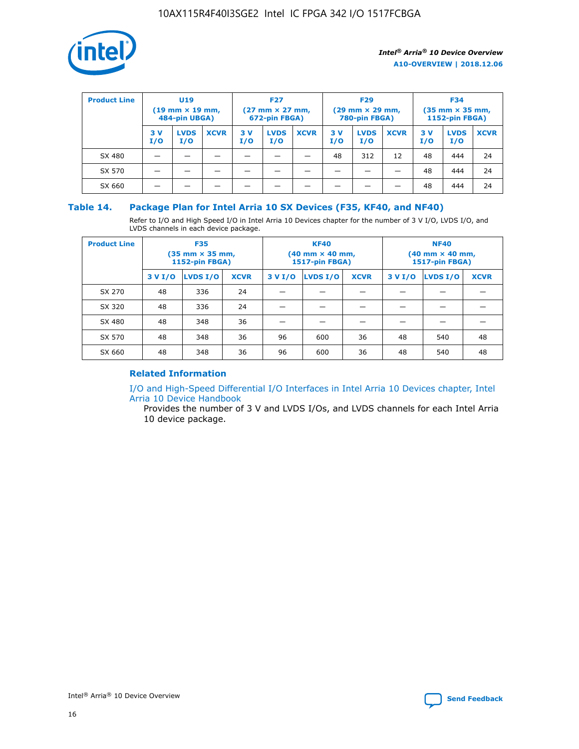| Product Line | U19 (19 mm × 19 mm, 484-pin UBGA) | | | F27 (27 mm × 27 mm, 672-pin FBGA) | | | F29 (29 mm × 29 mm, 780-pin FBGA) | | | F34 (35 mm × 35 mm, 1152-pin FBGA) | | |
|---|---|---|---|---|---|---|---|---|---|---|---|---|
| | 3 V I/O | LVDS I/O | XCVR | 3 V I/O | LVDS I/O | XCVR | 3 V I/O | LVDS I/O | XCVR | 3 V I/O | LVDS I/O | XCVR |
| SX 480 | — | — | — | — | — | — | 48 | 312 | 12 | 48 | 444 | 24 |
| SX 570 | — | — | — | — | — | — | — | — | — | 48 | 444 | 24 |
| SX 660 | — | — | — | — | — | — | — | — | — | 48 | 444 | 24 |

## Table 14. Package Plan for Intel Arria 10 SX Devices (F35, KF40, and NF40)

Refer to I/O and High Speed I/O in Intel Arria 10 Devices chapter for the number of 3 V I/O, LVDS I/O, and LVDS channels in each device package.

| Product Line | F35 (35 mm × 35 mm, 1152-pin FBGA) | | | KF40 (40 mm × 40 mm, 1517-pin FBGA) | | | NF40 (40 mm × 40 mm, 1517-pin FBGA) | | |
|---|---|---|---|---|---|---|---|---|---|
| | 3 V I/O | LVDS I/O | XCVR | 3 V I/O | LVDS I/O | XCVR | 3 V I/O | LVDS I/O | XCVR |
| SX 270 | 48 | 336 | 24 | — | — | — | — | — | — |
| SX 320 | 48 | 336 | 24 | — | — | — | — | — | — |
| SX 480 | 48 | 348 | 36 | — | — | — | — | — | — |
| SX 570 | 48 | 348 | 36 | 96 | 600 | 36 | 48 | 540 | 48 |
| SX 660 | 48 | 348 | 36 | 96 | 600 | 36 | 48 | 540 | 48 |

### Related Information

I/O and High-Speed Differential I/O Interfaces in Intel Arria 10 Devices chapter, Intel Arria 10 Device Handbook

Provides the number of 3 V and LVDS I/Os, and LVDS channels for each Intel Arria 10 device package.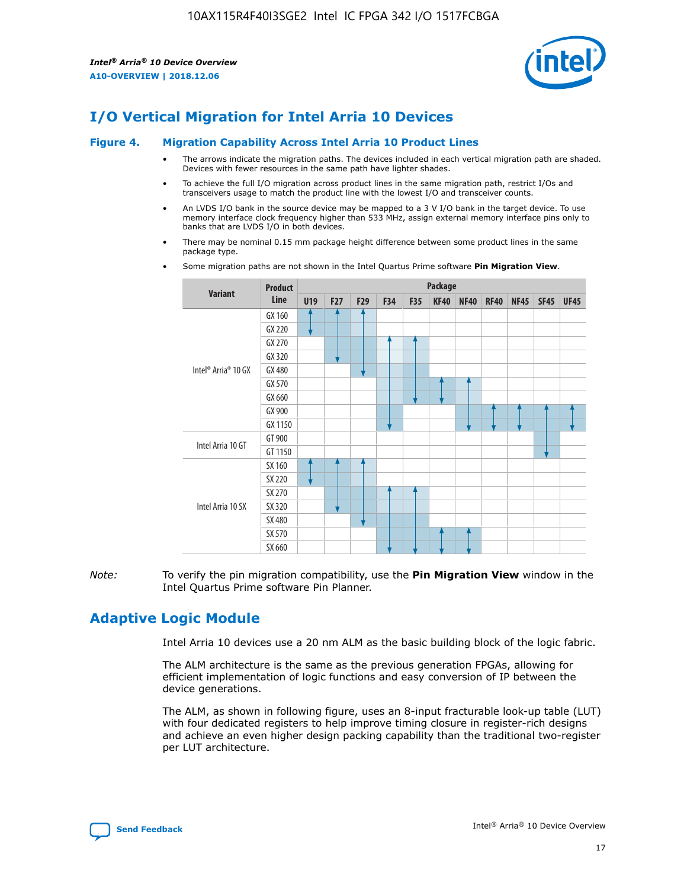# I/O Vertical Migration for Intel Arria 10 Devices

**Figure 4. Migration Capability Across Intel Arria 10 Product Lines**

- The arrows indicate the migration paths. The devices included in each vertical migration path are shaded. Devices with fewer resources in the same path have lighter shades.
- To achieve the full I/O migration across product lines in the same migration path, restrict I/Os and transceivers usage to match the product line with the lowest I/O and transceiver counts.
- An LVDS I/O bank in the source device may be mapped to a 3 V I/O bank in the target device. To use memory interface clock frequency higher than 533 MHz, assign external memory interface pins only to banks that are LVDS I/O in both devices.
- There may be nominal 0.15 mm package height difference between some product lines in the same package type.
- Some migration paths are not shown in the Intel Quartus Prime software **Pin Migration View**.

| Variant | Product Line | Package | | | | | | | | | | |
|---|---|---|---|---|---|---|---|---|---|---|---|---|
| | | U19 | F27 | F29 | F34 | F35 | KF40 | NF40 | RF40 | NF45 | SF45 | UF45 |
| Intel® Arria® 10 GX | GX 160 | | | | | | | | | | | |
| | GX 220 | | | | | | | | | | | |
| | GX 270 | | | | | | | | | | | |
| | GX 320 | | | | | | | | | | | |
| | GX 480 | | | | | | | | | | | |
| | GX 570 | | | | | | | | | | | |
| | GX 660 | | | | | | | | | | | |
| | GX 900 | | | | | | | | | | | |
| | GX 1150 | | | | | | | | | | | |
| Intel Arria 10 GT | GT 900 | | | | | | | | | | | |
| | GT 1150 | | | | | | | | | | | |
| Intel Arria 10 SX | SX 160 | | | | | | | | | | | |
| | SX 220 | | | | | | | | | | | |
| | SX 270 | | | | | | | | | | | |
| | SX 320 | | | | | | | | | | | |
| | SX 480 | | | | | | | | | | | |
| | SX 570 | | | | | | | | | | | |
| | SX 660 | | | | | | | | | | | |

*Note:* To verify the pin migration compatibility, use the **Pin Migration View** window in the Intel Quartus Prime software Pin Planner.

# Adaptive Logic Module

Intel Arria 10 devices use a 20 nm ALM as the basic building block of the logic fabric.

The ALM architecture is the same as the previous generation FPGAs, allowing for efficient implementation of logic functions and easy conversion of IP between the device generations.

The ALM, as shown in following figure, uses an 8-input fracturable look-up table (LUT) with four dedicated registers to help improve timing closure in register-rich designs and achieve an even higher design packing capability than the traditional two-register per LUT architecture.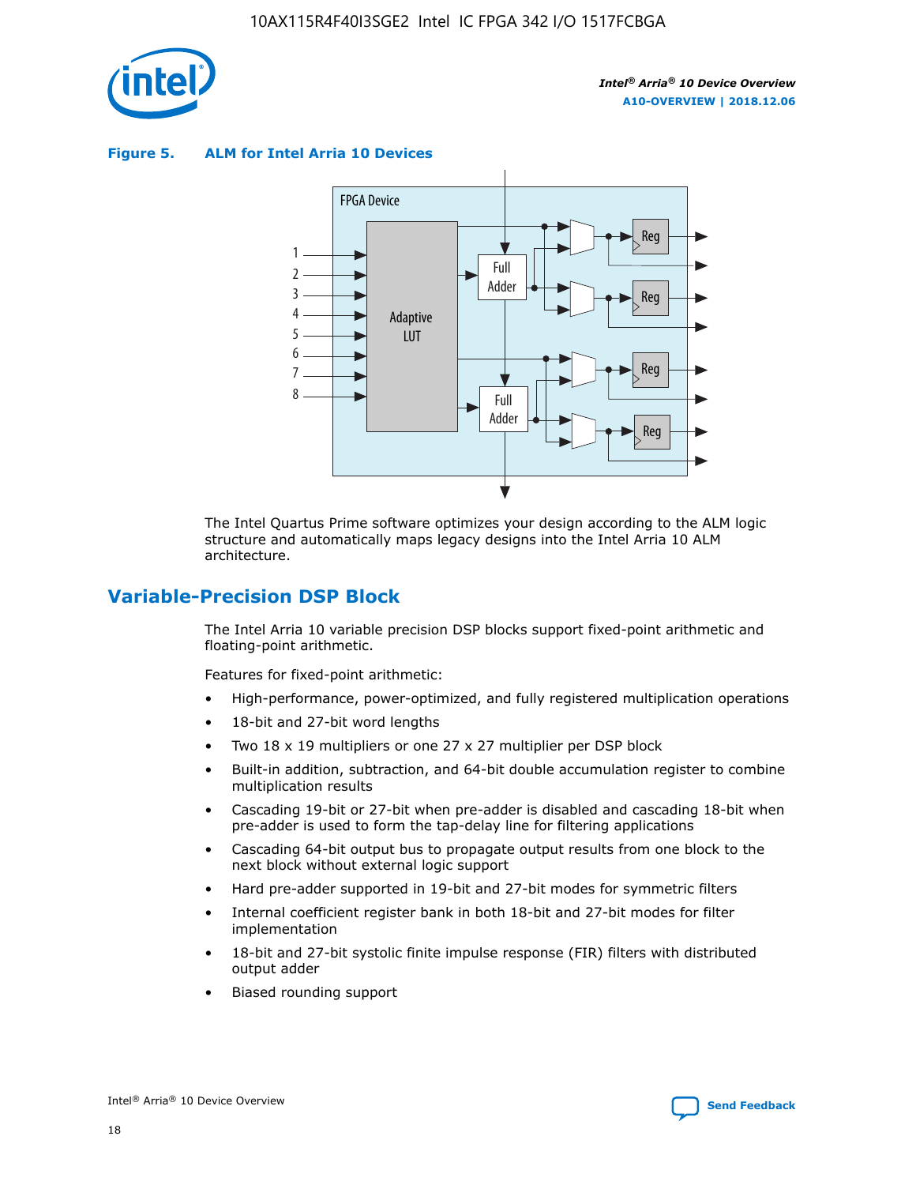**Figure 5. ALM for Intel Arria 10 Devices**

The Intel Quartus Prime software optimizes your design according to the ALM logic structure and automatically maps legacy designs into the Intel Arria 10 ALM architecture.

## Variable-Precision DSP Block

The Intel Arria 10 variable precision DSP blocks support fixed-point arithmetic and floating-point arithmetic.

Features for fixed-point arithmetic:

- High-performance, power-optimized, and fully registered multiplication operations
- 18-bit and 27-bit word lengths
- Two 18 x 19 multipliers or one 27 x 27 multiplier per DSP block
- Built-in addition, subtraction, and 64-bit double accumulation register to combine multiplication results
- Cascading 19-bit or 27-bit when pre-adder is disabled and cascading 18-bit when pre-adder is used to form the tap-delay line for filtering applications
- Cascading 64-bit output bus to propagate output results from one block to the next block without external logic support
- Hard pre-adder supported in 19-bit and 27-bit modes for symmetric filters
- Internal coefficient register bank in both 18-bit and 27-bit modes for filter implementation
- 18-bit and 27-bit systolic finite impulse response (FIR) filters with distributed output adder
- Biased rounding support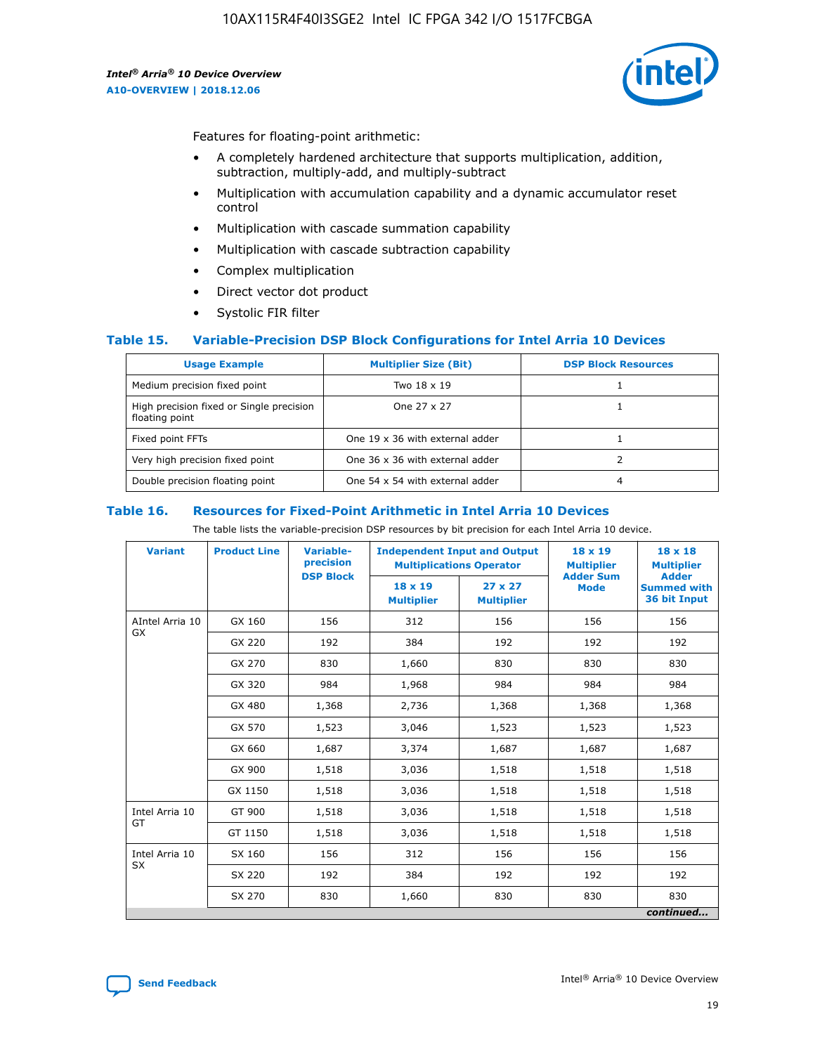Features for floating-point arithmetic:

- A completely hardened architecture that supports multiplication, addition, subtraction, multiply-add, and multiply-subtract
- Multiplication with accumulation capability and a dynamic accumulator reset control
- Multiplication with cascade summation capability
- Multiplication with cascade subtraction capability
- Complex multiplication
- Direct vector dot product
- Systolic FIR filter

### Table 15. Variable-Precision DSP Block Configurations for Intel Arria 10 Devices

| Usage Example | Multiplier Size (Bit) | DSP Block Resources |
|---|---|---|
| Medium precision fixed point | Two 18 x 19 | 1 |
| High precision fixed or Single precision floating point | One 27 x 27 | 1 |
| Fixed point FFTs | One 19 x 36 with external adder | 1 |
| Very high precision fixed point | One 36 x 36 with external adder | 2 |
| Double precision floating point | One 54 x 54 with external adder | 4 |

### Table 16. Resources for Fixed-Point Arithmetic in Intel Arria 10 Devices

The table lists the variable-precision DSP resources by bit precision for each Intel Arria 10 device.

| Variant | Product Line | Variable-precision DSP Block | Independent Input and Output Multiplications Operator | | 18 x 19 Multiplier Adder Sum Mode | 18 x 18 Multiplier Adder Summed with 36 bit Input |
|---|---|---|---|---|---|---|
| | | | 18 x 19 Multiplier | 27 x 27 Multiplier | | |
| AIntel Arria 10 GX | GX 160 | 156 | 312 | 156 | 156 | 156 |
| | GX 220 | 192 | 384 | 192 | 192 | 192 |
| | GX 270 | 830 | 1,660 | 830 | 830 | 830 |
| | GX 320 | 984 | 1,968 | 984 | 984 | 984 |
| | GX 480 | 1,368 | 2,736 | 1,368 | 1,368 | 1,368 |
| | GX 570 | 1,523 | 3,046 | 1,523 | 1,523 | 1,523 |
| | GX 660 | 1,687 | 3,374 | 1,687 | 1,687 | 1,687 |
| | GX 900 | 1,518 | 3,036 | 1,518 | 1,518 | 1,518 |
| | GX 1150 | 1,518 | 3,036 | 1,518 | 1,518 | 1,518 |
| Intel Arria 10 GT | GT 900 | 1,518 | 3,036 | 1,518 | 1,518 | 1,518 |
| | GT 1150 | 1,518 | 3,036 | 1,518 | 1,518 | 1,518 |
| Intel Arria 10 SX | SX 160 | 156 | 312 | 156 | 156 | 156 |
| | SX 220 | 192 | 384 | 192 | 192 | 192 |
| | SX 270 | 830 | 1,660 | 830 | 830 | 830 |

*continued...*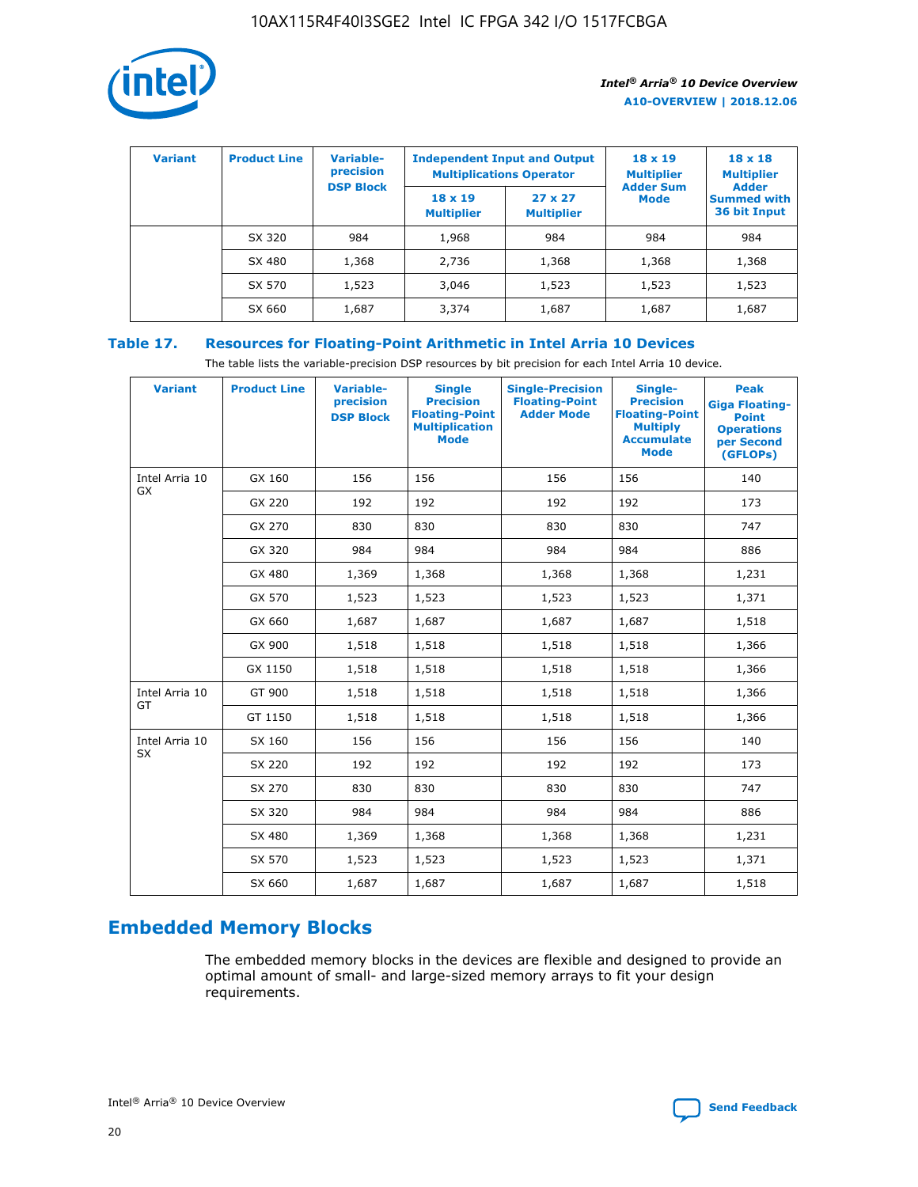| Variant | Product Line | Variable-precision DSP Block | Independent Input and Output Multiplications Operator | | 18 x 19 Multiplier Adder Sum Mode | 18 x 18 Multiplier Adder Summed with 36 bit Input |
|---|---|---|---|---|---|---|
| | | | 18 x 19 Multiplier | 27 x 27 Multiplier | | |
| | SX 320 | 984 | 1,968 | 984 | 984 | 984 |
| | SX 480 | 1,368 | 2,736 | 1,368 | 1,368 | 1,368 |
| | SX 570 | 1,523 | 3,046 | 1,523 | 1,523 | 1,523 |
| | SX 660 | 1,687 | 3,374 | 1,687 | 1,687 | 1,687 |

## Table 17. Resources for Floating-Point Arithmetic in Intel Arria 10 Devices

The table lists the variable-precision DSP resources by bit precision for each Intel Arria 10 device.

| Variant | Product Line | Variable-precision DSP Block | Single Precision Floating-Point Multiplication Mode | Single-Precision Floating-Point Adder Mode | Single-Precision Floating-Point Multiply Accumulate Mode | Peak Giga Floating-Point Operations per Second (GFLOPs) |
|---|---|---|---|---|---|---|
| Intel Arria 10 GX | GX 160 | 156 | 156 | 156 | 156 | 140 |
| | GX 220 | 192 | 192 | 192 | 192 | 173 |
| | GX 270 | 830 | 830 | 830 | 830 | 747 |
| | GX 320 | 984 | 984 | 984 | 984 | 886 |
| | GX 480 | 1,369 | 1,368 | 1,368 | 1,368 | 1,231 |
| | GX 570 | 1,523 | 1,523 | 1,523 | 1,523 | 1,371 |
| | GX 660 | 1,687 | 1,687 | 1,687 | 1,687 | 1,518 |
| | GX 900 | 1,518 | 1,518 | 1,518 | 1,518 | 1,366 |
| | GX 1150 | 1,518 | 1,518 | 1,518 | 1,518 | 1,366 |
| Intel Arria 10 GT | GT 900 | 1,518 | 1,518 | 1,518 | 1,518 | 1,366 |
| | GT 1150 | 1,518 | 1,518 | 1,518 | 1,518 | 1,366 |
| Intel Arria 10 SX | SX 160 | 156 | 156 | 156 | 156 | 140 |
| | SX 220 | 192 | 192 | 192 | 192 | 173 |
| | SX 270 | 830 | 830 | 830 | 830 | 747 |
| | SX 320 | 984 | 984 | 984 | 984 | 886 |
| | SX 480 | 1,369 | 1,368 | 1,368 | 1,368 | 1,231 |
| | SX 570 | 1,523 | 1,523 | 1,523 | 1,523 | 1,371 |
| | SX 660 | 1,687 | 1,687 | 1,687 | 1,687 | 1,518 |

## Embedded Memory Blocks

The embedded memory blocks in the devices are flexible and designed to provide an optimal amount of small- and large-sized memory arrays to fit your design requirements.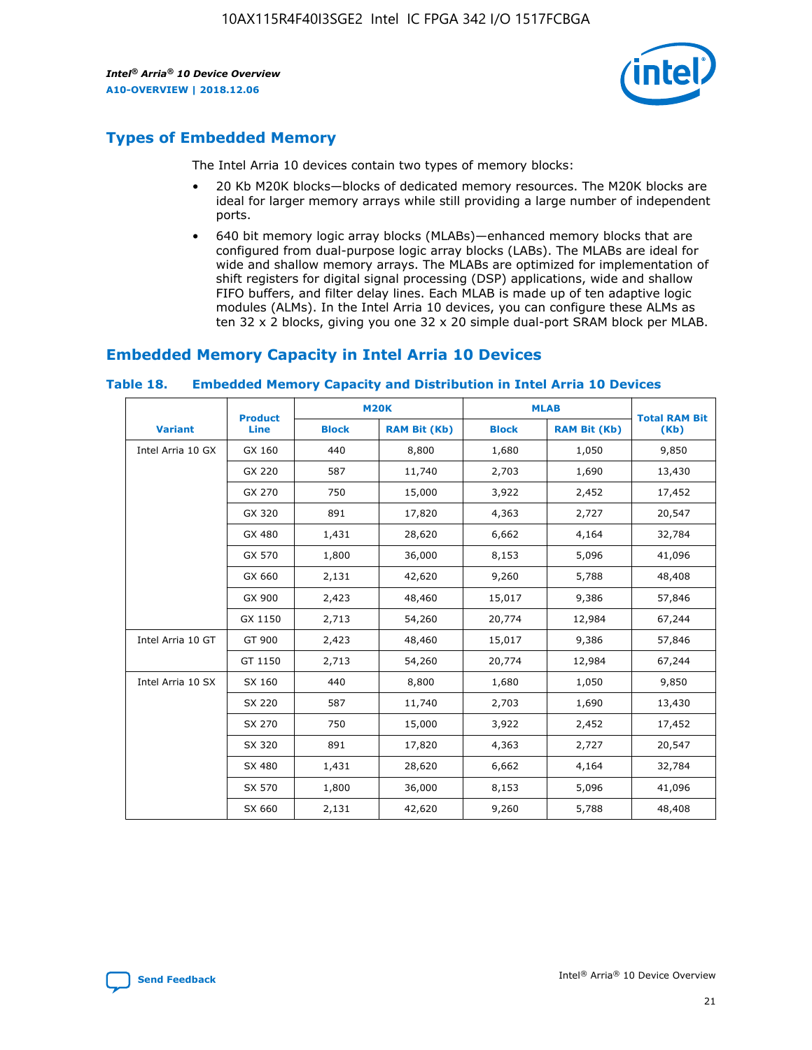## Types of Embedded Memory

The Intel Arria 10 devices contain two types of memory blocks:

- 20 Kb M20K blocks—blocks of dedicated memory resources. The M20K blocks are ideal for larger memory arrays while still providing a large number of independent ports.
- 640 bit memory logic array blocks (MLABs)—enhanced memory blocks that are configured from dual-purpose logic array blocks (LABs). The MLABs are ideal for wide and shallow memory arrays. The MLABs are optimized for implementation of shift registers for digital signal processing (DSP) applications, wide and shallow FIFO buffers, and filter delay lines. Each MLAB is made up of ten adaptive logic modules (ALMs). In the Intel Arria 10 devices, you can configure these ALMs as ten 32 x 2 blocks, giving you one 32 x 20 simple dual-port SRAM block per MLAB.

## Embedded Memory Capacity in Intel Arria 10 Devices

**Table 18. Embedded Memory Capacity and Distribution in Intel Arria 10 Devices**

| Variant | Product Line | M20K | | MLAB | | Total RAM Bit (Kb) |
|---|---|---|---|---|---|---|
| | | Block | RAM Bit (Kb) | Block | RAM Bit (Kb) | |
| Intel Arria 10 GX | GX 160 | 440 | 8,800 | 1,680 | 1,050 | 9,850 |
| | GX 220 | 587 | 11,740 | 2,703 | 1,690 | 13,430 |
| | GX 270 | 750 | 15,000 | 3,922 | 2,452 | 17,452 |
| | GX 320 | 891 | 17,820 | 4,363 | 2,727 | 20,547 |
| | GX 480 | 1,431 | 28,620 | 6,662 | 4,164 | 32,784 |
| | GX 570 | 1,800 | 36,000 | 8,153 | 5,096 | 41,096 |
| | GX 660 | 2,131 | 42,620 | 9,260 | 5,788 | 48,408 |
| | GX 900 | 2,423 | 48,460 | 15,017 | 9,386 | 57,846 |
| | GX 1150 | 2,713 | 54,260 | 20,774 | 12,984 | 67,244 |
| Intel Arria 10 GT | GT 900 | 2,423 | 48,460 | 15,017 | 9,386 | 57,846 |
| | GT 1150 | 2,713 | 54,260 | 20,774 | 12,984 | 67,244 |
| Intel Arria 10 SX | SX 160 | 440 | 8,800 | 1,680 | 1,050 | 9,850 |
| | SX 220 | 587 | 11,740 | 2,703 | 1,690 | 13,430 |
| | SX 270 | 750 | 15,000 | 3,922 | 2,452 | 17,452 |
| | SX 320 | 891 | 17,820 | 4,363 | 2,727 | 20,547 |
| | SX 480 | 1,431 | 28,620 | 6,662 | 4,164 | 32,784 |
| | SX 570 | 1,800 | 36,000 | 8,153 | 5,096 | 41,096 |
| | SX 660 | 2,131 | 42,620 | 9,260 | 5,788 | 48,408 |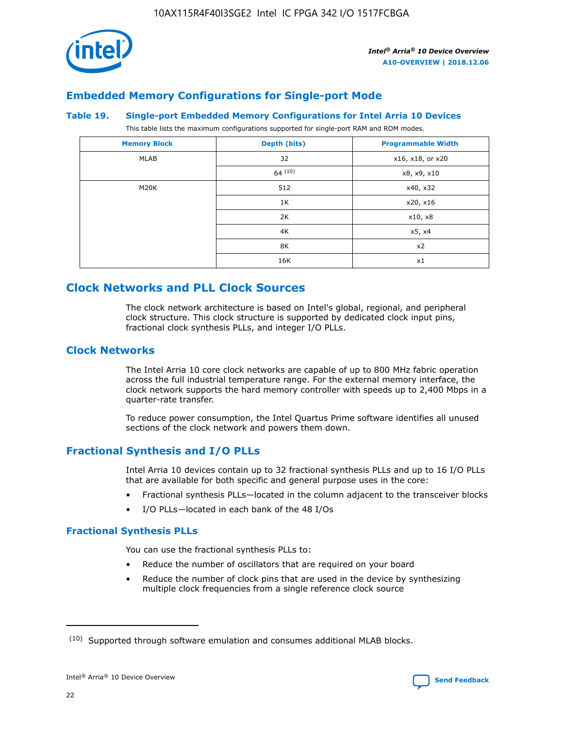## Embedded Memory Configurations for Single-port Mode

**Table 19. Single-port Embedded Memory Configurations for Intel Arria 10 Devices**

This table lists the maximum configurations supported for single-port RAM and ROM modes.

| Memory Block | Depth (bits) | Programmable Width |
|---|---|---|
| MLAB | 32 | x16, x18, or x20 |
| | 64 [10] | x8, x9, x10 |
| M20K | 512 | x40, x32 |
| | 1K | x20, x16 |
| | 2K | x10, x8 |
| | 4K | x5, x4 |
| | 8K | x2 |
| | 16K | x1 |

## Clock Networks and PLL Clock Sources

The clock network architecture is based on Intel's global, regional, and peripheral clock structure. This clock structure is supported by dedicated clock input pins, fractional clock synthesis PLLs, and integer I/O PLLs.

### Clock Networks

The Intel Arria 10 core clock networks are capable of up to 800 MHz fabric operation across the full industrial temperature range. For the external memory interface, the clock network supports the hard memory controller with speeds up to 2,400 Mbps in a quarter-rate transfer.

To reduce power consumption, the Intel Quartus Prime software identifies all unused sections of the clock network and powers them down.

### Fractional Synthesis and I/O PLLs

Intel Arria 10 devices contain up to 32 fractional synthesis PLLs and up to 16 I/O PLLs that are available for both specific and general purpose uses in the core:

- Fractional synthesis PLLs—located in the column adjacent to the transceiver blocks
- I/O PLLs—located in each bank of the 48 I/Os

#### Fractional Synthesis PLLs

You can use the fractional synthesis PLLs to:

- Reduce the number of oscillators that are required on your board
- Reduce the number of clock pins that are used in the device by synthesizing multiple clock frequencies from a single reference clock source

(10) Supported through software emulation and consumes additional MLAB blocks.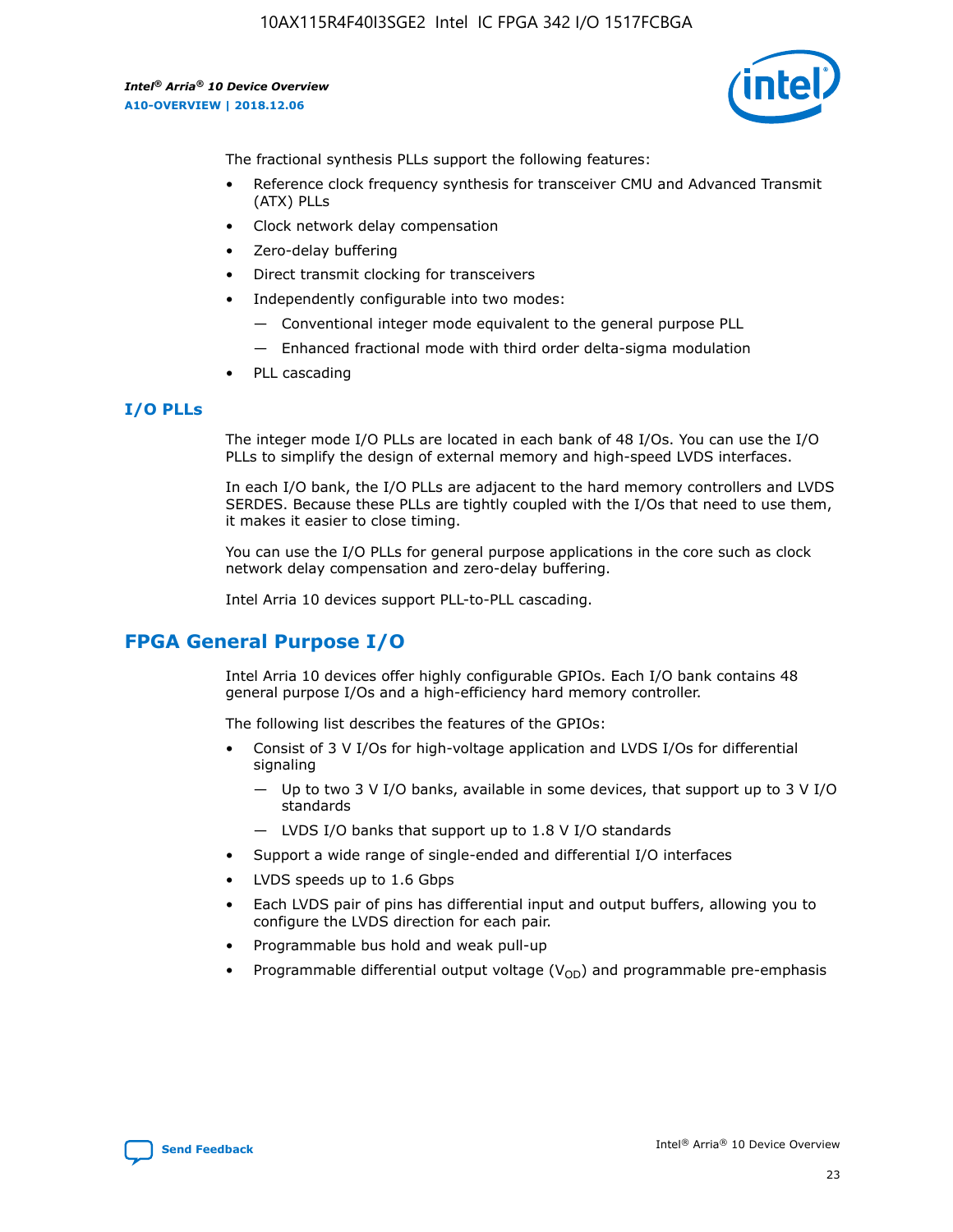The fractional synthesis PLLs support the following features:

- Reference clock frequency synthesis for transceiver CMU and Advanced Transmit (ATX) PLLs
- Clock network delay compensation
- Zero-delay buffering
- Direct transmit clocking for transceivers
- Independently configurable into two modes:
  - — Conventional integer mode equivalent to the general purpose PLL
  - — Enhanced fractional mode with third order delta-sigma modulation
- PLL cascading

### I/O PLLs

The integer mode I/O PLLs are located in each bank of 48 I/Os. You can use the I/O PLLs to simplify the design of external memory and high-speed LVDS interfaces.

In each I/O bank, the I/O PLLs are adjacent to the hard memory controllers and LVDS SERDES. Because these PLLs are tightly coupled with the I/Os that need to use them, it makes it easier to close timing.

You can use the I/O PLLs for general purpose applications in the core such as clock network delay compensation and zero-delay buffering.

Intel Arria 10 devices support PLL-to-PLL cascading.

## FPGA General Purpose I/O

Intel Arria 10 devices offer highly configurable GPIOs. Each I/O bank contains 48 general purpose I/Os and a high-efficiency hard memory controller.

The following list describes the features of the GPIOs:

- Consist of 3 V I/Os for high-voltage application and LVDS I/Os for differential signaling
  - — Up to two 3 V I/O banks, available in some devices, that support up to 3 V I/O standards
  - — LVDS I/O banks that support up to 1.8 V I/O standards
- Support a wide range of single-ended and differential I/O interfaces
- LVDS speeds up to 1.6 Gbps
- Each LVDS pair of pins has differential input and output buffers, allowing you to configure the LVDS direction for each pair.
- Programmable bus hold and weak pull-up
- Programmable differential output voltage ($V_{OD}$) and programmable pre-emphasis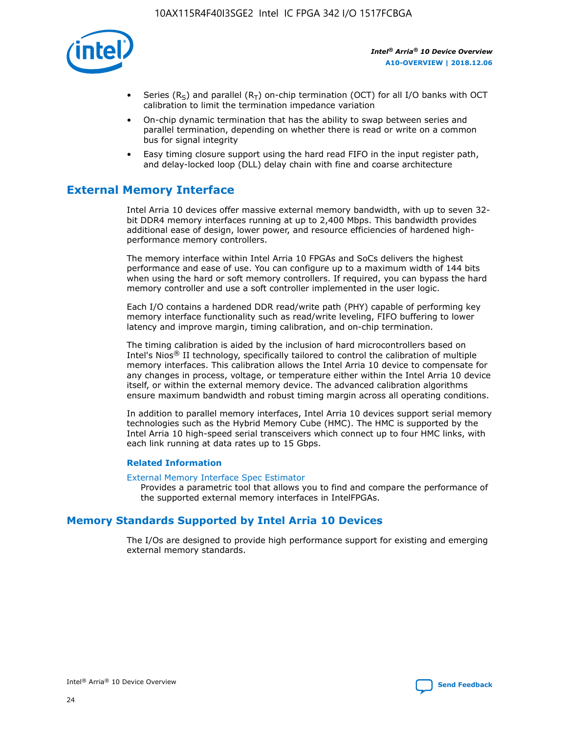- Series ($R_S$) and parallel ($R_T$) on-chip termination (OCT) for all I/O banks with OCT calibration to limit the termination impedance variation
- On-chip dynamic termination that has the ability to swap between series and parallel termination, depending on whether there is read or write on a common bus for signal integrity
- Easy timing closure support using the hard read FIFO in the input register path, and delay-locked loop (DLL) delay chain with fine and coarse architecture

## External Memory Interface

Intel Arria 10 devices offer massive external memory bandwidth, with up to seven 32-bit DDR4 memory interfaces running at up to 2,400 Mbps. This bandwidth provides additional ease of design, lower power, and resource efficiencies of hardened high-performance memory controllers.

The memory interface within Intel Arria 10 FPGAs and SoCs delivers the highest performance and ease of use. You can configure up to a maximum width of 144 bits when using the hard or soft memory controllers. If required, you can bypass the hard memory controller and use a soft controller implemented in the user logic.

Each I/O contains a hardened DDR read/write path (PHY) capable of performing key memory interface functionality such as read/write leveling, FIFO buffering to lower latency and improve margin, timing calibration, and on-chip termination.

The timing calibration is aided by the inclusion of hard microcontrollers based on Intel's Nios® II technology, specifically tailored to control the calibration of multiple memory interfaces. This calibration allows the Intel Arria 10 device to compensate for any changes in process, voltage, or temperature either within the Intel Arria 10 device itself, or within the external memory device. The advanced calibration algorithms ensure maximum bandwidth and robust timing margin across all operating conditions.

In addition to parallel memory interfaces, Intel Arria 10 devices support serial memory technologies such as the Hybrid Memory Cube (HMC). The HMC is supported by the Intel Arria 10 high-speed serial transceivers which connect up to four HMC links, with each link running at data rates up to 15 Gbps.

### Related Information

External Memory Interface Spec Estimator
Provides a parametric tool that allows you to find and compare the performance of the supported external memory interfaces in IntelFPGAs.

## Memory Standards Supported by Intel Arria 10 Devices

The I/Os are designed to provide high performance support for existing and emerging external memory standards.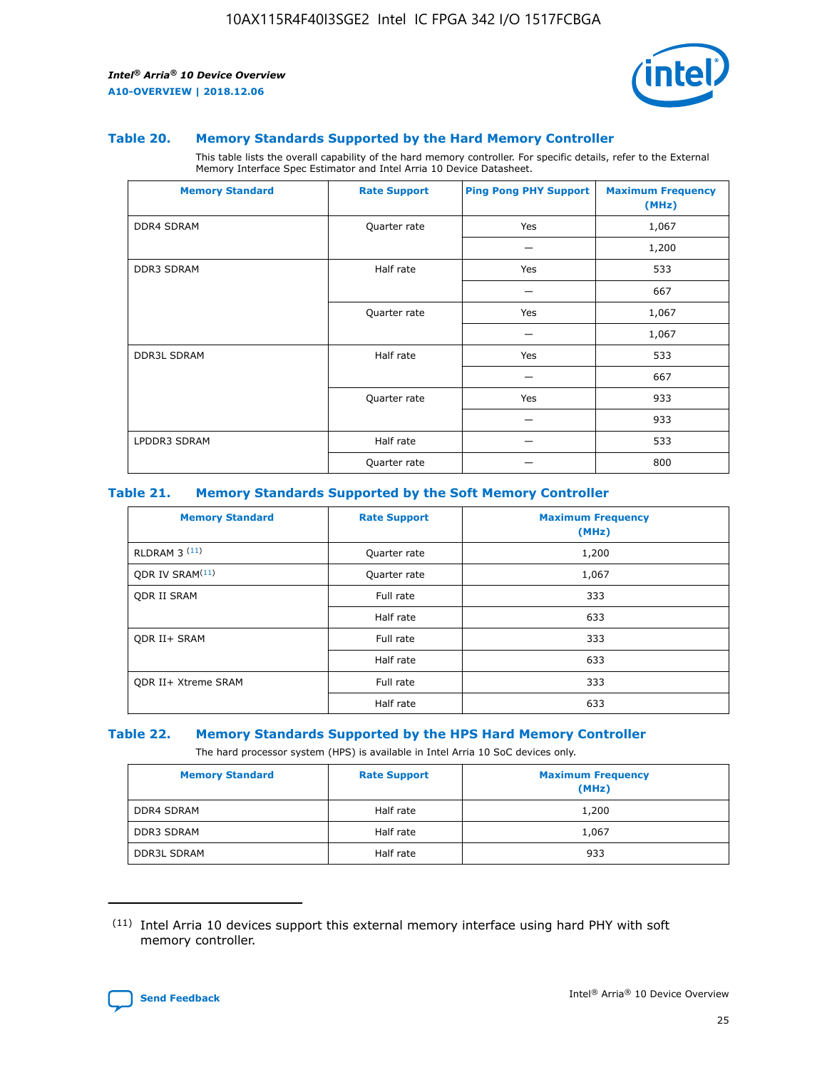### Table 20. Memory Standards Supported by the Hard Memory Controller

This table lists the overall capability of the hard memory controller. For specific details, refer to the External Memory Interface Spec Estimator and Intel Arria 10 Device Datasheet.

| Memory Standard | Rate Support | Ping Pong PHY Support | Maximum Frequency (MHz) |
|---|---|---|---|
| DDR4 SDRAM | Quarter rate | Yes | 1,067 |
| | | — | 1,200 |
| DDR3 SDRAM | Half rate | Yes | 533 |
| | | — | 667 |
| | Quarter rate | Yes | 1,067 |
| | | — | 1,067 |
| DDR3L SDRAM | Half rate | Yes | 533 |
| | | — | 667 |
| | Quarter rate | Yes | 933 |
| | | — | 933 |
| LPDDR3 SDRAM | Half rate | — | 533 |
| | Quarter rate | — | 800 |

### Table 21. Memory Standards Supported by the Soft Memory Controller

| Memory Standard | Rate Support | Maximum Frequency (MHz) |
|---|---|---|
| RLDRAM 3 (11) | Quarter rate | 1,200 |
| QDR IV SRAM(11) | Quarter rate | 1,067 |
| QDR II SRAM | Full rate | 333 |
| | Half rate | 633 |
| QDR II+ SRAM | Full rate | 333 |
| | Half rate | 633 |
| QDR II+ Xtreme SRAM | Full rate | 333 |
| | Half rate | 633 |

### Table 22. Memory Standards Supported by the HPS Hard Memory Controller

The hard processor system (HPS) is available in Intel Arria 10 SoC devices only.

| Memory Standard | Rate Support | Maximum Frequency (MHz) |
|---|---|---|
| DDR4 SDRAM | Half rate | 1,200 |
| DDR3 SDRAM | Half rate | 1,067 |
| DDR3L SDRAM | Half rate | 933 |

(11) Intel Arria 10 devices support this external memory interface using hard PHY with soft memory controller.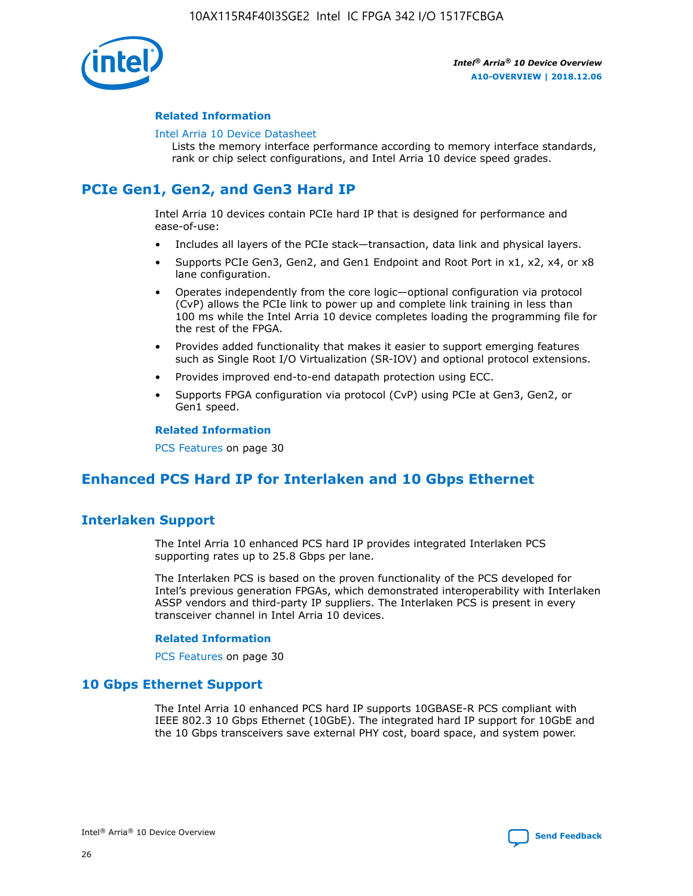**Related Information**

Intel Arria 10 Device Datasheet

Lists the memory interface performance according to memory interface standards, rank or chip select configurations, and Intel Arria 10 device speed grades.

## PCIe Gen1, Gen2, and Gen3 Hard IP

Intel Arria 10 devices contain PCIe hard IP that is designed for performance and ease-of-use:

- Includes all layers of the PCIe stack—transaction, data link and physical layers.
- Supports PCIe Gen3, Gen2, and Gen1 Endpoint and Root Port in x1, x2, x4, or x8 lane configuration.
- Operates independently from the core logic—optional configuration via protocol (CvP) allows the PCIe link to power up and complete link training in less than 100 ms while the Intel Arria 10 device completes loading the programming file for the rest of the FPGA.
- Provides added functionality that makes it easier to support emerging features such as Single Root I/O Virtualization (SR-IOV) and optional protocol extensions.
- Provides improved end-to-end datapath protection using ECC.
- Supports FPGA configuration via protocol (CvP) using PCIe at Gen3, Gen2, or Gen1 speed.

**Related Information**

PCS Features on page 30

## Enhanced PCS Hard IP for Interlaken and 10 Gbps Ethernet

### Interlaken Support

The Intel Arria 10 enhanced PCS hard IP provides integrated Interlaken PCS supporting rates up to 25.8 Gbps per lane.

The Interlaken PCS is based on the proven functionality of the PCS developed for Intel's previous generation FPGAs, which demonstrated interoperability with Interlaken ASSP vendors and third-party IP suppliers. The Interlaken PCS is present in every transceiver channel in Intel Arria 10 devices.

**Related Information**

PCS Features on page 30

### 10 Gbps Ethernet Support

The Intel Arria 10 enhanced PCS hard IP supports 10GBASE-R PCS compliant with IEEE 802.3 10 Gbps Ethernet (10GbE). The integrated hard IP support for 10GbE and the 10 Gbps transceivers save external PHY cost, board space, and system power.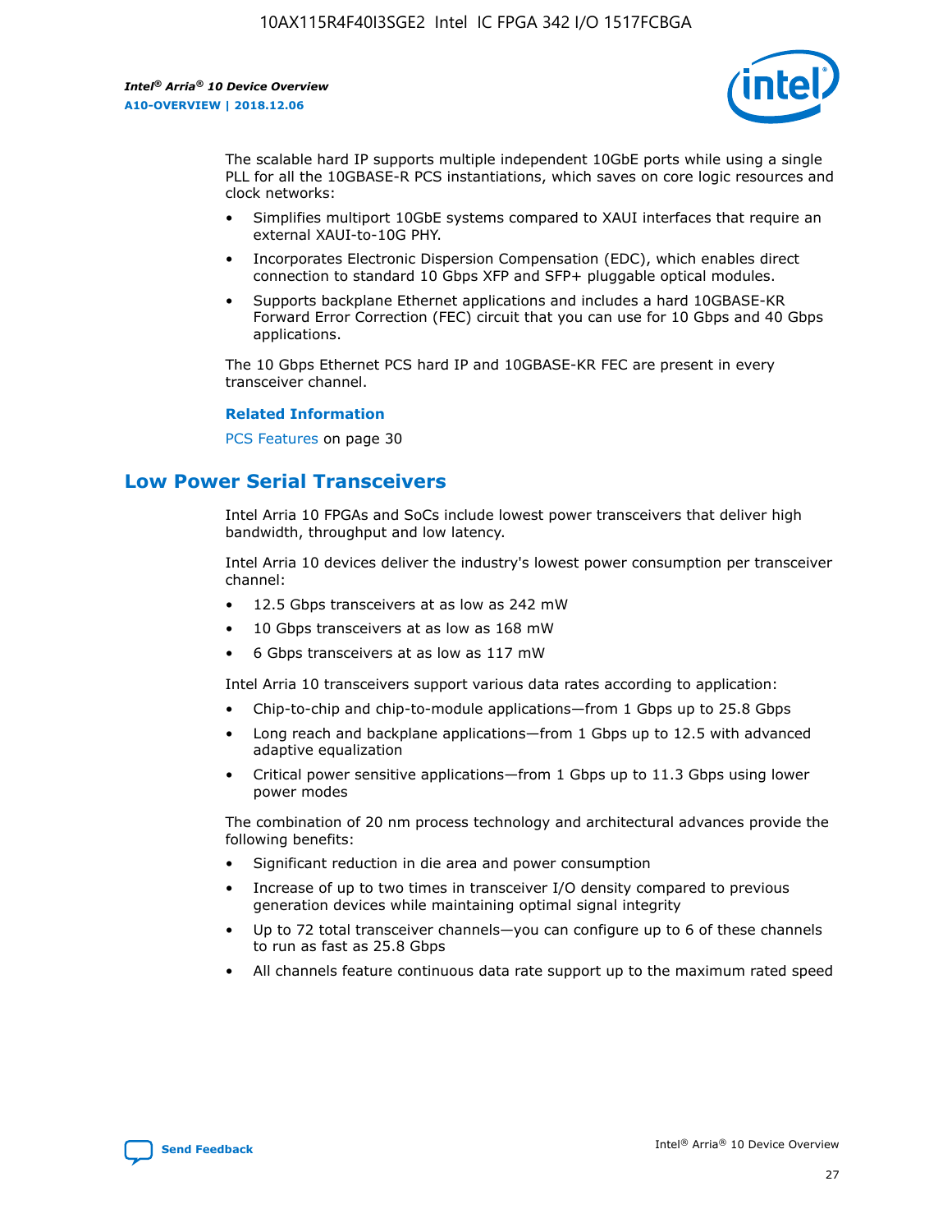The scalable hard IP supports multiple independent 10GbE ports while using a single PLL for all the 10GBASE-R PCS instantiations, which saves on core logic resources and clock networks:

- Simplifies multiport 10GbE systems compared to XAUI interfaces that require an external XAUI-to-10G PHY.
- Incorporates Electronic Dispersion Compensation (EDC), which enables direct connection to standard 10 Gbps XFP and SFP+ pluggable optical modules.
- Supports backplane Ethernet applications and includes a hard 10GBASE-KR Forward Error Correction (FEC) circuit that you can use for 10 Gbps and 40 Gbps applications.

The 10 Gbps Ethernet PCS hard IP and 10GBASE-KR FEC are present in every transceiver channel.

**Related Information**

PCS Features on page 30

## Low Power Serial Transceivers

Intel Arria 10 FPGAs and SoCs include lowest power transceivers that deliver high bandwidth, throughput and low latency.

Intel Arria 10 devices deliver the industry's lowest power consumption per transceiver channel:

- 12.5 Gbps transceivers at as low as 242 mW
- 10 Gbps transceivers at as low as 168 mW
- 6 Gbps transceivers at as low as 117 mW

Intel Arria 10 transceivers support various data rates according to application:

- Chip-to-chip and chip-to-module applications—from 1 Gbps up to 25.8 Gbps
- Long reach and backplane applications—from 1 Gbps up to 12.5 with advanced adaptive equalization
- Critical power sensitive applications—from 1 Gbps up to 11.3 Gbps using lower power modes

The combination of 20 nm process technology and architectural advances provide the following benefits:

- Significant reduction in die area and power consumption
- Increase of up to two times in transceiver I/O density compared to previous generation devices while maintaining optimal signal integrity
- Up to 72 total transceiver channels—you can configure up to 6 of these channels to run as fast as 25.8 Gbps
- All channels feature continuous data rate support up to the maximum rated speed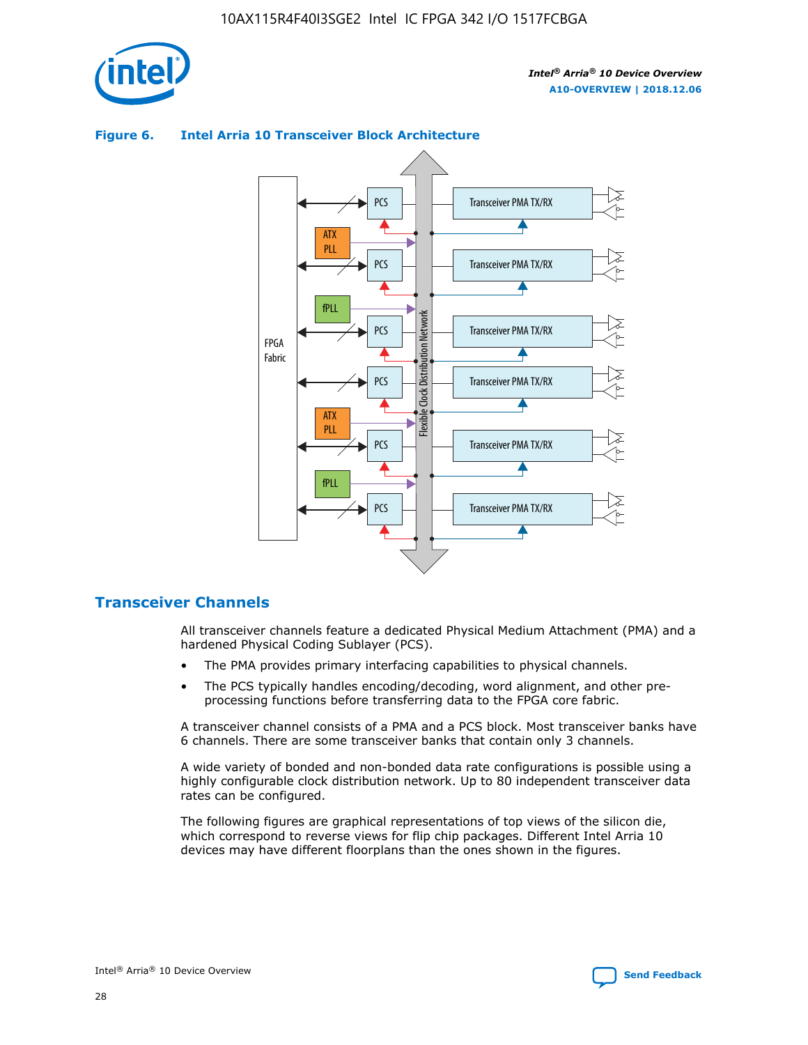**Figure 6. Intel Arria 10 Transceiver Block Architecture**

## Transceiver Channels

All transceiver channels feature a dedicated Physical Medium Attachment (PMA) and a hardened Physical Coding Sublayer (PCS).

- The PMA provides primary interfacing capabilities to physical channels.
- The PCS typically handles encoding/decoding, word alignment, and other pre-processing functions before transferring data to the FPGA core fabric.

A transceiver channel consists of a PMA and a PCS block. Most transceiver banks have 6 channels. There are some transceiver banks that contain only 3 channels.

A wide variety of bonded and non-bonded data rate configurations is possible using a highly configurable clock distribution network. Up to 80 independent transceiver data rates can be configured.

The following figures are graphical representations of top views of the silicon die, which correspond to reverse views for flip chip packages. Different Intel Arria 10 devices may have different floorplans than the ones shown in the figures.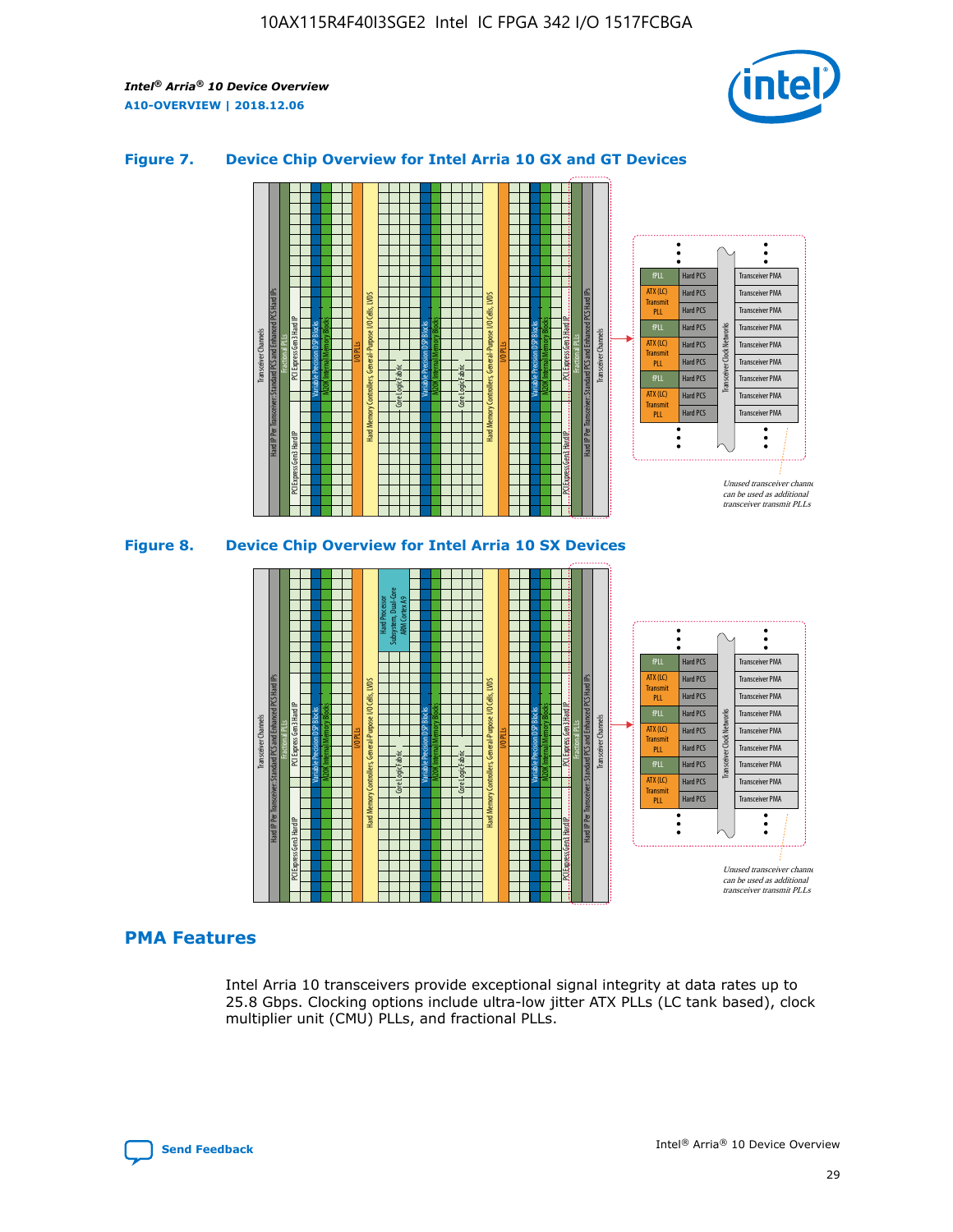### Figure 7. Device Chip Overview for Intel Arria 10 GX and GT Devices

### Figure 8. Device Chip Overview for Intel Arria 10 SX Devices

## PMA Features

Intel Arria 10 transceivers provide exceptional signal integrity at data rates up to 25.8 Gbps. Clocking options include ultra-low jitter ATX PLLs (LC tank based), clock multiplier unit (CMU) PLLs, and fractional PLLs.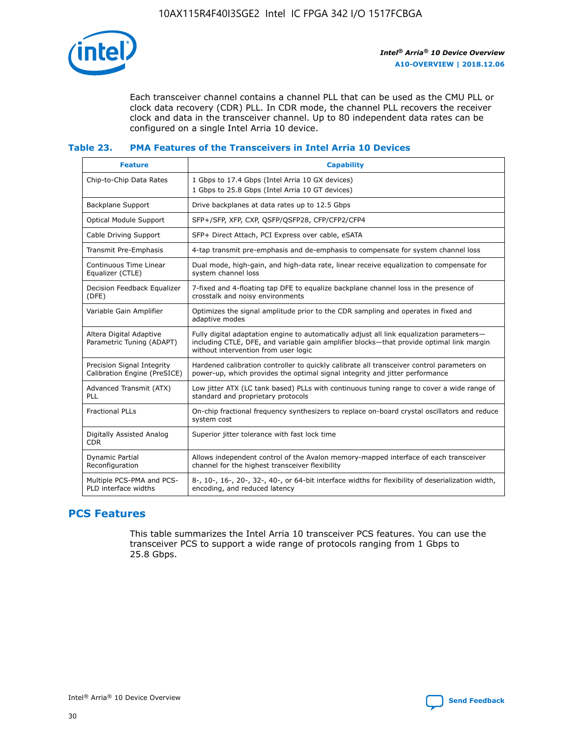Each transceiver channel contains a channel PLL that can be used as the CMU PLL or clock data recovery (CDR) PLL. In CDR mode, the channel PLL recovers the receiver clock and data in the transceiver channel. Up to 80 independent data rates can be configured on a single Intel Arria 10 device.

### Table 23. PMA Features of the Transceivers in Intel Arria 10 Devices

| Feature | Capability |
| --- | --- |
| Chip-to-Chip Data Rates | 1 Gbps to 17.4 Gbps (Intel Arria 10 GX devices)<br>1 Gbps to 25.8 Gbps (Intel Arria 10 GT devices) |
| Backplane Support | Drive backplanes at data rates up to 12.5 Gbps |
| Optical Module Support | SFP+/SFP, XFP, CXP, QSFP/QSFP28, CFP/CFP2/CFP4 |
| Cable Driving Support | SFP+ Direct Attach, PCI Express over cable, eSATA |
| Transmit Pre-Emphasis | 4-tap transmit pre-emphasis and de-emphasis to compensate for system channel loss |
| Continuous Time Linear Equalizer (CTLE) | Dual mode, high-gain, and high-data rate, linear receive equalization to compensate for system channel loss |
| Decision Feedback Equalizer (DFE) | 7-fixed and 4-floating tap DFE to equalize backplane channel loss in the presence of crosstalk and noisy environments |
| Variable Gain Amplifier | Optimizes the signal amplitude prior to the CDR sampling and operates in fixed and adaptive modes |
| Altera Digital Adaptive Parametric Tuning (ADAPT) | Fully digital adaptation engine to automatically adjust all link equalization parameters—including CTLE, DFE, and variable gain amplifier blocks—that provide optimal link margin without intervention from user logic |
| Precision Signal Integrity Calibration Engine (PreSICE) | Hardened calibration controller to quickly calibrate all transceiver control parameters on power-up, which provides the optimal signal integrity and jitter performance |
| Advanced Transmit (ATX) PLL | Low jitter ATX (LC tank based) PLLs with continuous tuning range to cover a wide range of standard and proprietary protocols |
| Fractional PLLs | On-chip fractional frequency synthesizers to replace on-board crystal oscillators and reduce system cost |
| Digitally Assisted Analog CDR | Superior jitter tolerance with fast lock time |
| Dynamic Partial Reconfiguration | Allows independent control of the Avalon memory-mapped interface of each transceiver channel for the highest transceiver flexibility |
| Multiple PCS-PMA and PCS-PLD interface widths | 8-, 10-, 16-, 20-, 32-, 40-, or 64-bit interface widths for flexibility of deserialization width, encoding, and reduced latency |

## PCS Features

This table summarizes the Intel Arria 10 transceiver PCS features. You can use the transceiver PCS to support a wide range of protocols ranging from 1 Gbps to 25.8 Gbps.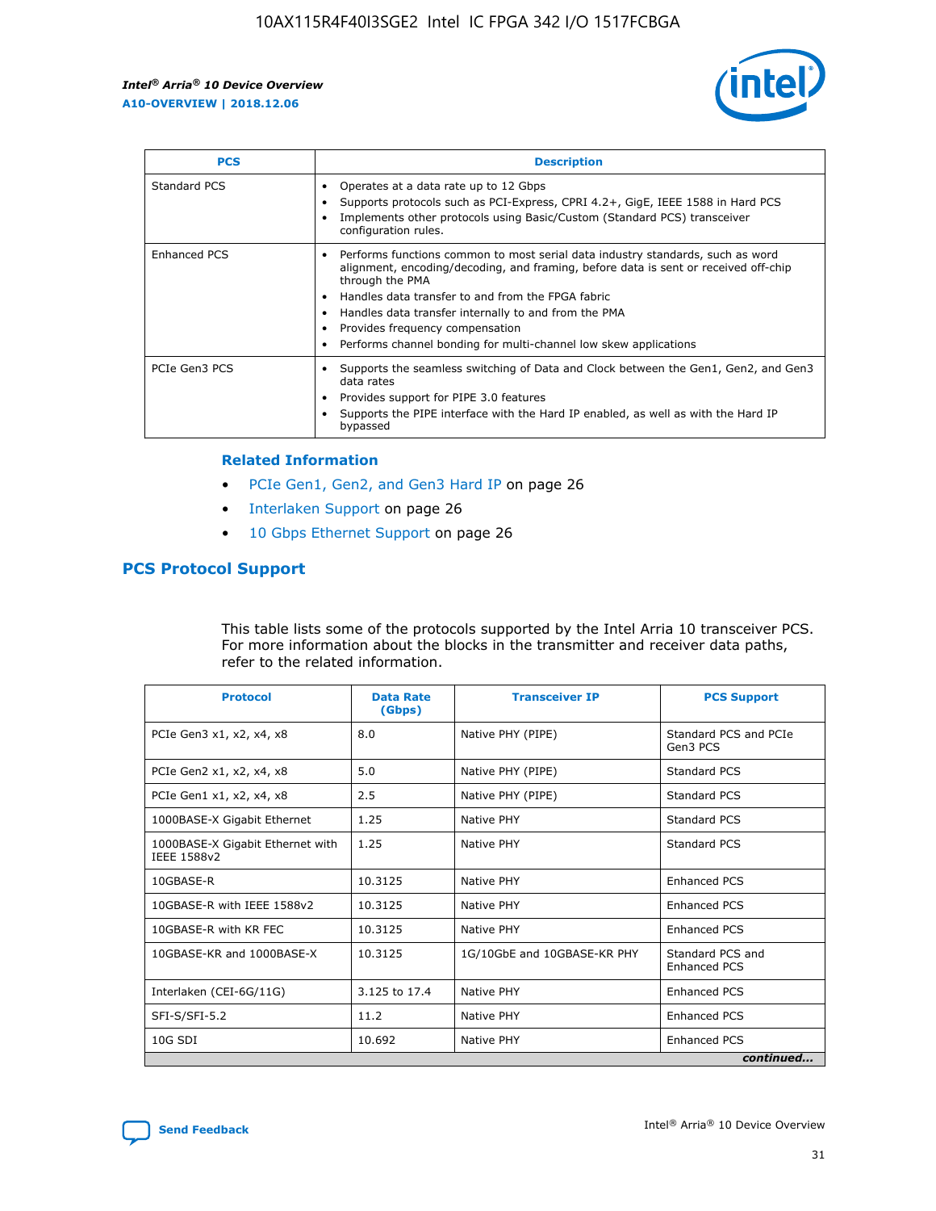| PCS | Description |
| --- | --- |
| Standard PCS | • Operates at a data rate up to 12 Gbps<br>• Supports protocols such as PCI-Express, CPRI 4.2+, GigE, IEEE 1588 in Hard PCS<br>• Implements other protocols using Basic/Custom (Standard PCS) transceiver configuration rules. |
| Enhanced PCS | • Performs functions common to most serial data industry standards, such as word alignment, encoding/decoding, and framing, before data is sent or received off-chip through the PMA<br>• Handles data transfer to and from the FPGA fabric<br>• Handles data transfer internally to and from the PMA<br>• Provides frequency compensation<br>• Performs channel bonding for multi-channel low skew applications |
| PCIe Gen3 PCS | • Supports the seamless switching of Data and Clock between the Gen1, Gen2, and Gen3 data rates<br>• Provides support for PIPE 3.0 features<br>• Supports the PIPE interface with the Hard IP enabled, as well as with the Hard IP bypassed |

### Related Information

- PCIe Gen1, Gen2, and Gen3 Hard IP on page 26
- Interlaken Support on page 26
- 10 Gbps Ethernet Support on page 26

## PCS Protocol Support

This table lists some of the protocols supported by the Intel Arria 10 transceiver PCS. For more information about the blocks in the transmitter and receiver data paths, refer to the related information.

| Protocol | Data Rate (Gbps) | Transceiver IP | PCS Support |
| --- | --- | --- | --- |
| PCIe Gen3 x1, x2, x4, x8 | 8.0 | Native PHY (PIPE) | Standard PCS and PCIe Gen3 PCS |
| PCIe Gen2 x1, x2, x4, x8 | 5.0 | Native PHY (PIPE) | Standard PCS |
| PCIe Gen1 x1, x2, x4, x8 | 2.5 | Native PHY (PIPE) | Standard PCS |
| 1000BASE-X Gigabit Ethernet | 1.25 | Native PHY | Standard PCS |
| 1000BASE-X Gigabit Ethernet with IEEE 1588v2 | 1.25 | Native PHY | Standard PCS |
| 10GBASE-R | 10.3125 | Native PHY | Enhanced PCS |
| 10GBASE-R with IEEE 1588v2 | 10.3125 | Native PHY | Enhanced PCS |
| 10GBASE-R with KR FEC | 10.3125 | Native PHY | Enhanced PCS |
| 10GBASE-KR and 1000BASE-X | 10.3125 | 1G/10GbE and 10GBASE-KR PHY | Standard PCS and Enhanced PCS |
| Interlaken (CEI-6G/11G) | 3.125 to 17.4 | Native PHY | Enhanced PCS |
| SFI-S/SFI-5.2 | 11.2 | Native PHY | Enhanced PCS |
| 10G SDI | 10.692 | Native PHY | Enhanced PCS |

*continued...*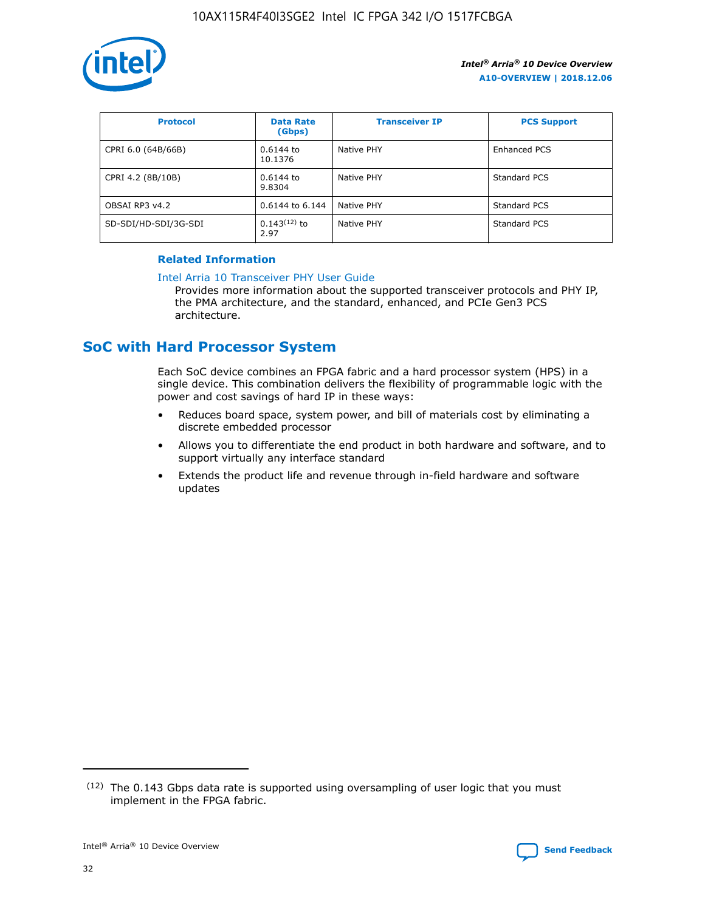| Protocol | Data Rate (Gbps) | Transceiver IP | PCS Support |
| --- | --- | --- | --- |
| CPRI 6.0 (64B/66B) | 0.6144 to 10.1376 | Native PHY | Enhanced PCS |
| CPRI 4.2 (8B/10B) | 0.6144 to 9.8304 | Native PHY | Standard PCS |
| OBSAI RP3 v4.2 | 0.6144 to 6.144 | Native PHY | Standard PCS |
| SD-SDI/HD-SDI/3G-SDI | 0.143[12] to 2.97 | Native PHY | Standard PCS |

**Related Information**

Intel Arria 10 Transceiver PHY User Guide
Provides more information about the supported transceiver protocols and PHY IP, the PMA architecture, and the standard, enhanced, and PCIe Gen3 PCS architecture.

## SoC with Hard Processor System

Each SoC device combines an FPGA fabric and a hard processor system (HPS) in a single device. This combination delivers the flexibility of programmable logic with the power and cost savings of hard IP in these ways:

- Reduces board space, system power, and bill of materials cost by eliminating a discrete embedded processor
- Allows you to differentiate the end product in both hardware and software, and to support virtually any interface standard
- Extends the product life and revenue through in-field hardware and software updates

[12] The 0.143 Gbps data rate is supported using oversampling of user logic that you must implement in the FPGA fabric.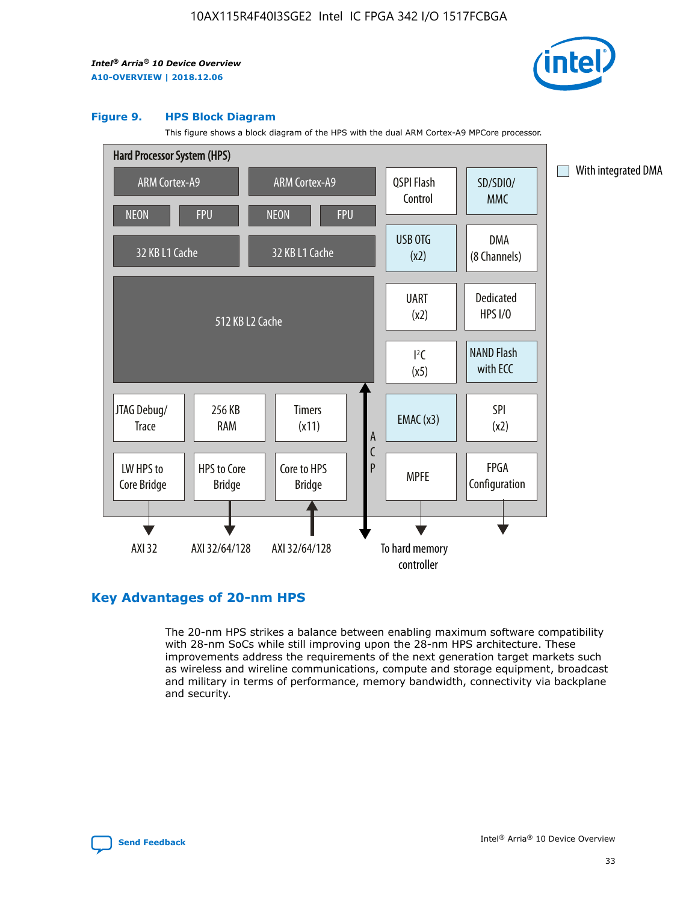## Figure 9. HPS Block Diagram

This figure shows a block diagram of the HPS with the dual ARM Cortex-A9 MPCore processor.

Hard Processor System (HPS)

| | | | | | |
|---|---|---|---|---|---|
| ARM Cortex-A9 | | ARM Cortex-A9 | | QSPI Flash Control | SD/SDIO/ MMC |
| NEON | FPU | NEON | FPU | USB OTG (x2) | DMA (8 Channels) |
| 32 KB L1 Cache | | 32 KB L1 Cache | | UART (x2) | Dedicated HPS I/O |
| 512 KB L2 Cache | | | | I²C (x5) | NAND Flash with ECC |
| JTAG Debug/ Trace | 256 KB RAM | Timers (x11) | ACP | EMAC (x3) | SPI (x2) |
| LW HPS to Core Bridge | HPS to Core Bridge | Core to HPS Bridge | | MPFE | FPGA Configuration |
| AXI 32 | AXI 32/64/128 | AXI 32/64/128 | | To hard memory controller | |

With integrated DMA: SD/SDIO/MMC, USB OTG (x2), NAND Flash with ECC, EMAC (x3)

## Key Advantages of 20-nm HPS

The 20-nm HPS strikes a balance between enabling maximum software compatibility with 28-nm SoCs while still improving upon the 28-nm HPS architecture. These improvements address the requirements of the next generation target markets such as wireless and wireline communications, compute and storage equipment, broadcast and military in terms of performance, memory bandwidth, connectivity via backplane and security.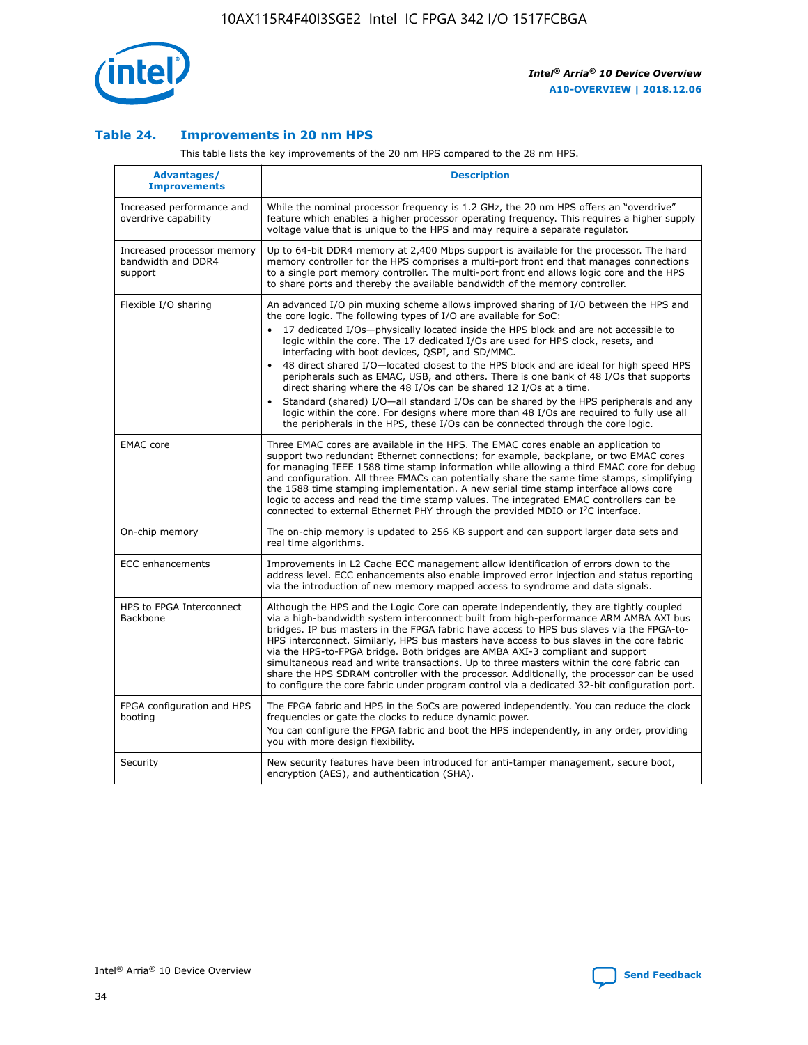### Table 24. Improvements in 20 nm HPS

This table lists the key improvements of the 20 nm HPS compared to the 28 nm HPS.

| Advantages/ Improvements | Description |
|---|---|
| Increased performance and overdrive capability | While the nominal processor frequency is 1.2 GHz, the 20 nm HPS offers an "overdrive" feature which enables a higher processor operating frequency. This requires a higher supply voltage value that is unique to the HPS and may require a separate regulator. |
| Increased processor memory bandwidth and DDR4 support | Up to 64-bit DDR4 memory at 2,400 Mbps support is available for the processor. The hard memory controller for the HPS comprises a multi-port front end that manages connections to a single port memory controller. The multi-port front end allows logic core and the HPS to share ports and thereby the available bandwidth of the memory controller. |
| Flexible I/O sharing | An advanced I/O pin muxing scheme allows improved sharing of I/O between the HPS and the core logic. The following types of I/O are available for SoC: • 17 dedicated I/Os—physically located inside the HPS block and are not accessible to logic within the core. The 17 dedicated I/Os are used for HPS clock, resets, and interfacing with boot devices, QSPI, and SD/MMC. • 48 direct shared I/O—located closest to the HPS block and are ideal for high speed HPS peripherals such as EMAC, USB, and others. There is one bank of 48 I/Os that supports direct sharing where the 48 I/Os can be shared 12 I/Os at a time. • Standard (shared) I/O—all standard I/Os can be shared by the HPS peripherals and any logic within the core. For designs where more than 48 I/Os are required to fully use all the peripherals in the HPS, these I/Os can be connected through the core logic. |
| EMAC core | Three EMAC cores are available in the HPS. The EMAC cores enable an application to support two redundant Ethernet connections; for example, backplane, or two EMAC cores for managing IEEE 1588 time stamp information while allowing a third EMAC core for debug and configuration. All three EMACs can potentially share the same time stamps, simplifying the 1588 time stamping implementation. A new serial time stamp interface allows core logic to access and read the time stamp values. The integrated EMAC controllers can be connected to external Ethernet PHY through the provided MDIO or I²C interface. |
| On-chip memory | The on-chip memory is updated to 256 KB support and can support larger data sets and real time algorithms. |
| ECC enhancements | Improvements in L2 Cache ECC management allow identification of errors down to the address level. ECC enhancements also enable improved error injection and status reporting via the introduction of new memory mapped access to syndrome and data signals. |
| HPS to FPGA Interconnect Backbone | Although the HPS and the Logic Core can operate independently, they are tightly coupled via a high-bandwidth system interconnect built from high-performance ARM AMBA AXI bus bridges. IP bus masters in the FPGA fabric have access to HPS bus slaves via the FPGA-to-HPS interconnect. Similarly, HPS bus masters have access to bus slaves in the core fabric via the HPS-to-FPGA bridge. Both bridges are AMBA AXI-3 compliant and support simultaneous read and write transactions. Up to three masters within the core fabric can share the HPS SDRAM controller with the processor. Additionally, the processor can be used to configure the core fabric under program control via a dedicated 32-bit configuration port. |
| FPGA configuration and HPS booting | The FPGA fabric and HPS in the SoCs are powered independently. You can reduce the clock frequencies or gate the clocks to reduce dynamic power. You can configure the FPGA fabric and boot the HPS independently, in any order, providing you with more design flexibility. |
| Security | New security features have been introduced for anti-tamper management, secure boot, encryption (AES), and authentication (SHA). |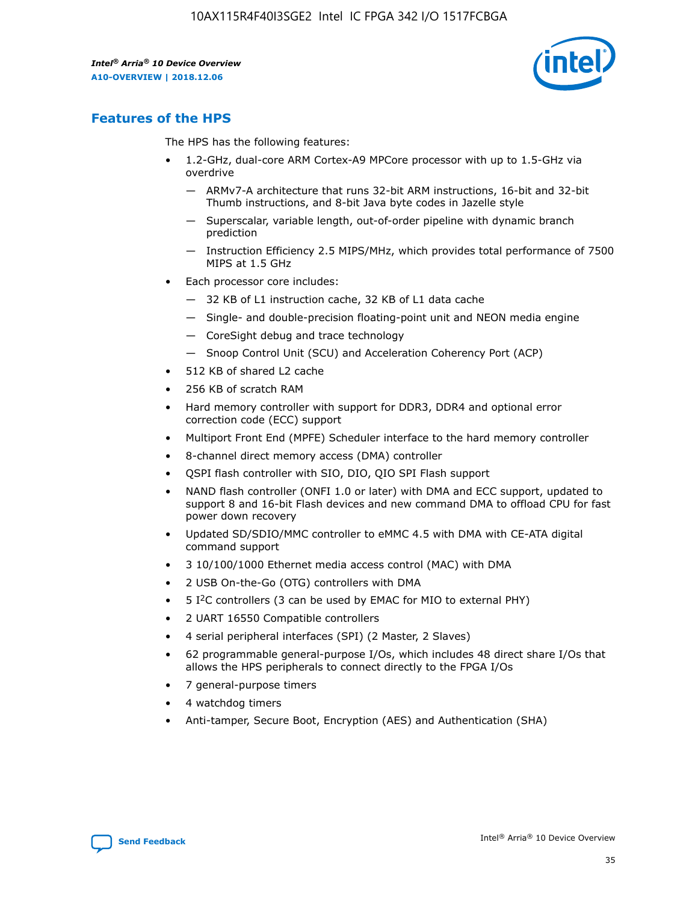## Features of the HPS

The HPS has the following features:

- 1.2-GHz, dual-core ARM Cortex-A9 MPCore processor with up to 1.5-GHz via overdrive
  - — ARMv7-A architecture that runs 32-bit ARM instructions, 16-bit and 32-bit Thumb instructions, and 8-bit Java byte codes in Jazelle style
  - — Superscalar, variable length, out-of-order pipeline with dynamic branch prediction
  - — Instruction Efficiency 2.5 MIPS/MHz, which provides total performance of 7500 MIPS at 1.5 GHz
- Each processor core includes:
  - — 32 KB of L1 instruction cache, 32 KB of L1 data cache
  - — Single- and double-precision floating-point unit and NEON media engine
  - — CoreSight debug and trace technology
  - — Snoop Control Unit (SCU) and Acceleration Coherency Port (ACP)
- 512 KB of shared L2 cache
- 256 KB of scratch RAM
- Hard memory controller with support for DDR3, DDR4 and optional error correction code (ECC) support
- Multiport Front End (MPFE) Scheduler interface to the hard memory controller
- 8-channel direct memory access (DMA) controller
- QSPI flash controller with SIO, DIO, QIO SPI Flash support
- NAND flash controller (ONFI 1.0 or later) with DMA and ECC support, updated to support 8 and 16-bit Flash devices and new command DMA to offload CPU for fast power down recovery
- Updated SD/SDIO/MMC controller to eMMC 4.5 with DMA with CE-ATA digital command support
- 3 10/100/1000 Ethernet media access control (MAC) with DMA
- 2 USB On-the-Go (OTG) controllers with DMA
- 5 I$^2$C controllers (3 can be used by EMAC for MIO to external PHY)
- 2 UART 16550 Compatible controllers
- 4 serial peripheral interfaces (SPI) (2 Master, 2 Slaves)
- 62 programmable general-purpose I/Os, which includes 48 direct share I/Os that allows the HPS peripherals to connect directly to the FPGA I/Os
- 7 general-purpose timers
- 4 watchdog timers
- Anti-tamper, Secure Boot, Encryption (AES) and Authentication (SHA)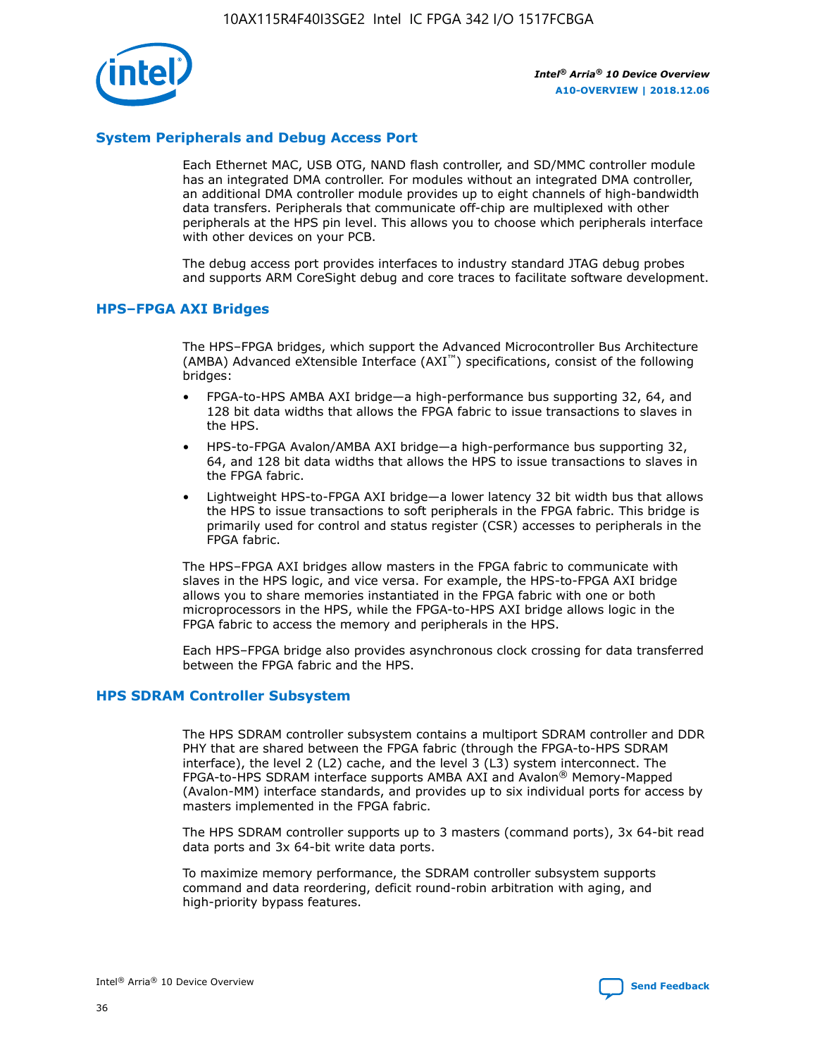## System Peripherals and Debug Access Port

Each Ethernet MAC, USB OTG, NAND flash controller, and SD/MMC controller module has an integrated DMA controller. For modules without an integrated DMA controller, an additional DMA controller module provides up to eight channels of high-bandwidth data transfers. Peripherals that communicate off-chip are multiplexed with other peripherals at the HPS pin level. This allows you to choose which peripherals interface with other devices on your PCB.

The debug access port provides interfaces to industry standard JTAG debug probes and supports ARM CoreSight debug and core traces to facilitate software development.

## HPS–FPGA AXI Bridges

The HPS–FPGA bridges, which support the Advanced Microcontroller Bus Architecture (AMBA) Advanced eXtensible Interface (AXI™) specifications, consist of the following bridges:

- FPGA-to-HPS AMBA AXI bridge—a high-performance bus supporting 32, 64, and 128 bit data widths that allows the FPGA fabric to issue transactions to slaves in the HPS.
- HPS-to-FPGA Avalon/AMBA AXI bridge—a high-performance bus supporting 32, 64, and 128 bit data widths that allows the HPS to issue transactions to slaves in the FPGA fabric.
- Lightweight HPS-to-FPGA AXI bridge—a lower latency 32 bit width bus that allows the HPS to issue transactions to soft peripherals in the FPGA fabric. This bridge is primarily used for control and status register (CSR) accesses to peripherals in the FPGA fabric.

The HPS–FPGA AXI bridges allow masters in the FPGA fabric to communicate with slaves in the HPS logic, and vice versa. For example, the HPS-to-FPGA AXI bridge allows you to share memories instantiated in the FPGA fabric with one or both microprocessors in the HPS, while the FPGA-to-HPS AXI bridge allows logic in the FPGA fabric to access the memory and peripherals in the HPS.

Each HPS–FPGA bridge also provides asynchronous clock crossing for data transferred between the FPGA fabric and the HPS.

## HPS SDRAM Controller Subsystem

The HPS SDRAM controller subsystem contains a multiport SDRAM controller and DDR PHY that are shared between the FPGA fabric (through the FPGA-to-HPS SDRAM interface), the level 2 (L2) cache, and the level 3 (L3) system interconnect. The FPGA-to-HPS SDRAM interface supports AMBA AXI and Avalon® Memory-Mapped (Avalon-MM) interface standards, and provides up to six individual ports for access by masters implemented in the FPGA fabric.

The HPS SDRAM controller supports up to 3 masters (command ports), 3x 64-bit read data ports and 3x 64-bit write data ports.

To maximize memory performance, the SDRAM controller subsystem supports command and data reordering, deficit round-robin arbitration with aging, and high-priority bypass features.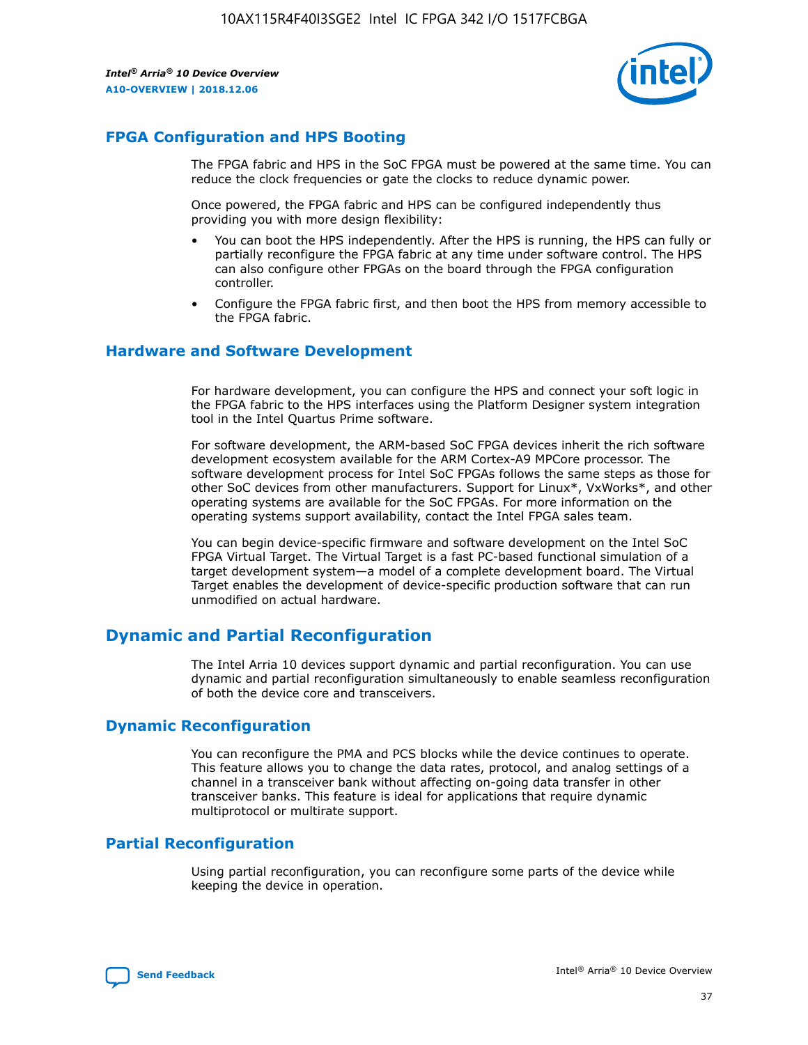## FPGA Configuration and HPS Booting

The FPGA fabric and HPS in the SoC FPGA must be powered at the same time. You can reduce the clock frequencies or gate the clocks to reduce dynamic power.

Once powered, the FPGA fabric and HPS can be configured independently thus providing you with more design flexibility:

- You can boot the HPS independently. After the HPS is running, the HPS can fully or partially reconfigure the FPGA fabric at any time under software control. The HPS can also configure other FPGAs on the board through the FPGA configuration controller.
- Configure the FPGA fabric first, and then boot the HPS from memory accessible to the FPGA fabric.

## Hardware and Software Development

For hardware development, you can configure the HPS and connect your soft logic in the FPGA fabric to the HPS interfaces using the Platform Designer system integration tool in the Intel Quartus Prime software.

For software development, the ARM-based SoC FPGA devices inherit the rich software development ecosystem available for the ARM Cortex-A9 MPCore processor. The software development process for Intel SoC FPGAs follows the same steps as those for other SoC devices from other manufacturers. Support for Linux*, VxWorks*, and other operating systems are available for the SoC FPGAs. For more information on the operating systems support availability, contact the Intel FPGA sales team.

You can begin device-specific firmware and software development on the Intel SoC FPGA Virtual Target. The Virtual Target is a fast PC-based functional simulation of a target development system—a model of a complete development board. The Virtual Target enables the development of device-specific production software that can run unmodified on actual hardware.

# Dynamic and Partial Reconfiguration

The Intel Arria 10 devices support dynamic and partial reconfiguration. You can use dynamic and partial reconfiguration simultaneously to enable seamless reconfiguration of both the device core and transceivers.

## Dynamic Reconfiguration

You can reconfigure the PMA and PCS blocks while the device continues to operate. This feature allows you to change the data rates, protocol, and analog settings of a channel in a transceiver bank without affecting on-going data transfer in other transceiver banks. This feature is ideal for applications that require dynamic multiprotocol or multirate support.

## Partial Reconfiguration

Using partial reconfiguration, you can reconfigure some parts of the device while keeping the device in operation.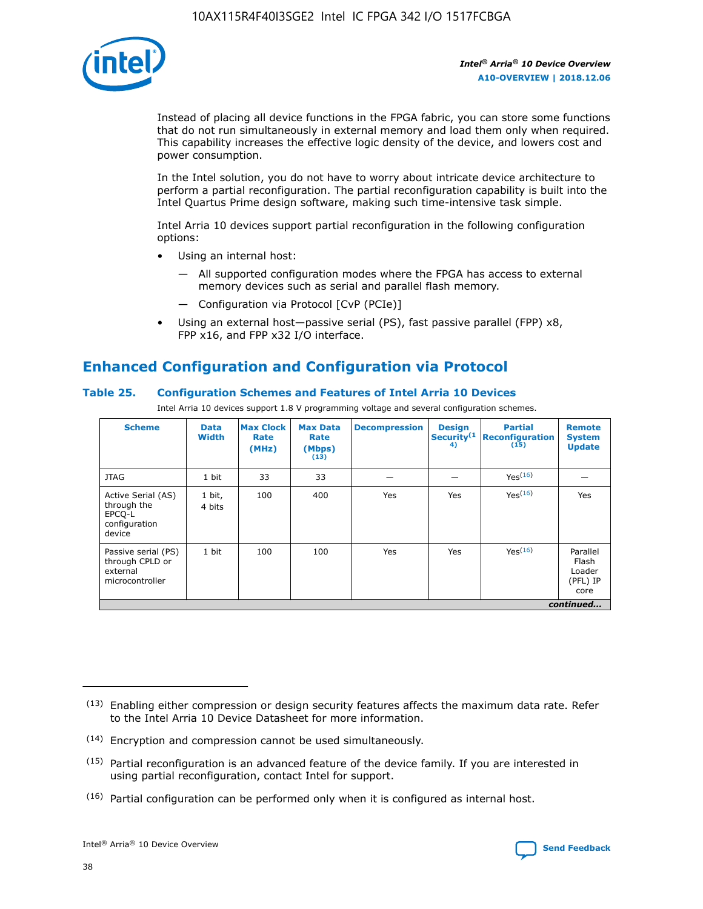Instead of placing all device functions in the FPGA fabric, you can store some functions that do not run simultaneously in external memory and load them only when required. This capability increases the effective logic density of the device, and lowers cost and power consumption.

In the Intel solution, you do not have to worry about intricate device architecture to perform a partial reconfiguration. The partial reconfiguration capability is built into the Intel Quartus Prime design software, making such time-intensive task simple.

Intel Arria 10 devices support partial reconfiguration in the following configuration options:

- Using an internal host:
  - All supported configuration modes where the FPGA has access to external memory devices such as serial and parallel flash memory.
  - Configuration via Protocol [CvP (PCIe)]
- Using an external host—passive serial (PS), fast passive parallel (FPP) x8, FPP x16, and FPP x32 I/O interface.

## Enhanced Configuration and Configuration via Protocol

### Table 25. Configuration Schemes and Features of Intel Arria 10 Devices

Intel Arria 10 devices support 1.8 V programming voltage and several configuration schemes.

| Scheme | Data Width | Max Clock Rate (MHz) | Max Data Rate (Mbps) (13) | Decompression | Design Security (14) | Partial Reconfiguration (15) | Remote System Update |
|---|---|---|---|---|---|---|---|
| JTAG | 1 bit | 33 | 33 | — | — | Yes (16) | — |
| Active Serial (AS) through the EPCQ-L configuration device | 1 bit, 4 bits | 100 | 400 | Yes | Yes | Yes (16) | Yes |
| Passive serial (PS) through CPLD or external microcontroller | 1 bit | 100 | 100 | Yes | Yes | Yes (16) | Parallel Flash Loader (PFL) IP core |

*continued...*

(13) Enabling either compression or design security features affects the maximum data rate. Refer to the Intel Arria 10 Device Datasheet for more information.

(14) Encryption and compression cannot be used simultaneously.

(15) Partial reconfiguration is an advanced feature of the device family. If you are interested in using partial reconfiguration, contact Intel for support.

(16) Partial configuration can be performed only when it is configured as internal host.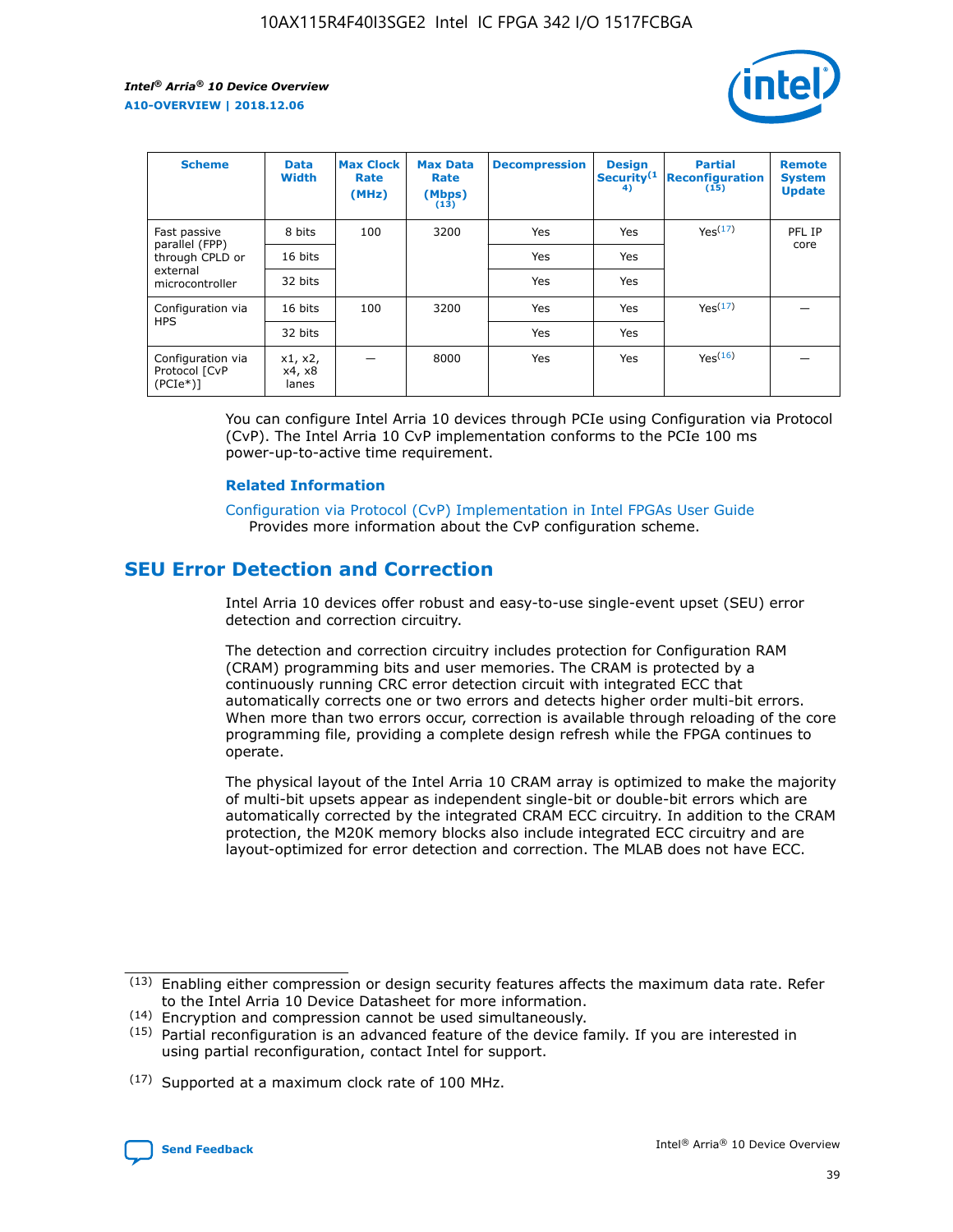| Scheme | Data Width | Max Clock Rate (MHz) | Max Data Rate (Mbps) (13) | Decompression | Design Security(14) | Partial Reconfiguration (15) | Remote System Update |
|---|---|---|---|---|---|---|---|
| Fast passive parallel (FPP) through CPLD or external microcontroller | 8 bits | 100 | 3200 | Yes | Yes | Yes(17) | PFL IP core |
| | 16 bits | | | Yes | Yes | | |
| | 32 bits | | | Yes | Yes | | |
| Configuration via HPS | 16 bits | 100 | 3200 | Yes | Yes | Yes(17) | — |
| | 32 bits | | | Yes | Yes | | |
| Configuration via Protocol [CvP (PCIe*)] | x1, x2, x4, x8 lanes | — | 8000 | Yes | Yes | Yes(16) | — |

You can configure Intel Arria 10 devices through PCIe using Configuration via Protocol (CvP). The Intel Arria 10 CvP implementation conforms to the PCIe 100 ms power-up-to-active time requirement.

### Related Information

Configuration via Protocol (CvP) Implementation in Intel FPGAs User Guide
Provides more information about the CvP configuration scheme.

## SEU Error Detection and Correction

Intel Arria 10 devices offer robust and easy-to-use single-event upset (SEU) error detection and correction circuitry.

The detection and correction circuitry includes protection for Configuration RAM (CRAM) programming bits and user memories. The CRAM is protected by a continuously running CRC error detection circuit with integrated ECC that automatically corrects one or two errors and detects higher order multi-bit errors. When more than two errors occur, correction is available through reloading of the core programming file, providing a complete design refresh while the FPGA continues to operate.

The physical layout of the Intel Arria 10 CRAM array is optimized to make the majority of multi-bit upsets appear as independent single-bit or double-bit errors which are automatically corrected by the integrated CRAM ECC circuitry. In addition to the CRAM protection, the M20K memory blocks also include integrated ECC circuitry and are layout-optimized for error detection and correction. The MLAB does not have ECC.

(13) Enabling either compression or design security features affects the maximum data rate. Refer to the Intel Arria 10 Device Datasheet for more information.

(14) Encryption and compression cannot be used simultaneously.

(15) Partial reconfiguration is an advanced feature of the device family. If you are interested in using partial reconfiguration, contact Intel for support.

(17) Supported at a maximum clock rate of 100 MHz.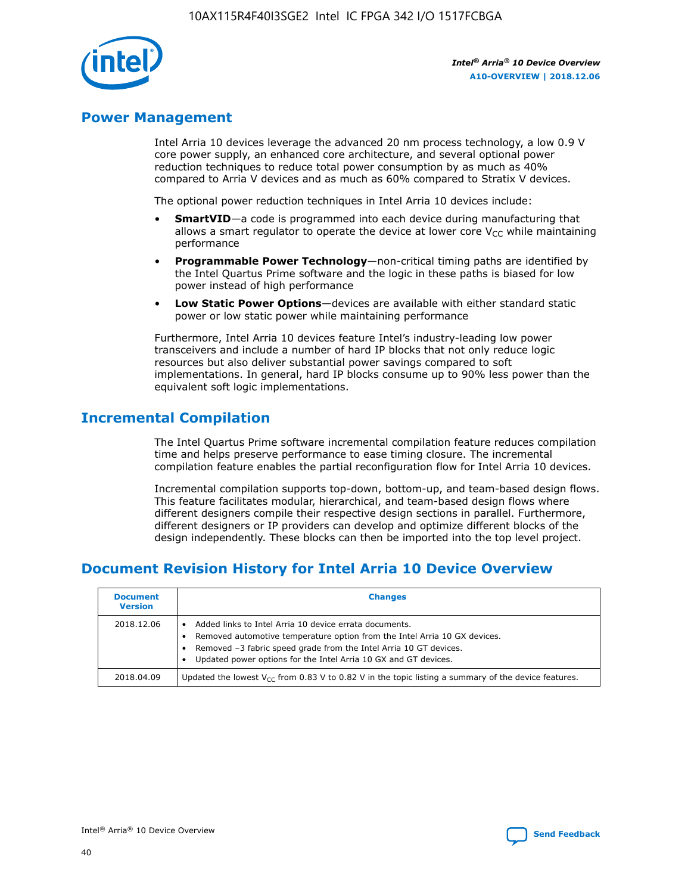## Power Management

Intel Arria 10 devices leverage the advanced 20 nm process technology, a low 0.9 V core power supply, an enhanced core architecture, and several optional power reduction techniques to reduce total power consumption by as much as 40% compared to Arria V devices and as much as 60% compared to Stratix V devices.

The optional power reduction techniques in Intel Arria 10 devices include:

- **SmartVID**—a code is programmed into each device during manufacturing that allows a smart regulator to operate the device at lower core $V_{CC}$ while maintaining performance
- **Programmable Power Technology**—non-critical timing paths are identified by the Intel Quartus Prime software and the logic in these paths is biased for low power instead of high performance
- **Low Static Power Options**—devices are available with either standard static power or low static power while maintaining performance

Furthermore, Intel Arria 10 devices feature Intel's industry-leading low power transceivers and include a number of hard IP blocks that not only reduce logic resources but also deliver substantial power savings compared to soft implementations. In general, hard IP blocks consume up to 90% less power than the equivalent soft logic implementations.

## Incremental Compilation

The Intel Quartus Prime software incremental compilation feature reduces compilation time and helps preserve performance to ease timing closure. The incremental compilation feature enables the partial reconfiguration flow for Intel Arria 10 devices.

Incremental compilation supports top-down, bottom-up, and team-based design flows. This feature facilitates modular, hierarchical, and team-based design flows where different designers compile their respective design sections in parallel. Furthermore, different designers or IP providers can develop and optimize different blocks of the design independently. These blocks can then be imported into the top level project.

## Document Revision History for Intel Arria 10 Device Overview

| Document Version | Changes |
|---|---|
| 2018.12.06 | • Added links to Intel Arria 10 device errata documents.<br>• Removed automotive temperature option from the Intel Arria 10 GX devices.<br>• Removed –3 fabric speed grade from the Intel Arria 10 GT devices.<br>• Updated power options for the Intel Arria 10 GX and GT devices. |
| 2018.04.09 | Updated the lowest $V_{CC}$ from 0.83 V to 0.82 V in the topic listing a summary of the device features. |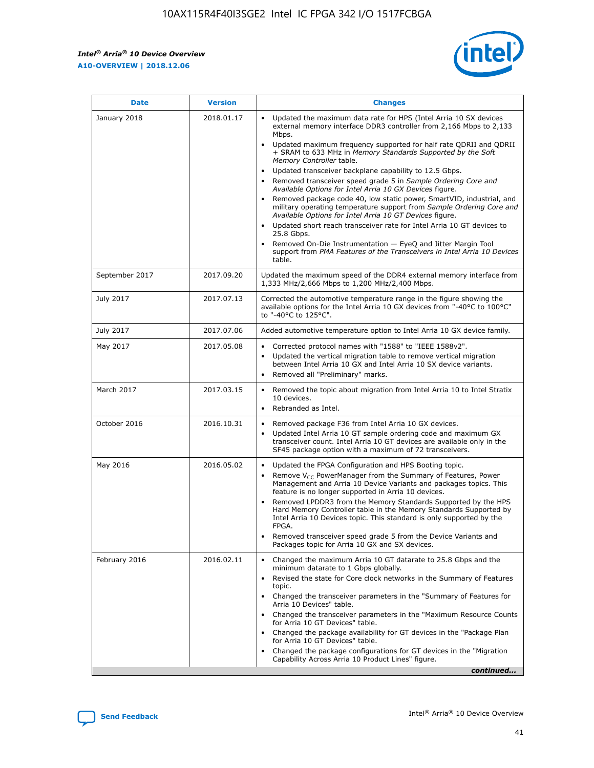| Date | Version | Changes |
| --- | --- | --- |
| January 2018 | 2018.01.17 | • Updated the maximum data rate for HPS (Intel Arria 10 SX devices external memory interface DDR3 controller from 2,166 Mbps to 2,133 Mbps.<br>• Updated maximum frequency supported for half rate QDRII and QDRII + SRAM to 633 MHz in *Memory Standards Supported by the Soft Memory Controller* table.<br>• Updated transceiver backplane capability to 12.5 Gbps.<br>• Removed transceiver speed grade 5 in *Sample Ordering Core and Available Options for Intel Arria 10 GX Devices* figure.<br>• Removed package code 40, low static power, SmartVID, industrial, and military operating temperature support from *Sample Ordering Core and Available Options for Intel Arria 10 GT Devices* figure.<br>• Updated short reach transceiver rate for Intel Arria 10 GT devices to 25.8 Gbps.<br>• Removed On-Die Instrumentation — EyeQ and Jitter Margin Tool support from *PMA Features of the Transceivers in Intel Arria 10 Devices* table. |
| September 2017 | 2017.09.20 | Updated the maximum speed of the DDR4 external memory interface from 1,333 MHz/2,666 Mbps to 1,200 MHz/2,400 Mbps. |
| July 2017 | 2017.07.13 | Corrected the automotive temperature range in the figure showing the available options for the Intel Arria 10 GX devices from "-40°C to 100°C" to "-40°C to 125°C". |
| July 2017 | 2017.07.06 | Added automotive temperature option to Intel Arria 10 GX device family. |
| May 2017 | 2017.05.08 | • Corrected protocol names with "1588" to "IEEE 1588v2".<br>• Updated the vertical migration table to remove vertical migration between Intel Arria 10 GX and Intel Arria 10 SX device variants.<br>• Removed all "Preliminary" marks. |
| March 2017 | 2017.03.15 | • Removed the topic about migration from Intel Arria 10 to Intel Stratix 10 devices.<br>• Rebranded as Intel. |
| October 2016 | 2016.10.31 | • Removed package F36 from Intel Arria 10 GX devices.<br>• Updated Intel Arria 10 GT sample ordering code and maximum GX transceiver count. Intel Arria 10 GT devices are available only in the SF45 package option with a maximum of 72 transceivers. |
| May 2016 | 2016.05.02 | • Updated the FPGA Configuration and HPS Booting topic.<br>• Remove $V_{CC}$ PowerManager from the Summary of Features, Power Management and Arria 10 Device Variants and packages topics. This feature is no longer supported in Arria 10 devices.<br>• Removed LPDDR3 from the Memory Standards Supported by the HPS Hard Memory Controller table in the Memory Standards Supported by Intel Arria 10 Devices topic. This standard is only supported by the FPGA.<br>• Removed transceiver speed grade 5 from the Device Variants and Packages topic for Arria 10 GX and SX devices. |
| February 2016 | 2016.02.11 | • Changed the maximum Arria 10 GT datarate to 25.8 Gbps and the minimum datarate to 1 Gbps globally.<br>• Revised the state for Core clock networks in the Summary of Features topic.<br>• Changed the transceiver parameters in the "Summary of Features for Arria 10 Devices" table.<br>• Changed the transceiver parameters in the "Maximum Resource Counts for Arria 10 GT Devices" table.<br>• Changed the package availability for GT devices in the "Package Plan for Arria 10 GT Devices" table.<br>• Changed the package configurations for GT devices in the "Migration Capability Across Arria 10 Product Lines" figure. |

*continued...*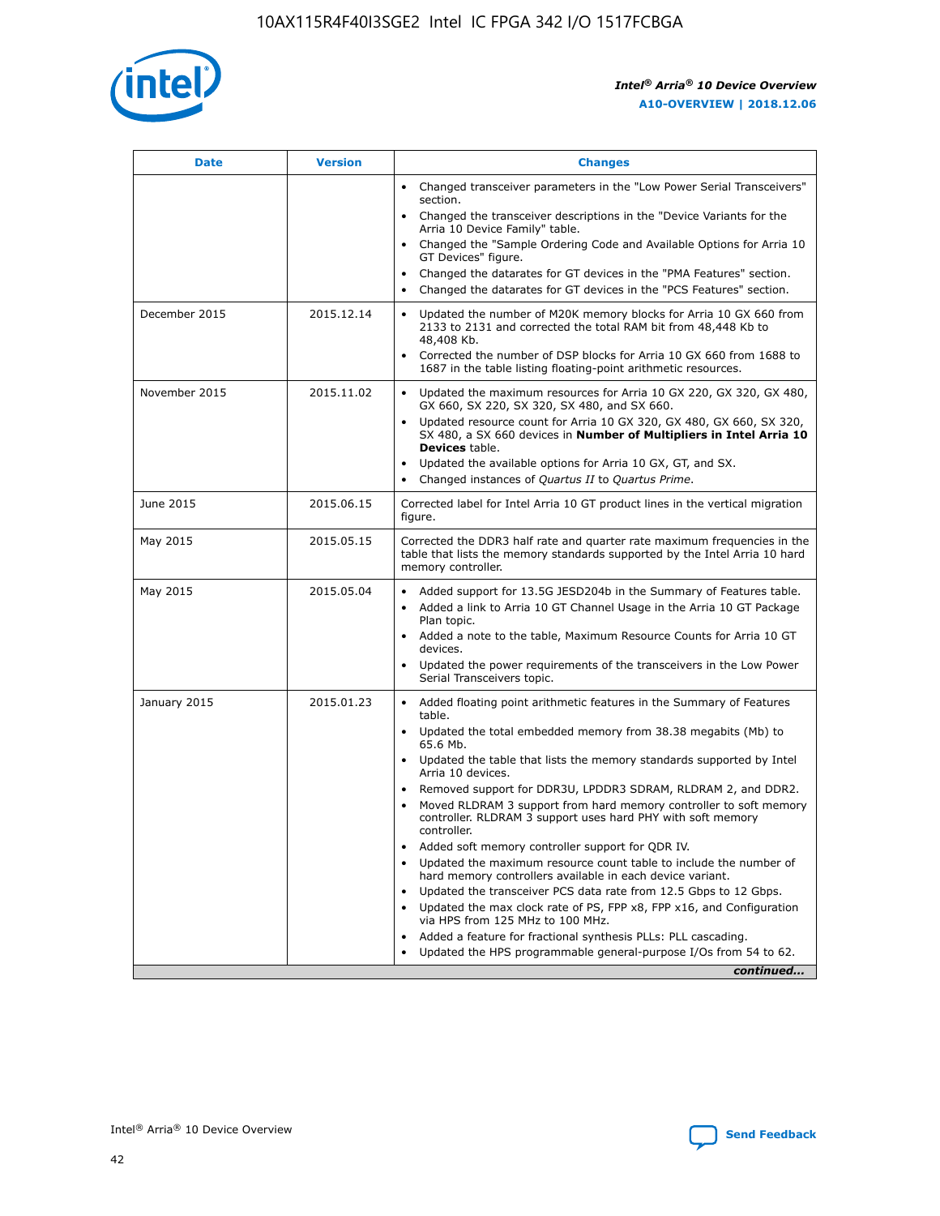| Date | Version | Changes |
| --- | --- | --- |
| | | • Changed transceiver parameters in the "Low Power Serial Transceivers" section.<br>• Changed the transceiver descriptions in the "Device Variants for the Arria 10 Device Family" table.<br>• Changed the "Sample Ordering Code and Available Options for Arria 10 GT Devices" figure.<br>• Changed the datarates for GT devices in the "PMA Features" section.<br>• Changed the datarates for GT devices in the "PCS Features" section. |
| December 2015 | 2015.12.14 | • Updated the number of M20K memory blocks for Arria 10 GX 660 from 2133 to 2131 and corrected the total RAM bit from 48,448 Kb to 48,408 Kb.<br>• Corrected the number of DSP blocks for Arria 10 GX 660 from 1688 to 1687 in the table listing floating-point arithmetic resources. |
| November 2015 | 2015.11.02 | • Updated the maximum resources for Arria 10 GX 220, GX 320, GX 480, GX 660, SX 220, SX 320, SX 480, and SX 660.<br>• Updated resource count for Arria 10 GX 320, GX 480, GX 660, SX 320, SX 480, a SX 660 devices in **Number of Multipliers in Intel Arria 10 Devices** table.<br>• Updated the available options for Arria 10 GX, GT, and SX.<br>• Changed instances of *Quartus II* to *Quartus Prime*. |
| June 2015 | 2015.06.15 | Corrected label for Intel Arria 10 GT product lines in the vertical migration figure. |
| May 2015 | 2015.05.15 | Corrected the DDR3 half rate and quarter rate maximum frequencies in the table that lists the memory standards supported by the Intel Arria 10 hard memory controller. |
| May 2015 | 2015.05.04 | • Added support for 13.5G JESD204b in the Summary of Features table.<br>• Added a link to Arria 10 GT Channel Usage in the Arria 10 GT Package Plan topic.<br>• Added a note to the table, Maximum Resource Counts for Arria 10 GT devices.<br>• Updated the power requirements of the transceivers in the Low Power Serial Transceivers topic. |
| January 2015 | 2015.01.23 | • Added floating point arithmetic features in the Summary of Features table.<br>• Updated the total embedded memory from 38.38 megabits (Mb) to 65.6 Mb.<br>• Updated the table that lists the memory standards supported by Intel Arria 10 devices.<br>• Removed support for DDR3U, LPDDR3 SDRAM, RLDRAM 2, and DDR2.<br>• Moved RLDRAM 3 support from hard memory controller to soft memory controller. RLDRAM 3 support uses hard PHY with soft memory controller.<br>• Added soft memory controller support for QDR IV.<br>• Updated the maximum resource count table to include the number of hard memory controllers available in each device variant.<br>• Updated the transceiver PCS data rate from 12.5 Gbps to 12 Gbps.<br>• Updated the max clock rate of PS, FPP x8, FPP x16, and Configuration via HPS from 125 MHz to 100 MHz.<br>• Added a feature for fractional synthesis PLLs: PLL cascading.<br>• Updated the HPS programmable general-purpose I/Os from 54 to 62. |

*continued...*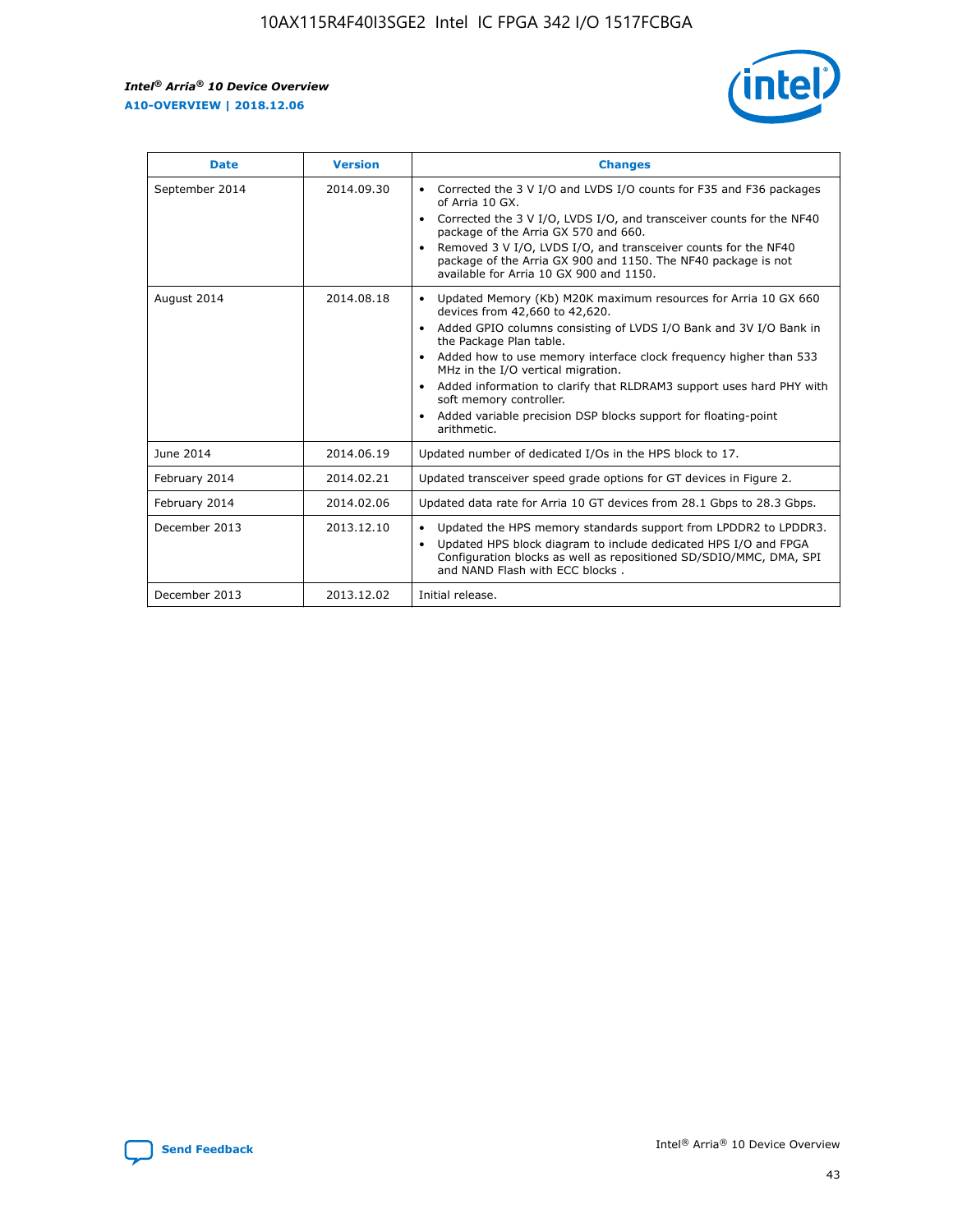| Date | Version | Changes |
| --- | --- | --- |
| September 2014 | 2014.09.30 | • Corrected the 3 V I/O and LVDS I/O counts for F35 and F36 packages of Arria 10 GX.<br>• Corrected the 3 V I/O, LVDS I/O, and transceiver counts for the NF40 package of the Arria GX 570 and 660.<br>• Removed 3 V I/O, LVDS I/O, and transceiver counts for the NF40 package of the Arria GX 900 and 1150. The NF40 package is not available for Arria 10 GX 900 and 1150. |
| August 2014 | 2014.08.18 | • Updated Memory (Kb) M20K maximum resources for Arria 10 GX 660 devices from 42,660 to 42,620.<br>• Added GPIO columns consisting of LVDS I/O Bank and 3V I/O Bank in the Package Plan table.<br>• Added how to use memory interface clock frequency higher than 533 MHz in the I/O vertical migration.<br>• Added information to clarify that RLDRAM3 support uses hard PHY with soft memory controller.<br>• Added variable precision DSP blocks support for floating-point arithmetic. |
| June 2014 | 2014.06.19 | Updated number of dedicated I/Os in the HPS block to 17. |
| February 2014 | 2014.02.21 | Updated transceiver speed grade options for GT devices in Figure 2. |
| February 2014 | 2014.02.06 | Updated data rate for Arria 10 GT devices from 28.1 Gbps to 28.3 Gbps. |
| December 2013 | 2013.12.10 | • Updated the HPS memory standards support from LPDDR2 to LPDDR3.<br>• Updated HPS block diagram to include dedicated HPS I/O and FPGA Configuration blocks as well as repositioned SD/SDIO/MMC, DMA, SPI and NAND Flash with ECC blocks . |
| December 2013 | 2013.12.02 | Initial release. |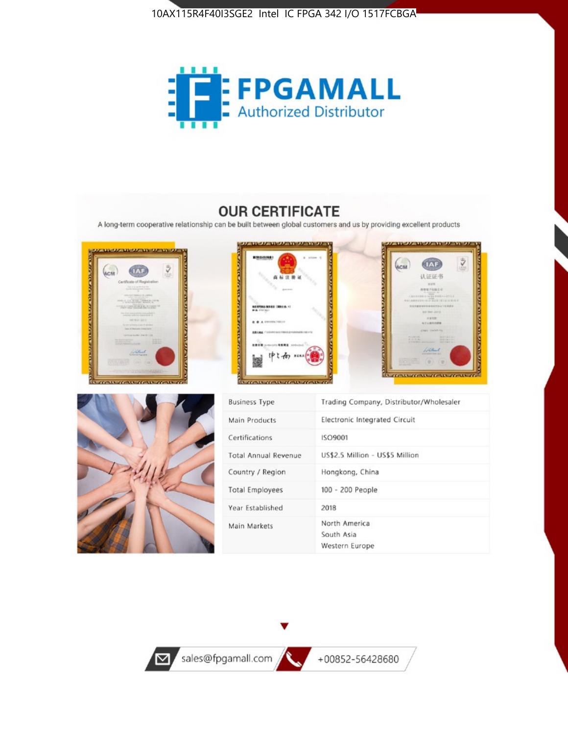# FPGAMALL

Authorized Distributor

## OUR CERTIFICATE

A long-term cooperative relationship can be built between global customers and us by providing excellent products

| | |
|---|---|
| Business Type | Trading Company, Distributor/Wholesaler |
| Main Products | Electronic Integrated Circuit |
| Certifications | ISO9001 |
| Total Annual Revenue | US$2.5 Million - US$5 Million |
| Country / Region | Hongkong, China |
| Total Employees | 100 - 200 People |
| Year Established | 2018 |
| Main Markets | North America<br>South Asia<br>Western Europe |

sales@fpgamall.com

+00852-56428680